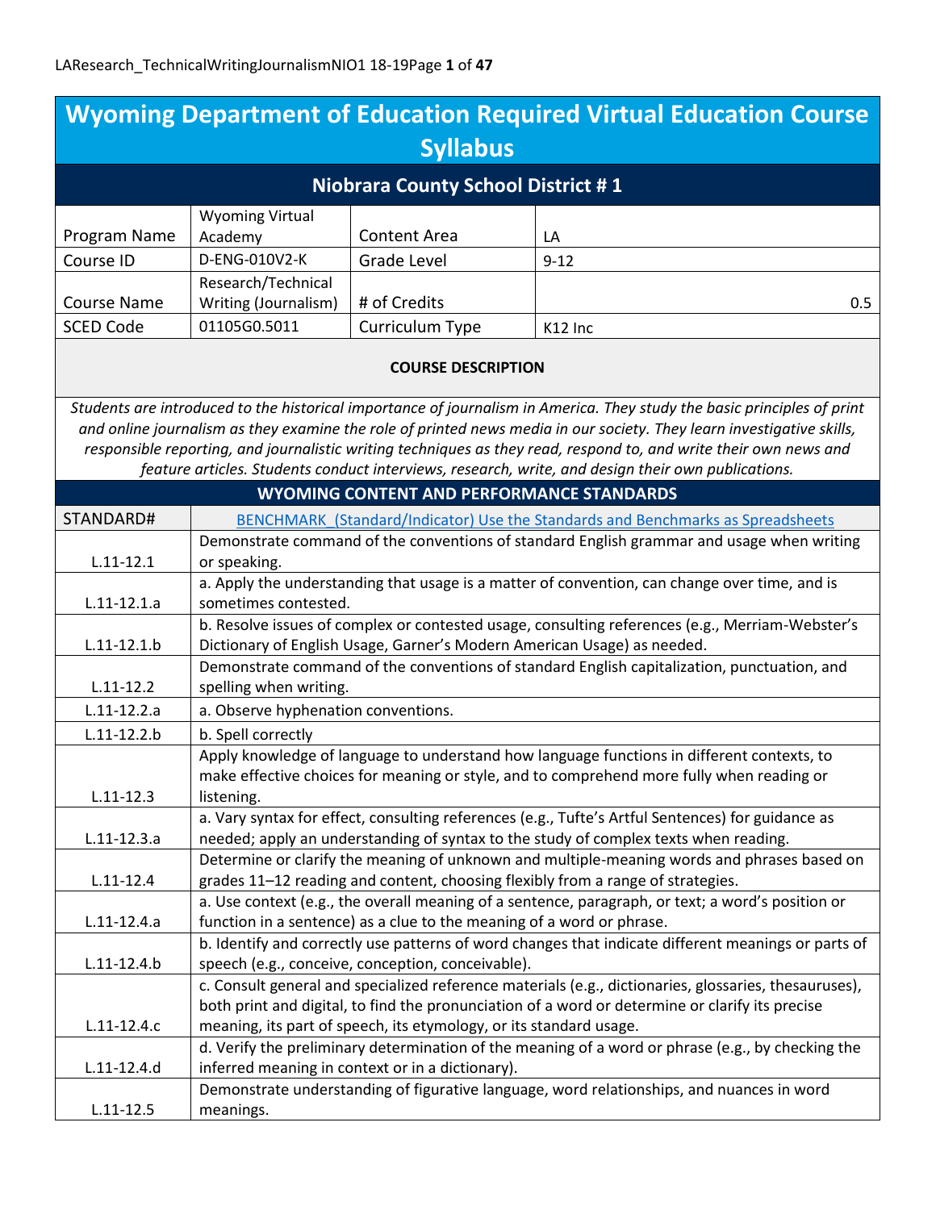# Wyoming Department of Education Required Virtual Education Course Syllabus

## Niobrara County School District # 1

| Program Name | Wyoming Virtual Academy | Content Area | LA |
|---|---|---|---|
| Course ID | D-ENG-010V2-K | Grade Level | 9-12 |
| Course Name | Research/Technical Writing (Journalism) | # of Credits | 0.5 |
| SCED Code | 01105G0.5011 | Curriculum Type | K12 Inc |

**COURSE DESCRIPTION**

*Students are introduced to the historical importance of journalism in America. They study the basic principles of print and online journalism as they examine the role of printed news media in our society. They learn investigative skills, responsible reporting, and journalistic writing techniques as they read, respond to, and write their own news and feature articles. Students conduct interviews, research, write, and design their own publications.*

**WYOMING CONTENT AND PERFORMANCE STANDARDS**

| STANDARD# | BENCHMARK (Standard/Indicator) Use the Standards and Benchmarks as Spreadsheets |
|---|---|
| L.11-12.1 | Demonstrate command of the conventions of standard English grammar and usage when writing or speaking. |
| L.11-12.1.a | a. Apply the understanding that usage is a matter of convention, can change over time, and is sometimes contested. |
| L.11-12.1.b | b. Resolve issues of complex or contested usage, consulting references (e.g., Merriam-Webster's Dictionary of English Usage, Garner's Modern American Usage) as needed. |
| L.11-12.2 | Demonstrate command of the conventions of standard English capitalization, punctuation, and spelling when writing. |
| L.11-12.2.a | a. Observe hyphenation conventions. |
| L.11-12.2.b | b. Spell correctly |
| L.11-12.3 | Apply knowledge of language to understand how language functions in different contexts, to make effective choices for meaning or style, and to comprehend more fully when reading or listening. |
| L.11-12.3.a | a. Vary syntax for effect, consulting references (e.g., Tufte's Artful Sentences) for guidance as needed; apply an understanding of syntax to the study of complex texts when reading. |
| L.11-12.4 | Determine or clarify the meaning of unknown and multiple-meaning words and phrases based on grades 11–12 reading and content, choosing flexibly from a range of strategies. |
| L.11-12.4.a | a. Use context (e.g., the overall meaning of a sentence, paragraph, or text; a word's position or function in a sentence) as a clue to the meaning of a word or phrase. |
| L.11-12.4.b | b. Identify and correctly use patterns of word changes that indicate different meanings or parts of speech (e.g., conceive, conception, conceivable). |
| L.11-12.4.c | c. Consult general and specialized reference materials (e.g., dictionaries, glossaries, thesauruses), both print and digital, to find the pronunciation of a word or determine or clarify its precise meaning, its part of speech, its etymology, or its standard usage. |
| L.11-12.4.d | d. Verify the preliminary determination of the meaning of a word or phrase (e.g., by checking the inferred meaning in context or in a dictionary). |
| L.11-12.5 | Demonstrate understanding of figurative language, word relationships, and nuances in word meanings. |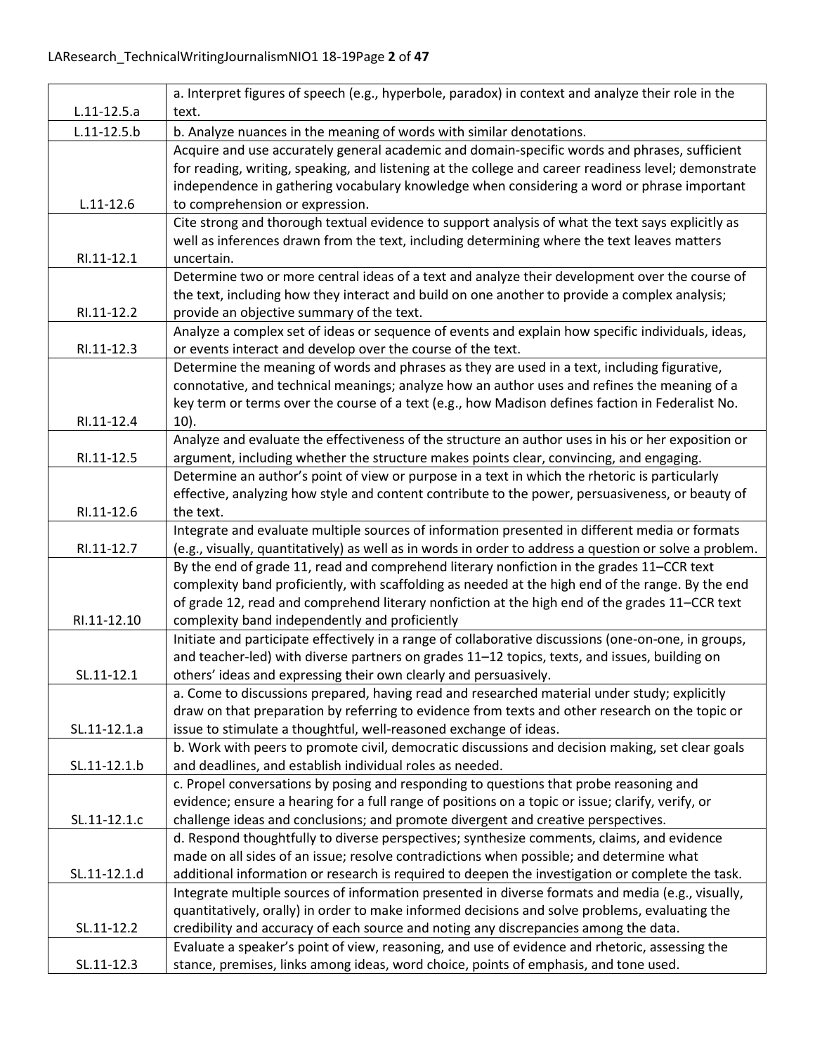| | |
|---|---|
| L.11-12.5.a | a. Interpret figures of speech (e.g., hyperbole, paradox) in context and analyze their role in the text. |
| L.11-12.5.b | b. Analyze nuances in the meaning of words with similar denotations. |
| L.11-12.6 | Acquire and use accurately general academic and domain-specific words and phrases, sufficient for reading, writing, speaking, and listening at the college and career readiness level; demonstrate independence in gathering vocabulary knowledge when considering a word or phrase important to comprehension or expression. |
| RI.11-12.1 | Cite strong and thorough textual evidence to support analysis of what the text says explicitly as well as inferences drawn from the text, including determining where the text leaves matters uncertain. |
| RI.11-12.2 | Determine two or more central ideas of a text and analyze their development over the course of the text, including how they interact and build on one another to provide a complex analysis; provide an objective summary of the text. |
| RI.11-12.3 | Analyze a complex set of ideas or sequence of events and explain how specific individuals, ideas, or events interact and develop over the course of the text. |
| RI.11-12.4 | Determine the meaning of words and phrases as they are used in a text, including figurative, connotative, and technical meanings; analyze how an author uses and refines the meaning of a key term or terms over the course of a text (e.g., how Madison defines faction in Federalist No. 10). |
| RI.11-12.5 | Analyze and evaluate the effectiveness of the structure an author uses in his or her exposition or argument, including whether the structure makes points clear, convincing, and engaging. |
| RI.11-12.6 | Determine an author's point of view or purpose in a text in which the rhetoric is particularly effective, analyzing how style and content contribute to the power, persuasiveness, or beauty of the text. |
| RI.11-12.7 | Integrate and evaluate multiple sources of information presented in different media or formats (e.g., visually, quantitatively) as well as in words in order to address a question or solve a problem. |
| RI.11-12.10 | By the end of grade 11, read and comprehend literary nonfiction in the grades 11–CCR text complexity band proficiently, with scaffolding as needed at the high end of the range. By the end of grade 12, read and comprehend literary nonfiction at the high end of the grades 11–CCR text complexity band independently and proficiently |
| SL.11-12.1 | Initiate and participate effectively in a range of collaborative discussions (one-on-one, in groups, and teacher-led) with diverse partners on grades 11–12 topics, texts, and issues, building on others' ideas and expressing their own clearly and persuasively. |
| SL.11-12.1.a | a. Come to discussions prepared, having read and researched material under study; explicitly draw on that preparation by referring to evidence from texts and other research on the topic or issue to stimulate a thoughtful, well-reasoned exchange of ideas. |
| SL.11-12.1.b | b. Work with peers to promote civil, democratic discussions and decision making, set clear goals and deadlines, and establish individual roles as needed. |
| SL.11-12.1.c | c. Propel conversations by posing and responding to questions that probe reasoning and evidence; ensure a hearing for a full range of positions on a topic or issue; clarify, verify, or challenge ideas and conclusions; and promote divergent and creative perspectives. |
| SL.11-12.1.d | d. Respond thoughtfully to diverse perspectives; synthesize comments, claims, and evidence made on all sides of an issue; resolve contradictions when possible; and determine what additional information or research is required to deepen the investigation or complete the task. |
| SL.11-12.2 | Integrate multiple sources of information presented in diverse formats and media (e.g., visually, quantitatively, orally) in order to make informed decisions and solve problems, evaluating the credibility and accuracy of each source and noting any discrepancies among the data. |
| SL.11-12.3 | Evaluate a speaker's point of view, reasoning, and use of evidence and rhetoric, assessing the stance, premises, links among ideas, word choice, points of emphasis, and tone used. |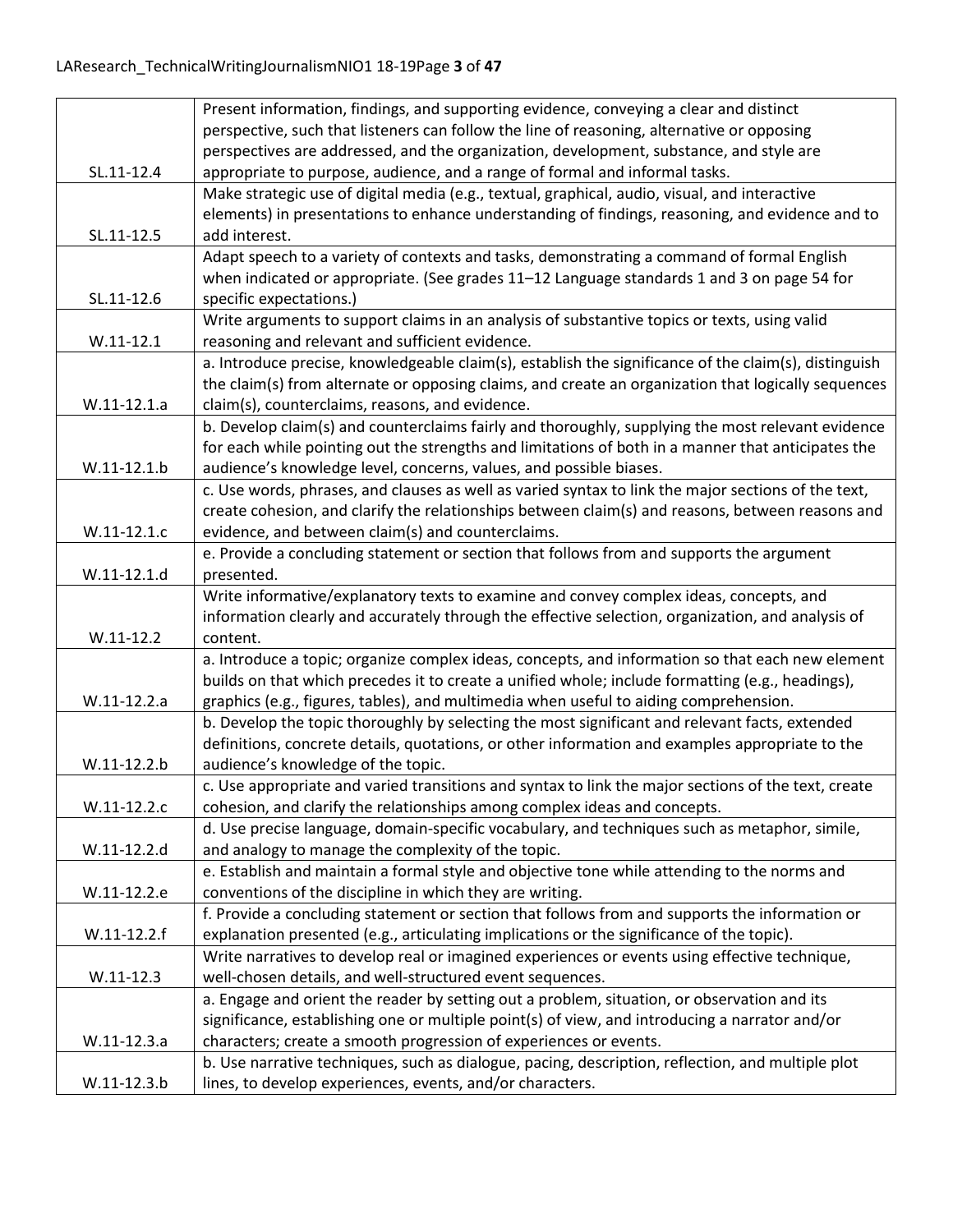| | |
|---|---|
| SL.11-12.4 | Present information, findings, and supporting evidence, conveying a clear and distinct perspective, such that listeners can follow the line of reasoning, alternative or opposing perspectives are addressed, and the organization, development, substance, and style are appropriate to purpose, audience, and a range of formal and informal tasks. |
| SL.11-12.5 | Make strategic use of digital media (e.g., textual, graphical, audio, visual, and interactive elements) in presentations to enhance understanding of findings, reasoning, and evidence and to add interest. |
| SL.11-12.6 | Adapt speech to a variety of contexts and tasks, demonstrating a command of formal English when indicated or appropriate. (See grades 11–12 Language standards 1 and 3 on page 54 for specific expectations.) |
| W.11-12.1 | Write arguments to support claims in an analysis of substantive topics or texts, using valid reasoning and relevant and sufficient evidence. |
| W.11-12.1.a | a. Introduce precise, knowledgeable claim(s), establish the significance of the claim(s), distinguish the claim(s) from alternate or opposing claims, and create an organization that logically sequences claim(s), counterclaims, reasons, and evidence. |
| W.11-12.1.b | b. Develop claim(s) and counterclaims fairly and thoroughly, supplying the most relevant evidence for each while pointing out the strengths and limitations of both in a manner that anticipates the audience's knowledge level, concerns, values, and possible biases. |
| W.11-12.1.c | c. Use words, phrases, and clauses as well as varied syntax to link the major sections of the text, create cohesion, and clarify the relationships between claim(s) and reasons, between reasons and evidence, and between claim(s) and counterclaims. |
| W.11-12.1.d | e. Provide a concluding statement or section that follows from and supports the argument presented. |
| W.11-12.2 | Write informative/explanatory texts to examine and convey complex ideas, concepts, and information clearly and accurately through the effective selection, organization, and analysis of content. |
| W.11-12.2.a | a. Introduce a topic; organize complex ideas, concepts, and information so that each new element builds on that which precedes it to create a unified whole; include formatting (e.g., headings), graphics (e.g., figures, tables), and multimedia when useful to aiding comprehension. |
| W.11-12.2.b | b. Develop the topic thoroughly by selecting the most significant and relevant facts, extended definitions, concrete details, quotations, or other information and examples appropriate to the audience's knowledge of the topic. |
| W.11-12.2.c | c. Use appropriate and varied transitions and syntax to link the major sections of the text, create cohesion, and clarify the relationships among complex ideas and concepts. |
| W.11-12.2.d | d. Use precise language, domain-specific vocabulary, and techniques such as metaphor, simile, and analogy to manage the complexity of the topic. |
| W.11-12.2.e | e. Establish and maintain a formal style and objective tone while attending to the norms and conventions of the discipline in which they are writing. |
| W.11-12.2.f | f. Provide a concluding statement or section that follows from and supports the information or explanation presented (e.g., articulating implications or the significance of the topic). |
| W.11-12.3 | Write narratives to develop real or imagined experiences or events using effective technique, well-chosen details, and well-structured event sequences. |
| W.11-12.3.a | a. Engage and orient the reader by setting out a problem, situation, or observation and its significance, establishing one or multiple point(s) of view, and introducing a narrator and/or characters; create a smooth progression of experiences or events. |
| W.11-12.3.b | b. Use narrative techniques, such as dialogue, pacing, description, reflection, and multiple plot lines, to develop experiences, events, and/or characters. |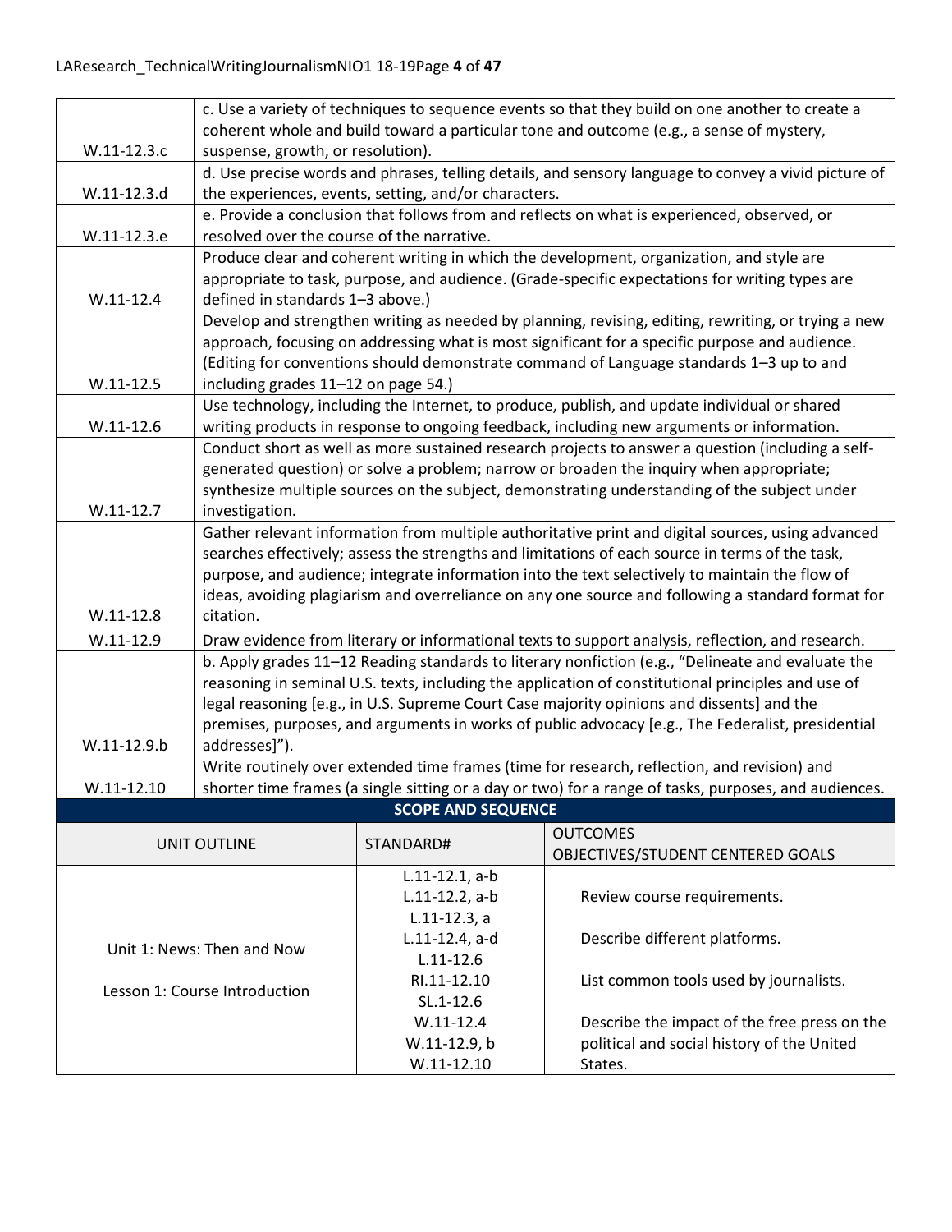| | |
|---|---|
| W.11-12.3.c | c. Use a variety of techniques to sequence events so that they build on one another to create a coherent whole and build toward a particular tone and outcome (e.g., a sense of mystery, suspense, growth, or resolution). |
| W.11-12.3.d | d. Use precise words and phrases, telling details, and sensory language to convey a vivid picture of the experiences, events, setting, and/or characters. |
| W.11-12.3.e | e. Provide a conclusion that follows from and reflects on what is experienced, observed, or resolved over the course of the narrative. |
| W.11-12.4 | Produce clear and coherent writing in which the development, organization, and style are appropriate to task, purpose, and audience. (Grade-specific expectations for writing types are defined in standards 1–3 above.) |
| W.11-12.5 | Develop and strengthen writing as needed by planning, revising, editing, rewriting, or trying a new approach, focusing on addressing what is most significant for a specific purpose and audience. (Editing for conventions should demonstrate command of Language standards 1–3 up to and including grades 11–12 on page 54.) |
| W.11-12.6 | Use technology, including the Internet, to produce, publish, and update individual or shared writing products in response to ongoing feedback, including new arguments or information. |
| W.11-12.7 | Conduct short as well as more sustained research projects to answer a question (including a self-generated question) or solve a problem; narrow or broaden the inquiry when appropriate; synthesize multiple sources on the subject, demonstrating understanding of the subject under investigation. |
| W.11-12.8 | Gather relevant information from multiple authoritative print and digital sources, using advanced searches effectively; assess the strengths and limitations of each source in terms of the task, purpose, and audience; integrate information into the text selectively to maintain the flow of ideas, avoiding plagiarism and overreliance on any one source and following a standard format for citation. |
| W.11-12.9 | Draw evidence from literary or informational texts to support analysis, reflection, and research. |
| W.11-12.9.b | b. Apply grades 11–12 Reading standards to literary nonfiction (e.g., "Delineate and evaluate the reasoning in seminal U.S. texts, including the application of constitutional principles and use of legal reasoning [e.g., in U.S. Supreme Court Case majority opinions and dissents] and the premises, purposes, and arguments in works of public advocacy [e.g., The Federalist, presidential addresses]"). |
| W.11-12.10 | Write routinely over extended time frames (time for research, reflection, and revision) and shorter time frames (a single sitting or a day or two) for a range of tasks, purposes, and audiences. |

## SCOPE AND SEQUENCE

| UNIT OUTLINE | STANDARD# | OUTCOMES OBJECTIVES/STUDENT CENTERED GOALS |
|---|---|---|
| Unit 1: News: Then and Now<br><br>Lesson 1: Course Introduction | L.11-12.1, a-b<br>L.11-12.2, a-b<br>L.11-12.3, a<br>L.11-12.4, a-d<br>L.11-12.6<br>RI.11-12.10<br>SL.1-12.6<br>W.11-12.4<br>W.11-12.9, b<br>W.11-12.10 | Review course requirements.<br><br>Describe different platforms.<br><br>List common tools used by journalists.<br><br>Describe the impact of the free press on the political and social history of the United States. |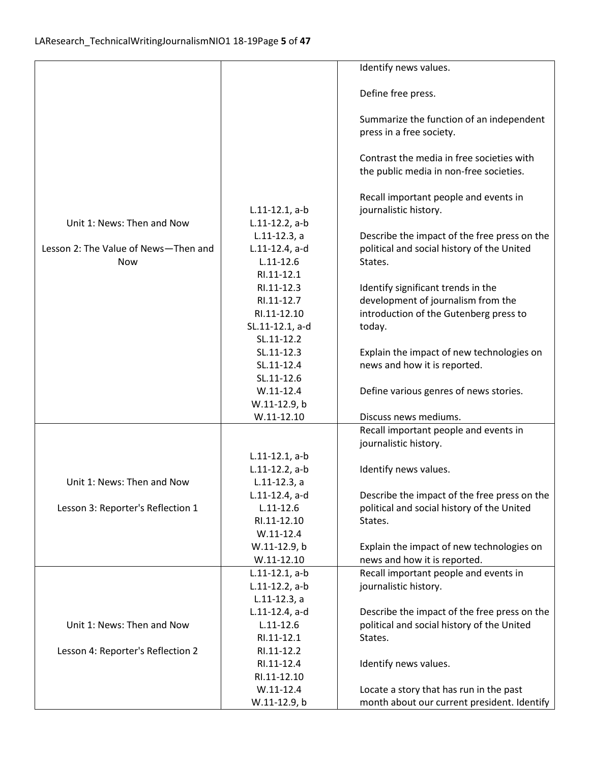| | | |
|---|---|---|
| Unit 1: News: Then and Now<br><br>Lesson 2: The Value of News—Then and Now | L.11-12.1, a-b<br>L.11-12.2, a-b<br>L.11-12.3, a<br>L.11-12.4, a-d<br>L.11-12.6<br>RI.11-12.1<br>RI.11-12.3<br>RI.11-12.7<br>RI.11-12.10<br>SL.11-12.1, a-d<br>SL.11-12.2<br>SL.11-12.3<br>SL.11-12.4<br>SL.11-12.6<br>W.11-12.4<br>W.11-12.9, b<br>W.11-12.10 | Identify news values.<br><br>Define free press.<br><br>Summarize the function of an independent press in a free society.<br><br>Contrast the media in free societies with the public media in non-free societies.<br><br>Recall important people and events in journalistic history.<br><br>Describe the impact of the free press on the political and social history of the United States.<br><br>Identify significant trends in the development of journalism from the introduction of the Gutenberg press to today.<br><br>Explain the impact of new technologies on news and how it is reported.<br><br>Define various genres of news stories.<br><br>Discuss news mediums. |
| Unit 1: News: Then and Now<br><br>Lesson 3: Reporter's Reflection 1 | L.11-12.1, a-b<br>L.11-12.2, a-b<br>L.11-12.3, a<br>L.11-12.4, a-d<br>L.11-12.6<br>RI.11-12.10<br>W.11-12.4<br>W.11-12.9, b<br>W.11-12.10 | Recall important people and events in journalistic history.<br><br>Identify news values.<br><br>Describe the impact of the free press on the political and social history of the United States.<br><br>Explain the impact of new technologies on news and how it is reported. |
| Unit 1: News: Then and Now<br><br>Lesson 4: Reporter's Reflection 2 | L.11-12.1, a-b<br>L.11-12.2, a-b<br>L.11-12.3, a<br>L.11-12.4, a-d<br>L.11-12.6<br>RI.11-12.1<br>RI.11-12.2<br>RI.11-12.4<br>RI.11-12.10<br>W.11-12.4<br>W.11-12.9, b | Recall important people and events in journalistic history.<br><br>Describe the impact of the free press on the political and social history of the United States.<br><br>Identify news values.<br><br>Locate a story that has run in the past month about our current president. Identify |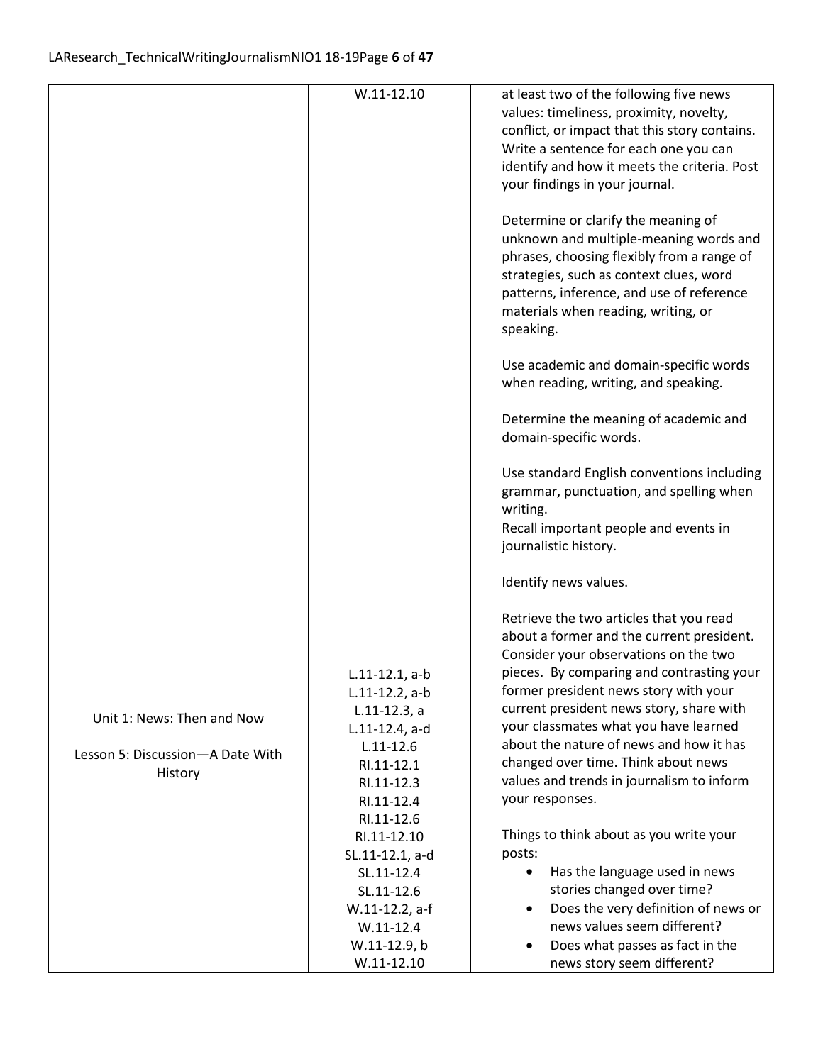| | | |
|---|---|---|
| | W.11-12.10 | at least two of the following five news values: timeliness, proximity, novelty, conflict, or impact that this story contains. Write a sentence for each one you can identify and how it meets the criteria. Post your findings in your journal.<br><br>Determine or clarify the meaning of unknown and multiple-meaning words and phrases, choosing flexibly from a range of strategies, such as context clues, word patterns, inference, and use of reference materials when reading, writing, or speaking.<br><br>Use academic and domain-specific words when reading, writing, and speaking.<br><br>Determine the meaning of academic and domain-specific words.<br><br>Use standard English conventions including grammar, punctuation, and spelling when writing. |
| Unit 1: News: Then and Now<br><br>Lesson 5: Discussion—A Date With History | L.11-12.1, a-b<br>L.11-12.2, a-b<br>L.11-12.3, a<br>L.11-12.4, a-d<br>L.11-12.6<br>RI.11-12.1<br>RI.11-12.3<br>RI.11-12.4<br>RI.11-12.6<br>RI.11-12.10<br>SL.11-12.1, a-d<br>SL.11-12.4<br>SL.11-12.6<br>W.11-12.2, a-f<br>W.11-12.4<br>W.11-12.9, b<br>W.11-12.10 | Recall important people and events in journalistic history.<br><br>Identify news values.<br><br>Retrieve the two articles that you read about a former and the current president. Consider your observations on the two pieces. By comparing and contrasting your former president news story with your current president news story, share with your classmates what you have learned about the nature of news and how it has changed over time. Think about news values and trends in journalism to inform your responses.<br><br>Things to think about as you write your posts:<br>• Has the language used in news stories changed over time?<br>• Does the very definition of news or news values seem different?<br>• Does what passes as fact in the news story seem different? |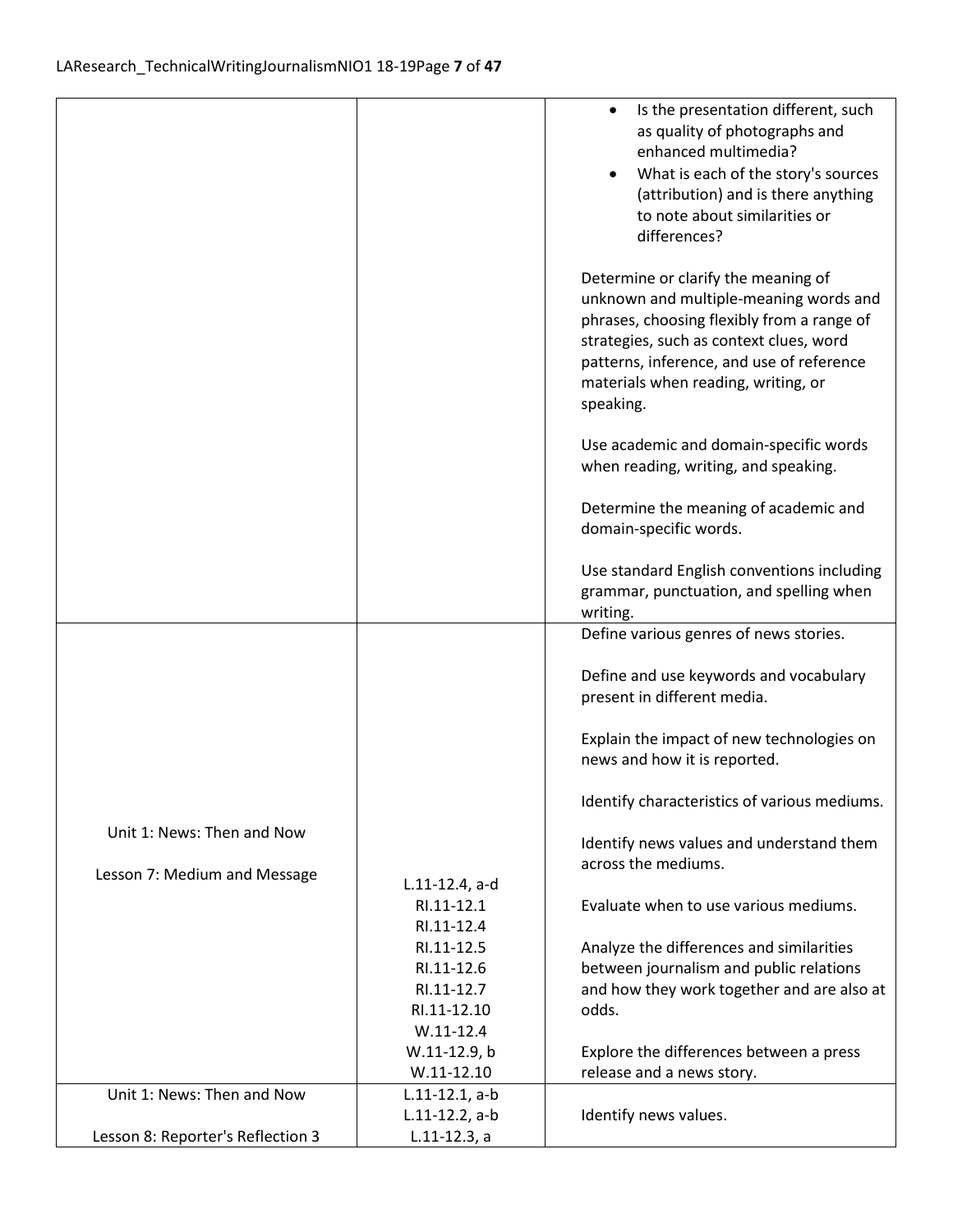| | | |
|---|---|---|
| | | • Is the presentation different, such as quality of photographs and enhanced multimedia?<br>• What is each of the story's sources (attribution) and is there anything to note about similarities or differences?<br><br>Determine or clarify the meaning of unknown and multiple-meaning words and phrases, choosing flexibly from a range of strategies, such as context clues, word patterns, inference, and use of reference materials when reading, writing, or speaking.<br><br>Use academic and domain-specific words when reading, writing, and speaking.<br><br>Determine the meaning of academic and domain-specific words.<br><br>Use standard English conventions including grammar, punctuation, and spelling when writing. |
| Unit 1: News: Then and Now<br><br>Lesson 7: Medium and Message | L.11-12.4, a-d<br>RI.11-12.1<br>RI.11-12.4<br>RI.11-12.5<br>RI.11-12.6<br>RI.11-12.7<br>RI.11-12.10<br>W.11-12.4<br>W.11-12.9, b<br>W.11-12.10 | Define various genres of news stories.<br><br>Define and use keywords and vocabulary present in different media.<br><br>Explain the impact of new technologies on news and how it is reported.<br><br>Identify characteristics of various mediums.<br><br>Identify news values and understand them across the mediums.<br><br>Evaluate when to use various mediums.<br><br>Analyze the differences and similarities between journalism and public relations and how they work together and are also at odds.<br><br>Explore the differences between a press release and a news story. |
| Unit 1: News: Then and Now<br><br>Lesson 8: Reporter's Reflection 3 | L.11-12.1, a-b<br>L.11-12.2, a-b<br>L.11-12.3, a | Identify news values. |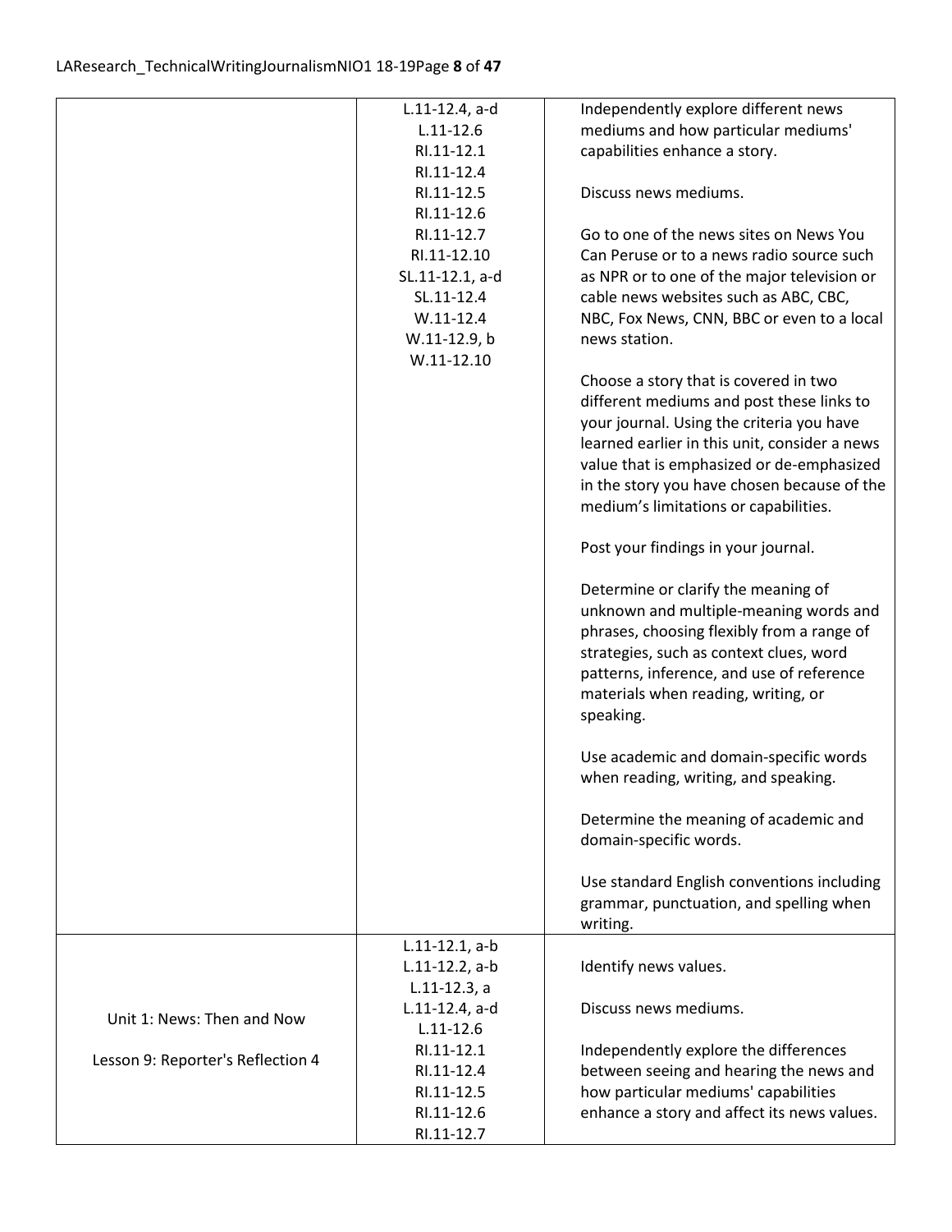| | | |
|---|---|---|
| | L.11-12.4, a-d<br>L.11-12.6<br>RI.11-12.1<br>RI.11-12.4<br>RI.11-12.5<br>RI.11-12.6<br>RI.11-12.7<br>RI.11-12.10<br>SL.11-12.1, a-d<br>SL.11-12.4<br>W.11-12.4<br>W.11-12.9, b<br>W.11-12.10 | Independently explore different news mediums and how particular mediums' capabilities enhance a story.<br><br>Discuss news mediums.<br><br>Go to one of the news sites on News You Can Peruse or to a news radio source such as NPR or to one of the major television or cable news websites such as ABC, CBC, NBC, Fox News, CNN, BBC or even to a local news station.<br><br>Choose a story that is covered in two different mediums and post these links to your journal. Using the criteria you have learned earlier in this unit, consider a news value that is emphasized or de-emphasized in the story you have chosen because of the medium's limitations or capabilities.<br><br>Post your findings in your journal.<br><br>Determine or clarify the meaning of unknown and multiple-meaning words and phrases, choosing flexibly from a range of strategies, such as context clues, word patterns, inference, and use of reference materials when reading, writing, or speaking.<br><br>Use academic and domain-specific words when reading, writing, and speaking.<br><br>Determine the meaning of academic and domain-specific words.<br><br>Use standard English conventions including grammar, punctuation, and spelling when writing. |
| Unit 1: News: Then and Now<br><br>Lesson 9: Reporter's Reflection 4 | L.11-12.1, a-b<br>L.11-12.2, a-b<br>L.11-12.3, a<br>L.11-12.4, a-d<br>L.11-12.6<br>RI.11-12.1<br>RI.11-12.4<br>RI.11-12.5<br>RI.11-12.6<br>RI.11-12.7 | Identify news values.<br><br>Discuss news mediums.<br><br>Independently explore the differences between seeing and hearing the news and how particular mediums' capabilities enhance a story and affect its news values. |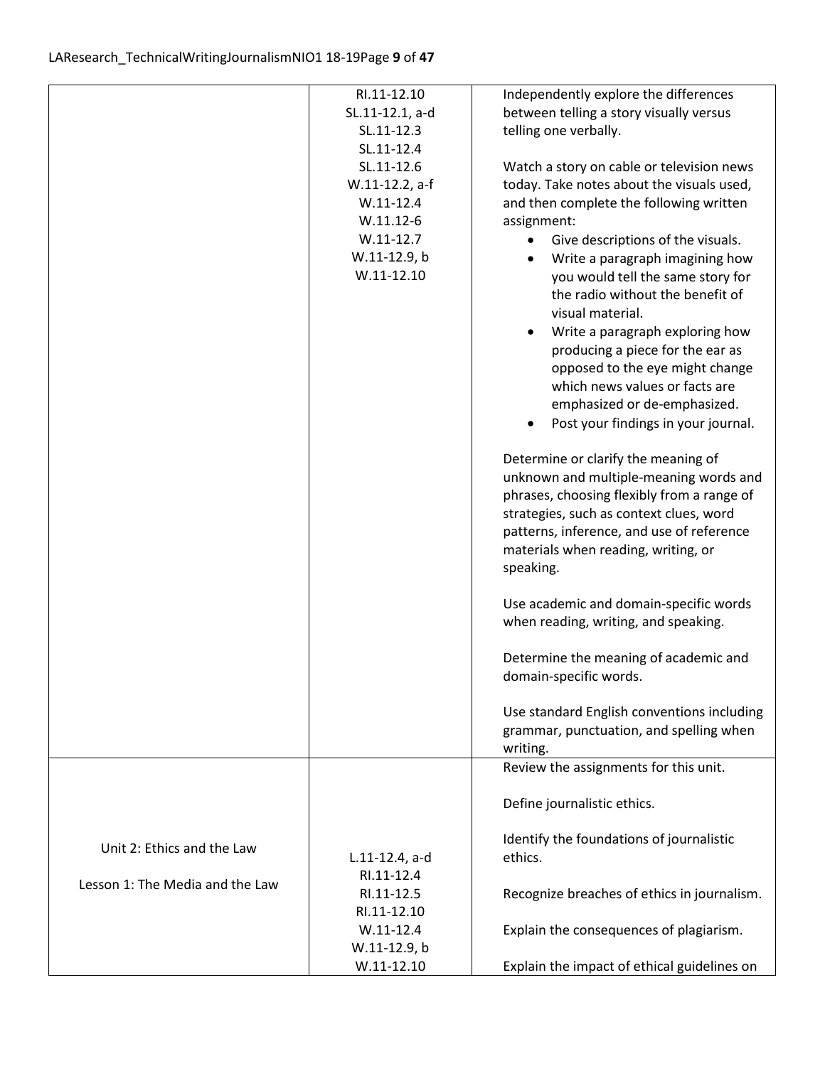| | | |
|---|---|---|
| | RI.11-12.10<br>SL.11-12.1, a-d<br>SL.11-12.3<br>SL.11-12.4<br>SL.11-12.6<br>W.11-12.2, a-f<br>W.11-12.4<br>W.11.12-6<br>W.11-12.7<br>W.11-12.9, b<br>W.11-12.10 | Independently explore the differences between telling a story visually versus telling one verbally.<br><br>Watch a story on cable or television news today. Take notes about the visuals used, and then complete the following written assignment:<br>• Give descriptions of the visuals.<br>• Write a paragraph imagining how you would tell the same story for the radio without the benefit of visual material.<br>• Write a paragraph exploring how producing a piece for the ear as opposed to the eye might change which news values or facts are emphasized or de-emphasized.<br>• Post your findings in your journal.<br><br>Determine or clarify the meaning of unknown and multiple-meaning words and phrases, choosing flexibly from a range of strategies, such as context clues, word patterns, inference, and use of reference materials when reading, writing, or speaking.<br><br>Use academic and domain-specific words when reading, writing, and speaking.<br><br>Determine the meaning of academic and domain-specific words.<br><br>Use standard English conventions including grammar, punctuation, and spelling when writing. |
| Unit 2: Ethics and the Law<br><br>Lesson 1: The Media and the Law | L.11-12.4, a-d<br>RI.11-12.4<br>RI.11-12.5<br>RI.11-12.10<br>W.11-12.4<br>W.11-12.9, b<br>W.11-12.10 | Review the assignments for this unit.<br><br>Define journalistic ethics.<br><br>Identify the foundations of journalistic ethics.<br><br>Recognize breaches of ethics in journalism.<br><br>Explain the consequences of plagiarism.<br><br>Explain the impact of ethical guidelines on |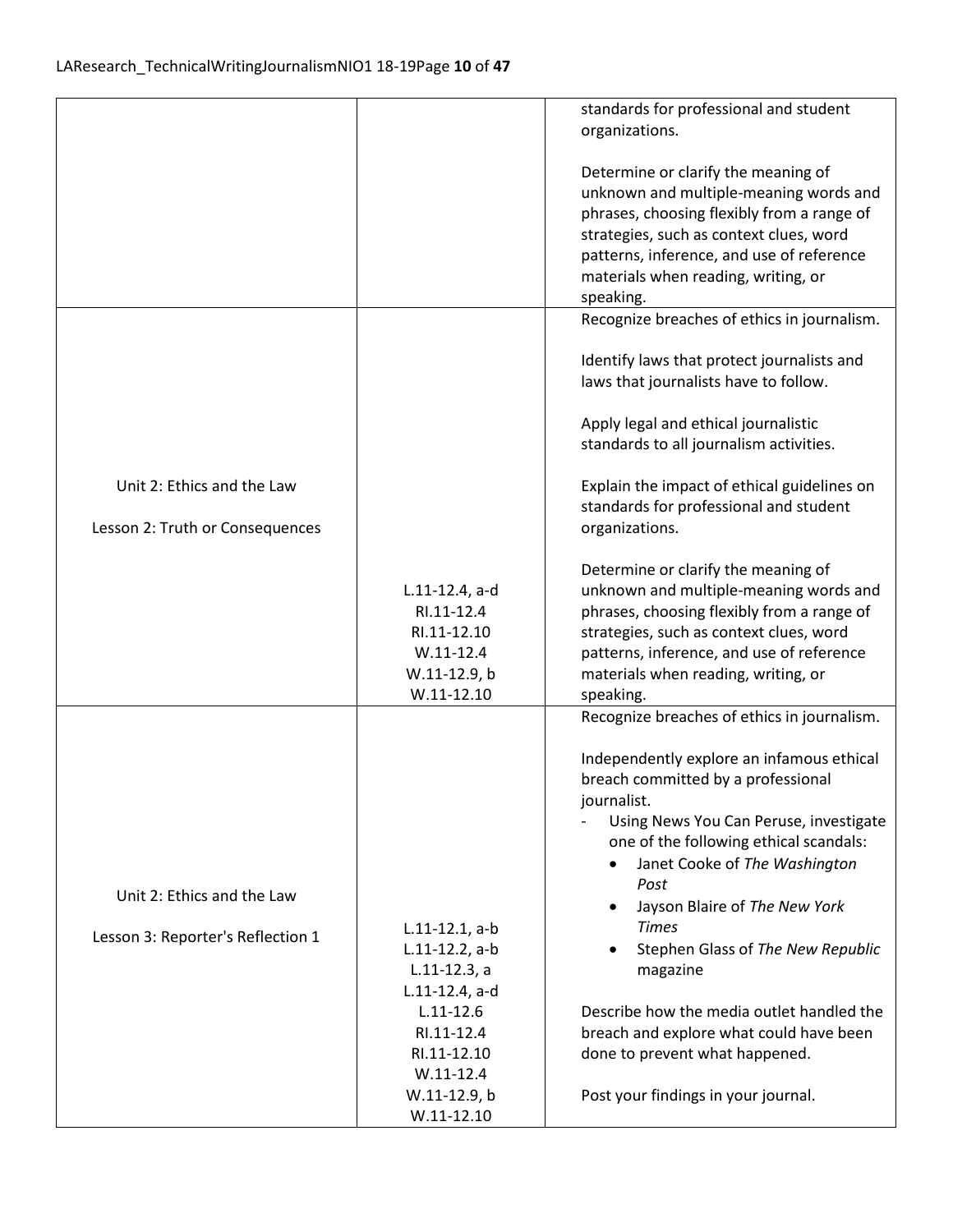| | | |
|---|---|---|
| | | standards for professional and student organizations.<br><br>Determine or clarify the meaning of unknown and multiple-meaning words and phrases, choosing flexibly from a range of strategies, such as context clues, word patterns, inference, and use of reference materials when reading, writing, or speaking. |
| Unit 2: Ethics and the Law<br><br>Lesson 2: Truth or Consequences | L.11-12.4, a-d<br>RI.11-12.4<br>RI.11-12.10<br>W.11-12.4<br>W.11-12.9, b<br>W.11-12.10 | Recognize breaches of ethics in journalism.<br><br>Identify laws that protect journalists and laws that journalists have to follow.<br><br>Apply legal and ethical journalistic standards to all journalism activities.<br><br>Explain the impact of ethical guidelines on standards for professional and student organizations.<br><br>Determine or clarify the meaning of unknown and multiple-meaning words and phrases, choosing flexibly from a range of strategies, such as context clues, word patterns, inference, and use of reference materials when reading, writing, or speaking. |
| Unit 2: Ethics and the Law<br><br>Lesson 3: Reporter's Reflection 1 | L.11-12.1, a-b<br>L.11-12.2, a-b<br>L.11-12.3, a<br>L.11-12.4, a-d<br>L.11-12.6<br>RI.11-12.4<br>RI.11-12.10<br>W.11-12.4<br>W.11-12.9, b<br>W.11-12.10 | Recognize breaches of ethics in journalism.<br><br>Independently explore an infamous ethical breach committed by a professional journalist.<br>- Using News You Can Peruse, investigate one of the following ethical scandals:<br>&nbsp;&nbsp;• Janet Cooke of *The Washington Post*<br>&nbsp;&nbsp;• Jayson Blaire of *The New York Times*<br>&nbsp;&nbsp;• Stephen Glass of *The New Republic* magazine<br><br>Describe how the media outlet handled the breach and explore what could have been done to prevent what happened.<br><br>Post your findings in your journal. |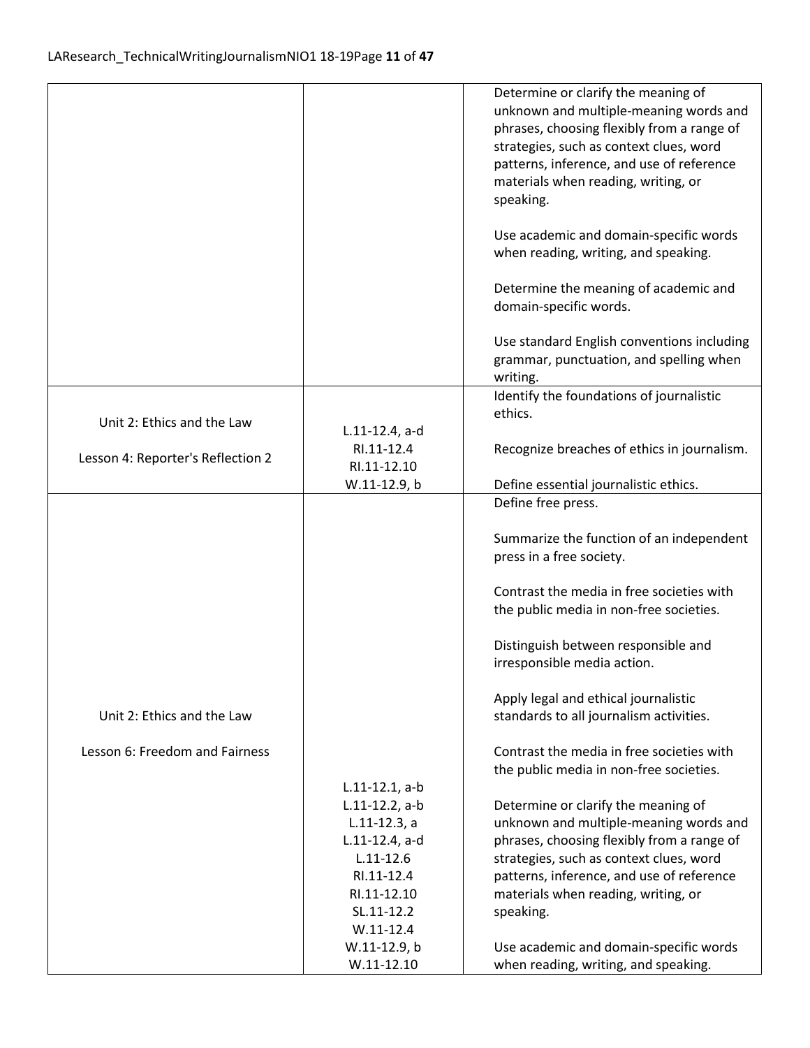| | | |
|---|---|---|
| | | Determine or clarify the meaning of unknown and multiple-meaning words and phrases, choosing flexibly from a range of strategies, such as context clues, word patterns, inference, and use of reference materials when reading, writing, or speaking.<br><br>Use academic and domain-specific words when reading, writing, and speaking.<br><br>Determine the meaning of academic and domain-specific words.<br><br>Use standard English conventions including grammar, punctuation, and spelling when writing. |
| Unit 2: Ethics and the Law<br><br>Lesson 4: Reporter's Reflection 2 | L.11-12.4, a-d<br>RI.11-12.4<br>RI.11-12.10<br>W.11-12.9, b | Identify the foundations of journalistic ethics.<br><br>Recognize breaches of ethics in journalism.<br><br>Define essential journalistic ethics. |
| Unit 2: Ethics and the Law<br><br>Lesson 6: Freedom and Fairness | L.11-12.1, a-b<br>L.11-12.2, a-b<br>L.11-12.3, a<br>L.11-12.4, a-d<br>L.11-12.6<br>RI.11-12.4<br>RI.11-12.10<br>SL.11-12.2<br>W.11-12.4<br>W.11-12.9, b<br>W.11-12.10 | Define free press.<br><br>Summarize the function of an independent press in a free society.<br><br>Contrast the media in free societies with the public media in non-free societies.<br><br>Distinguish between responsible and irresponsible media action.<br><br>Apply legal and ethical journalistic standards to all journalism activities.<br><br>Contrast the media in free societies with the public media in non-free societies.<br><br>Determine or clarify the meaning of unknown and multiple-meaning words and phrases, choosing flexibly from a range of strategies, such as context clues, word patterns, inference, and use of reference materials when reading, writing, or speaking.<br><br>Use academic and domain-specific words when reading, writing, and speaking. |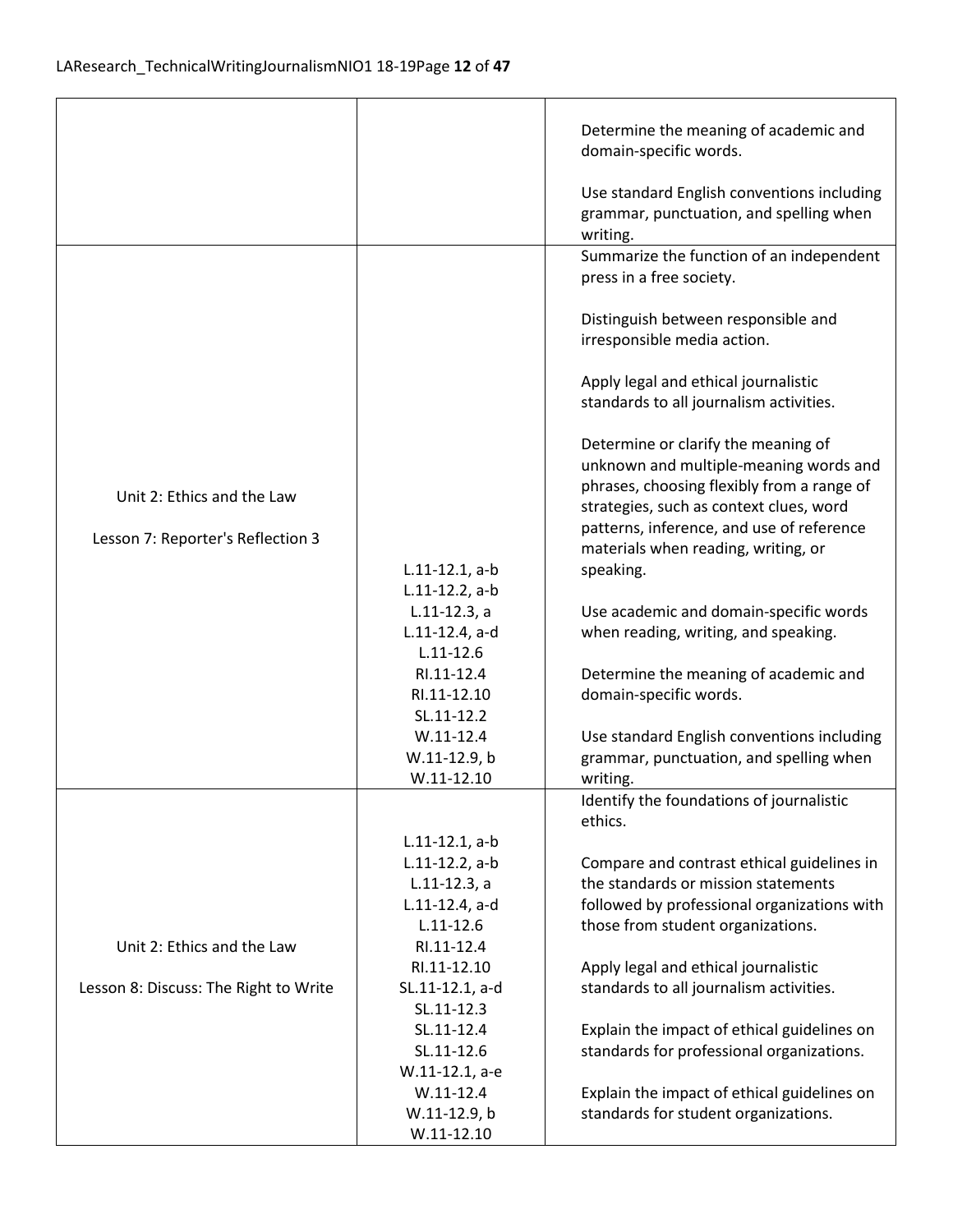| | | |
|---|---|---|
| | | Determine the meaning of academic and domain-specific words.<br><br>Use standard English conventions including grammar, punctuation, and spelling when writing. |
| Unit 2: Ethics and the Law<br><br>Lesson 7: Reporter's Reflection 3 | L.11-12.1, a-b<br>L.11-12.2, a-b<br>L.11-12.3, a<br>L.11-12.4, a-d<br>L.11-12.6<br>RI.11-12.4<br>RI.11-12.10<br>SL.11-12.2<br>W.11-12.4<br>W.11-12.9, b<br>W.11-12.10 | Summarize the function of an independent press in a free society.<br><br>Distinguish between responsible and irresponsible media action.<br><br>Apply legal and ethical journalistic standards to all journalism activities.<br><br>Determine or clarify the meaning of unknown and multiple-meaning words and phrases, choosing flexibly from a range of strategies, such as context clues, word patterns, inference, and use of reference materials when reading, writing, or speaking.<br><br>Use academic and domain-specific words when reading, writing, and speaking.<br><br>Determine the meaning of academic and domain-specific words.<br><br>Use standard English conventions including grammar, punctuation, and spelling when writing. |
| Unit 2: Ethics and the Law<br><br>Lesson 8: Discuss: The Right to Write | L.11-12.1, a-b<br>L.11-12.2, a-b<br>L.11-12.3, a<br>L.11-12.4, a-d<br>L.11-12.6<br>RI.11-12.4<br>RI.11-12.10<br>SL.11-12.1, a-d<br>SL.11-12.3<br>SL.11-12.4<br>SL.11-12.6<br>W.11-12.1, a-e<br>W.11-12.4<br>W.11-12.9, b<br>W.11-12.10 | Identify the foundations of journalistic ethics.<br><br>Compare and contrast ethical guidelines in the standards or mission statements followed by professional organizations with those from student organizations.<br><br>Apply legal and ethical journalistic standards to all journalism activities.<br><br>Explain the impact of ethical guidelines on standards for professional organizations.<br><br>Explain the impact of ethical guidelines on standards for student organizations. |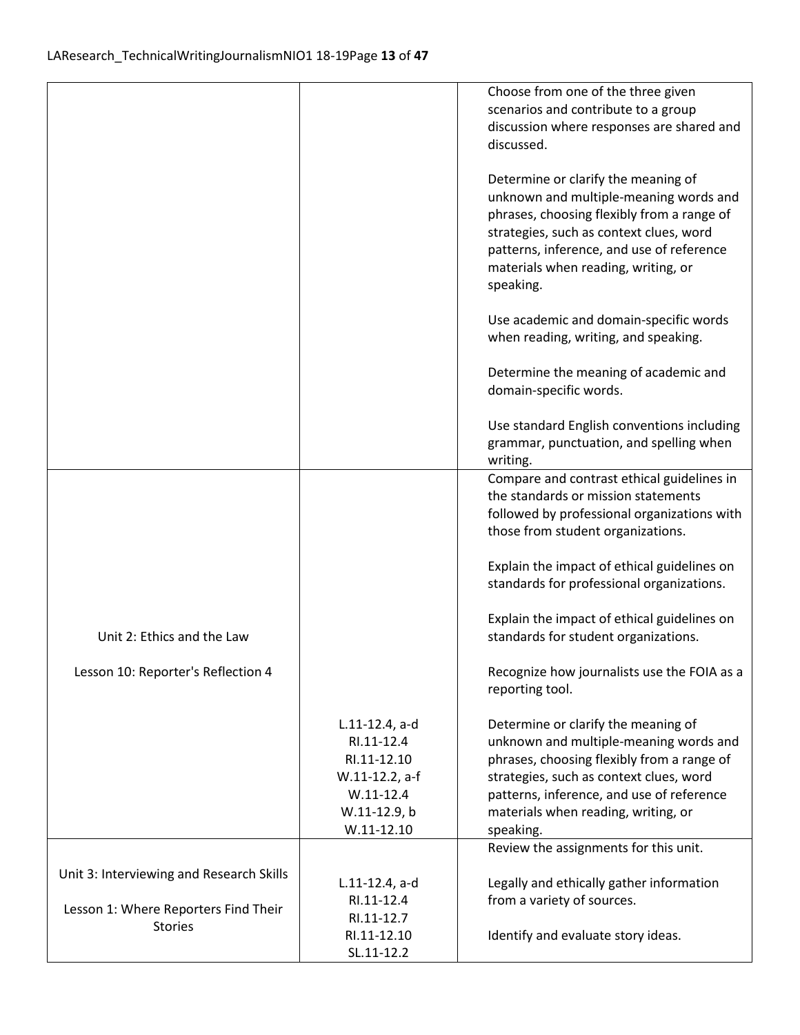| | | |
|---|---|---|
| | | Choose from one of the three given scenarios and contribute to a group discussion where responses are shared and discussed.<br><br>Determine or clarify the meaning of unknown and multiple-meaning words and phrases, choosing flexibly from a range of strategies, such as context clues, word patterns, inference, and use of reference materials when reading, writing, or speaking.<br><br>Use academic and domain-specific words when reading, writing, and speaking.<br><br>Determine the meaning of academic and domain-specific words.<br><br>Use standard English conventions including grammar, punctuation, and spelling when writing. |
| Unit 2: Ethics and the Law<br><br>Lesson 10: Reporter's Reflection 4 | L.11-12.4, a-d<br>RI.11-12.4<br>RI.11-12.10<br>W.11-12.2, a-f<br>W.11-12.4<br>W.11-12.9, b<br>W.11-12.10 | Compare and contrast ethical guidelines in the standards or mission statements followed by professional organizations with those from student organizations.<br><br>Explain the impact of ethical guidelines on standards for professional organizations.<br><br>Explain the impact of ethical guidelines on standards for student organizations.<br><br>Recognize how journalists use the FOIA as a reporting tool.<br><br>Determine or clarify the meaning of unknown and multiple-meaning words and phrases, choosing flexibly from a range of strategies, such as context clues, word patterns, inference, and use of reference materials when reading, writing, or speaking. |
| Unit 3: Interviewing and Research Skills<br><br>Lesson 1: Where Reporters Find Their Stories | L.11-12.4, a-d<br>RI.11-12.4<br>RI.11-12.7<br>RI.11-12.10<br>SL.11-12.2 | Review the assignments for this unit.<br><br>Legally and ethically gather information from a variety of sources.<br><br>Identify and evaluate story ideas. |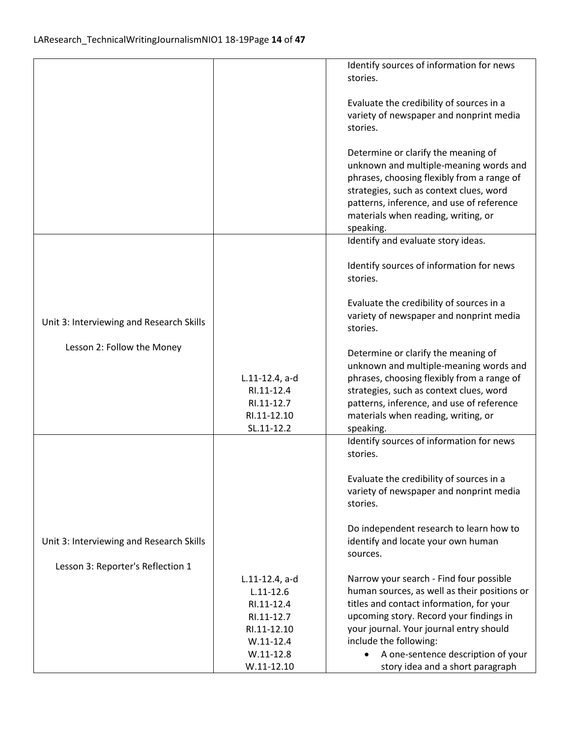| | | |
|---|---|---|
| | | Identify sources of information for news stories.<br><br>Evaluate the credibility of sources in a variety of newspaper and nonprint media stories.<br><br>Determine or clarify the meaning of unknown and multiple-meaning words and phrases, choosing flexibly from a range of strategies, such as context clues, word patterns, inference, and use of reference materials when reading, writing, or speaking. |
| Unit 3: Interviewing and Research Skills<br><br>Lesson 2: Follow the Money | L.11-12.4, a-d<br>RI.11-12.4<br>RI.11-12.7<br>RI.11-12.10<br>SL.11-12.2 | Identify and evaluate story ideas.<br><br>Identify sources of information for news stories.<br><br>Evaluate the credibility of sources in a variety of newspaper and nonprint media stories.<br><br>Determine or clarify the meaning of unknown and multiple-meaning words and phrases, choosing flexibly from a range of strategies, such as context clues, word patterns, inference, and use of reference materials when reading, writing, or speaking. |
| Unit 3: Interviewing and Research Skills<br><br>Lesson 3: Reporter's Reflection 1 | L.11-12.4, a-d<br>L.11-12.6<br>RI.11-12.4<br>RI.11-12.7<br>RI.11-12.10<br>W.11-12.4<br>W.11-12.8<br>W.11-12.10 | Identify sources of information for news stories.<br><br>Evaluate the credibility of sources in a variety of newspaper and nonprint media stories.<br><br>Do independent research to learn how to identify and locate your own human sources.<br><br>Narrow your search - Find four possible human sources, as well as their positions or titles and contact information, for your upcoming story. Record your findings in your journal. Your journal entry should include the following:<br>• A one-sentence description of your story idea and a short paragraph |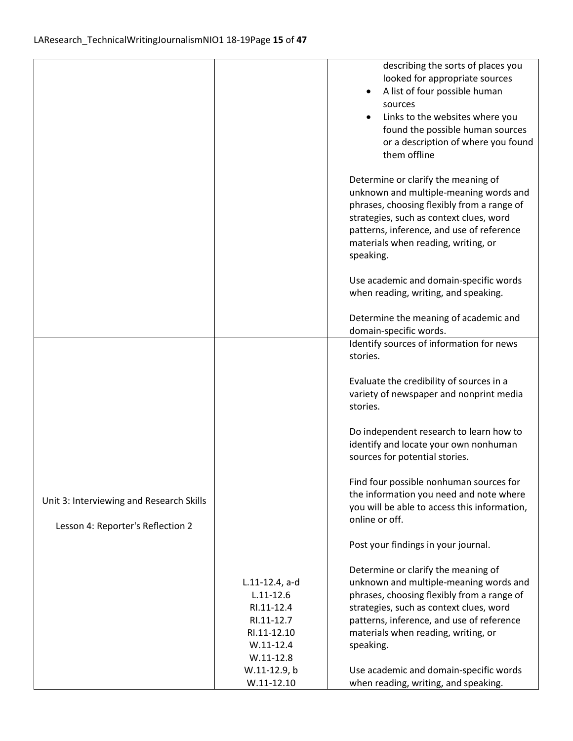| | | |
|---|---|---|
| | | describing the sorts of places you looked for appropriate sources<br>• A list of four possible human sources<br>• Links to the websites where you found the possible human sources or a description of where you found them offline<br><br>Determine or clarify the meaning of unknown and multiple-meaning words and phrases, choosing flexibly from a range of strategies, such as context clues, word patterns, inference, and use of reference materials when reading, writing, or speaking.<br><br>Use academic and domain-specific words when reading, writing, and speaking.<br><br>Determine the meaning of academic and domain-specific words. |
| Unit 3: Interviewing and Research Skills<br><br>Lesson 4: Reporter's Reflection 2 | L.11-12.4, a-d<br>L.11-12.6<br>RI.11-12.4<br>RI.11-12.7<br>RI.11-12.10<br>W.11-12.4<br>W.11-12.8<br>W.11-12.9, b<br>W.11-12.10 | Identify sources of information for news stories.<br><br>Evaluate the credibility of sources in a variety of newspaper and nonprint media stories.<br><br>Do independent research to learn how to identify and locate your own nonhuman sources for potential stories.<br><br>Find four possible nonhuman sources for the information you need and note where you will be able to access this information, online or off.<br><br>Post your findings in your journal.<br><br>Determine or clarify the meaning of unknown and multiple-meaning words and phrases, choosing flexibly from a range of strategies, such as context clues, word patterns, inference, and use of reference materials when reading, writing, or speaking.<br><br>Use academic and domain-specific words when reading, writing, and speaking. |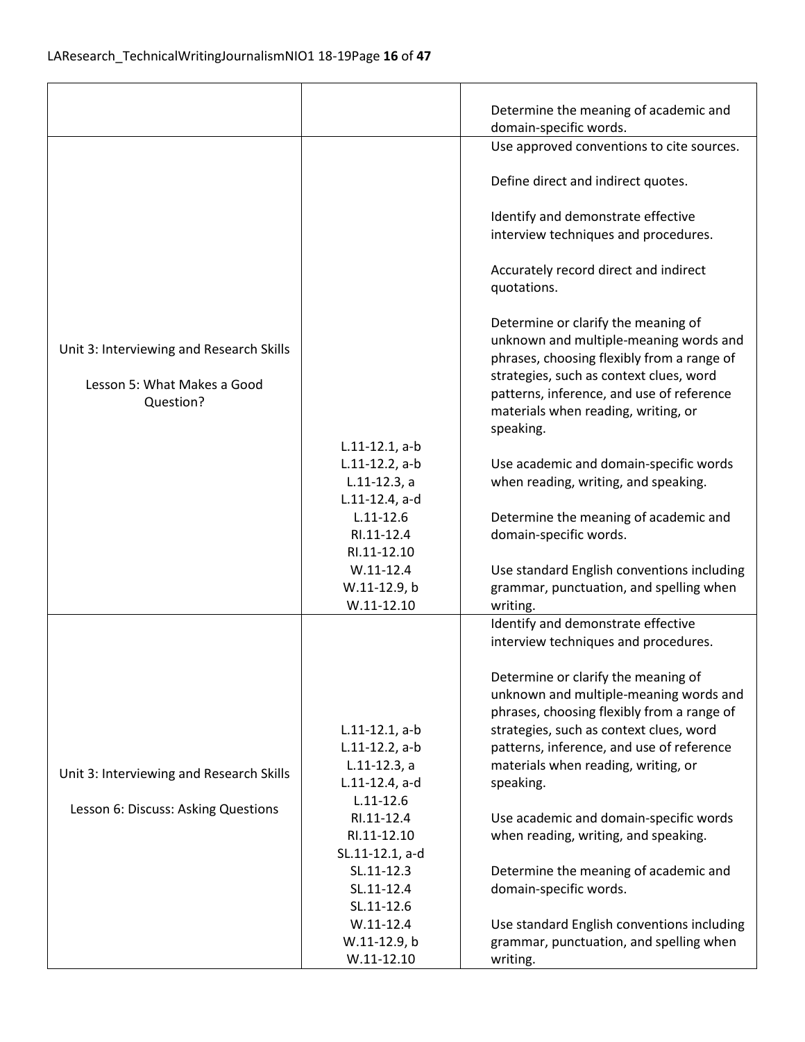| | | |
|---|---|---|
| | | Determine the meaning of academic and domain-specific words. |
| Unit 3: Interviewing and Research Skills<br><br>Lesson 5: What Makes a Good Question? | L.11-12.1, a-b<br>L.11-12.2, a-b<br>L.11-12.3, a<br>L.11-12.4, a-d<br>L.11-12.6<br>RI.11-12.4<br>RI.11-12.10<br>W.11-12.4<br>W.11-12.9, b<br>W.11-12.10 | Use approved conventions to cite sources.<br><br>Define direct and indirect quotes.<br><br>Identify and demonstrate effective interview techniques and procedures.<br><br>Accurately record direct and indirect quotations.<br><br>Determine or clarify the meaning of unknown and multiple-meaning words and phrases, choosing flexibly from a range of strategies, such as context clues, word patterns, inference, and use of reference materials when reading, writing, or speaking.<br><br>Use academic and domain-specific words when reading, writing, and speaking.<br><br>Determine the meaning of academic and domain-specific words.<br><br>Use standard English conventions including grammar, punctuation, and spelling when writing. |
| Unit 3: Interviewing and Research Skills<br><br>Lesson 6: Discuss: Asking Questions | L.11-12.1, a-b<br>L.11-12.2, a-b<br>L.11-12.3, a<br>L.11-12.4, a-d<br>L.11-12.6<br>RI.11-12.4<br>RI.11-12.10<br>SL.11-12.1, a-d<br>SL.11-12.3<br>SL.11-12.4<br>SL.11-12.6<br>W.11-12.4<br>W.11-12.9, b<br>W.11-12.10 | Identify and demonstrate effective interview techniques and procedures.<br><br>Determine or clarify the meaning of unknown and multiple-meaning words and phrases, choosing flexibly from a range of strategies, such as context clues, word patterns, inference, and use of reference materials when reading, writing, or speaking.<br><br>Use academic and domain-specific words when reading, writing, and speaking.<br><br>Determine the meaning of academic and domain-specific words.<br><br>Use standard English conventions including grammar, punctuation, and spelling when writing. |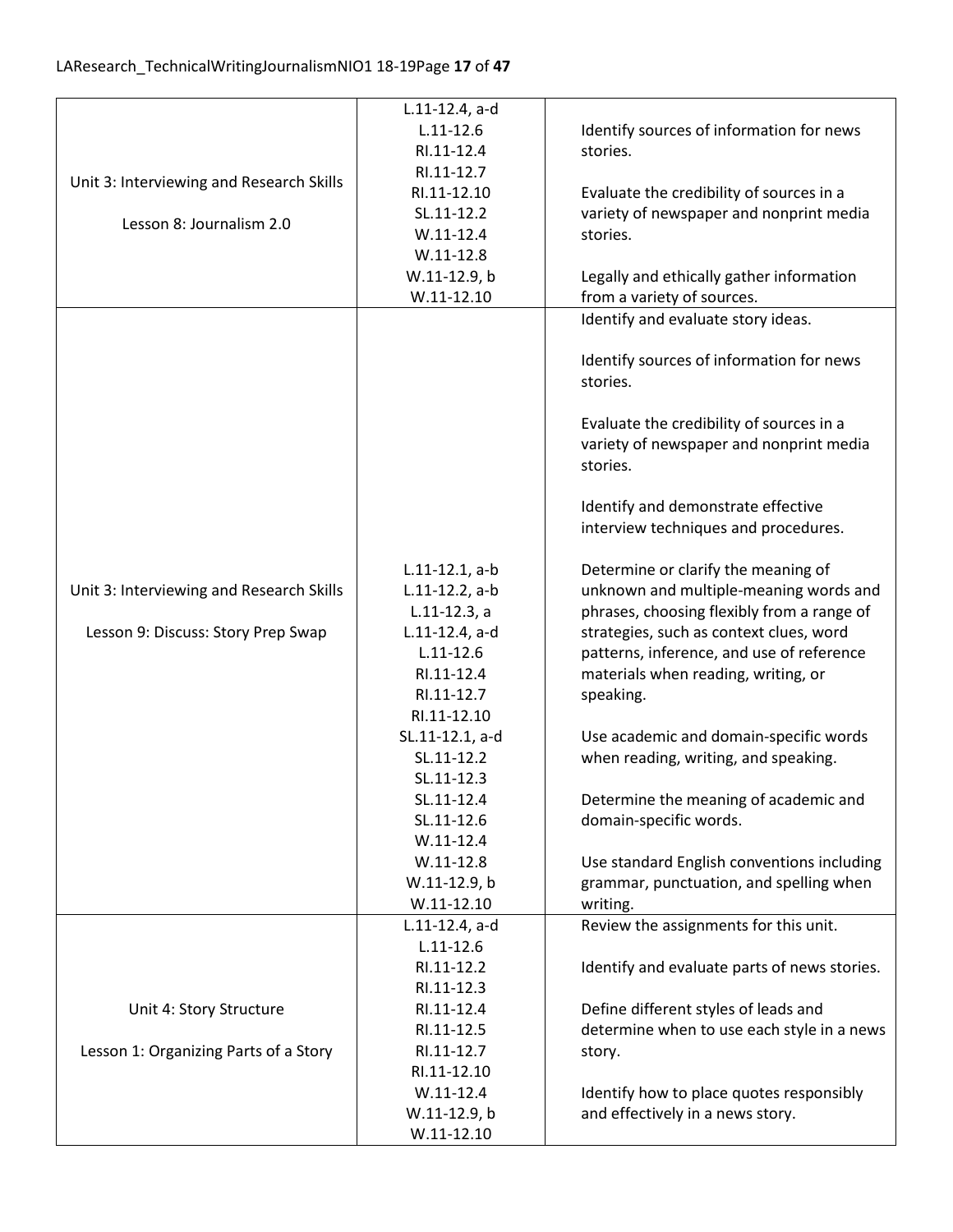| | | |
|---|---|---|
| Unit 3: Interviewing and Research Skills<br><br>Lesson 8: Journalism 2.0 | L.11-12.4, a-d<br>L.11-12.6<br>RI.11-12.4<br>RI.11-12.7<br>RI.11-12.10<br>SL.11-12.2<br>W.11-12.4<br>W.11-12.8<br>W.11-12.9, b<br>W.11-12.10 | Identify sources of information for news stories.<br><br>Evaluate the credibility of sources in a variety of newspaper and nonprint media stories.<br><br>Legally and ethically gather information from a variety of sources. |
| Unit 3: Interviewing and Research Skills<br><br>Lesson 9: Discuss: Story Prep Swap | L.11-12.1, a-b<br>L.11-12.2, a-b<br>L.11-12.3, a<br>L.11-12.4, a-d<br>L.11-12.6<br>RI.11-12.4<br>RI.11-12.7<br>RI.11-12.10<br>SL.11-12.1, a-d<br>SL.11-12.2<br>SL.11-12.3<br>SL.11-12.4<br>SL.11-12.6<br>W.11-12.4<br>W.11-12.8<br>W.11-12.9, b<br>W.11-12.10 | Identify and evaluate story ideas.<br><br>Identify sources of information for news stories.<br><br>Evaluate the credibility of sources in a variety of newspaper and nonprint media stories.<br><br>Identify and demonstrate effective interview techniques and procedures.<br><br>Determine or clarify the meaning of unknown and multiple-meaning words and phrases, choosing flexibly from a range of strategies, such as context clues, word patterns, inference, and use of reference materials when reading, writing, or speaking.<br><br>Use academic and domain-specific words when reading, writing, and speaking.<br><br>Determine the meaning of academic and domain-specific words.<br><br>Use standard English conventions including grammar, punctuation, and spelling when writing. |
| Unit 4: Story Structure<br><br>Lesson 1: Organizing Parts of a Story | L.11-12.4, a-d<br>L.11-12.6<br>RI.11-12.2<br>RI.11-12.3<br>RI.11-12.4<br>RI.11-12.5<br>RI.11-12.7<br>RI.11-12.10<br>W.11-12.4<br>W.11-12.9, b<br>W.11-12.10 | Review the assignments for this unit.<br><br>Identify and evaluate parts of news stories.<br><br>Define different styles of leads and determine when to use each style in a news story.<br><br>Identify how to place quotes responsibly and effectively in a news story. |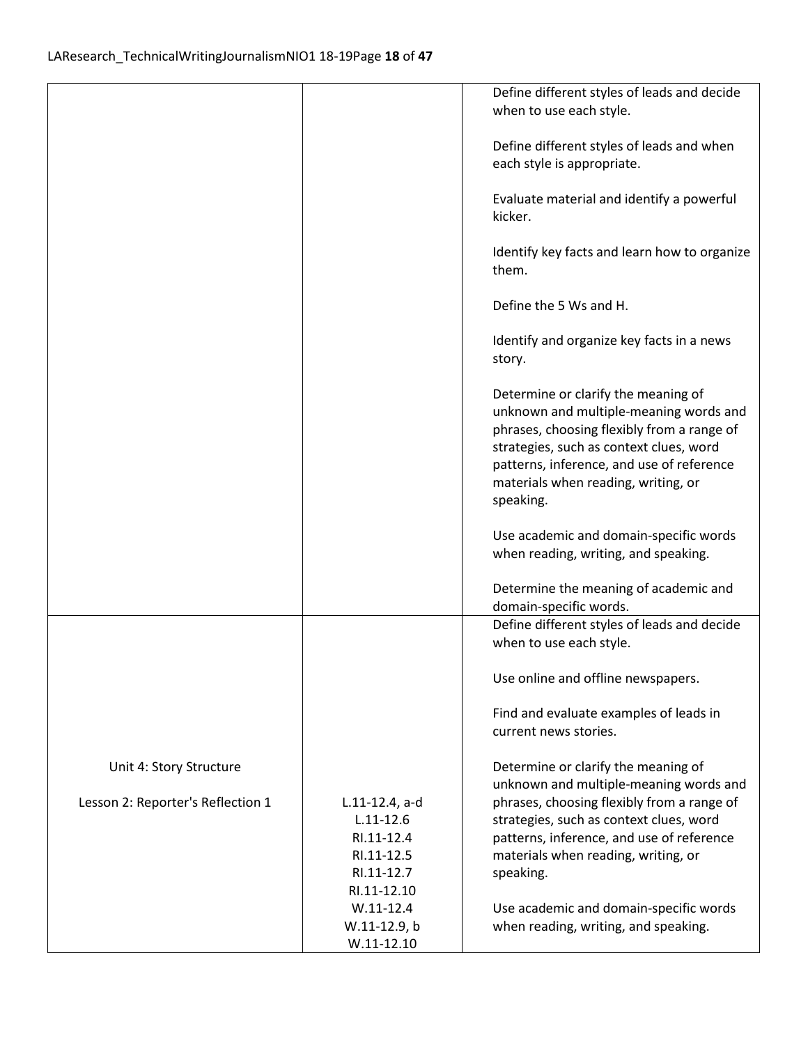| | | |
|---|---|---|
| | | Define different styles of leads and decide when to use each style.<br><br>Define different styles of leads and when each style is appropriate.<br><br>Evaluate material and identify a powerful kicker.<br><br>Identify key facts and learn how to organize them.<br><br>Define the 5 Ws and H.<br><br>Identify and organize key facts in a news story.<br><br>Determine or clarify the meaning of unknown and multiple-meaning words and phrases, choosing flexibly from a range of strategies, such as context clues, word patterns, inference, and use of reference materials when reading, writing, or speaking.<br><br>Use academic and domain-specific words when reading, writing, and speaking.<br><br>Determine the meaning of academic and domain-specific words. |
| Unit 4: Story Structure<br><br>Lesson 2: Reporter's Reflection 1 | L.11-12.4, a-d<br>L.11-12.6<br>RI.11-12.4<br>RI.11-12.5<br>RI.11-12.7<br>RI.11-12.10<br>W.11-12.4<br>W.11-12.9, b<br>W.11-12.10 | Define different styles of leads and decide when to use each style.<br><br>Use online and offline newspapers.<br><br>Find and evaluate examples of leads in current news stories.<br><br>Determine or clarify the meaning of unknown and multiple-meaning words and phrases, choosing flexibly from a range of strategies, such as context clues, word patterns, inference, and use of reference materials when reading, writing, or speaking.<br><br>Use academic and domain-specific words when reading, writing, and speaking. |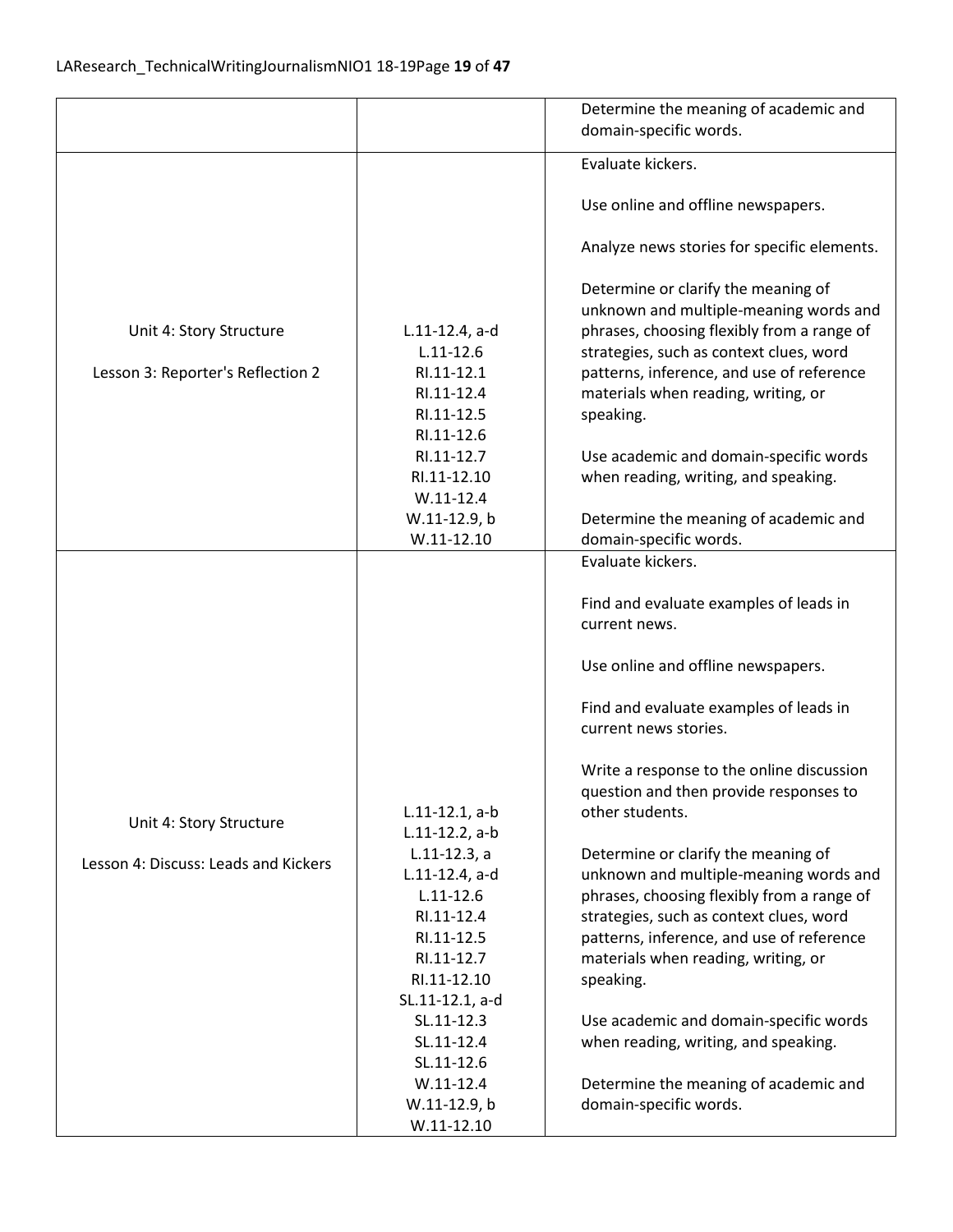| | | |
|---|---|---|
| | | Determine the meaning of academic and domain-specific words. |
| Unit 4: Story Structure<br><br>Lesson 3: Reporter's Reflection 2 | L.11-12.4, a-d<br>L.11-12.6<br>RI.11-12.1<br>RI.11-12.4<br>RI.11-12.5<br>RI.11-12.6<br>RI.11-12.7<br>RI.11-12.10<br>W.11-12.4<br>W.11-12.9, b<br>W.11-12.10 | Evaluate kickers.<br><br>Use online and offline newspapers.<br><br>Analyze news stories for specific elements.<br><br>Determine or clarify the meaning of unknown and multiple-meaning words and phrases, choosing flexibly from a range of strategies, such as context clues, word patterns, inference, and use of reference materials when reading, writing, or speaking.<br><br>Use academic and domain-specific words when reading, writing, and speaking.<br><br>Determine the meaning of academic and domain-specific words. |
| Unit 4: Story Structure<br><br>Lesson 4: Discuss: Leads and Kickers | L.11-12.1, a-b<br>L.11-12.2, a-b<br>L.11-12.3, a<br>L.11-12.4, a-d<br>L.11-12.6<br>RI.11-12.4<br>RI.11-12.5<br>RI.11-12.7<br>RI.11-12.10<br>SL.11-12.1, a-d<br>SL.11-12.3<br>SL.11-12.4<br>SL.11-12.6<br>W.11-12.4<br>W.11-12.9, b<br>W.11-12.10 | Evaluate kickers.<br><br>Find and evaluate examples of leads in current news.<br><br>Use online and offline newspapers.<br><br>Find and evaluate examples of leads in current news stories.<br><br>Write a response to the online discussion question and then provide responses to other students.<br><br>Determine or clarify the meaning of unknown and multiple-meaning words and phrases, choosing flexibly from a range of strategies, such as context clues, word patterns, inference, and use of reference materials when reading, writing, or speaking.<br><br>Use academic and domain-specific words when reading, writing, and speaking.<br><br>Determine the meaning of academic and domain-specific words. |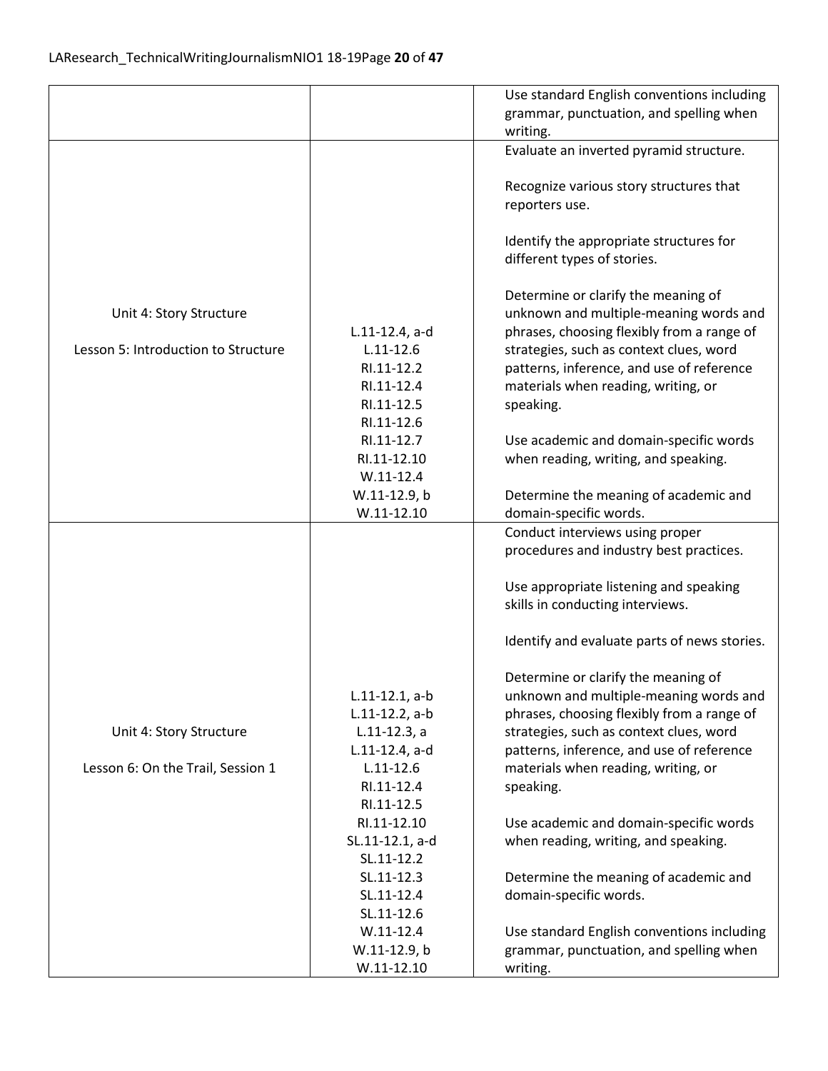| | | |
|---|---|---|
| | | Use standard English conventions including grammar, punctuation, and spelling when writing. |
| Unit 4: Story Structure<br><br>Lesson 5: Introduction to Structure | L.11-12.4, a-d<br>L.11-12.6<br>RI.11-12.2<br>RI.11-12.4<br>RI.11-12.5<br>RI.11-12.6<br>RI.11-12.7<br>RI.11-12.10<br>W.11-12.4<br>W.11-12.9, b<br>W.11-12.10 | Evaluate an inverted pyramid structure.<br><br>Recognize various story structures that reporters use.<br><br>Identify the appropriate structures for different types of stories.<br><br>Determine or clarify the meaning of unknown and multiple-meaning words and phrases, choosing flexibly from a range of strategies, such as context clues, word patterns, inference, and use of reference materials when reading, writing, or speaking.<br><br>Use academic and domain-specific words when reading, writing, and speaking.<br><br>Determine the meaning of academic and domain-specific words. |
| Unit 4: Story Structure<br><br>Lesson 6: On the Trail, Session 1 | L.11-12.1, a-b<br>L.11-12.2, a-b<br>L.11-12.3, a<br>L.11-12.4, a-d<br>L.11-12.6<br>RI.11-12.4<br>RI.11-12.5<br>RI.11-12.10<br>SL.11-12.1, a-d<br>SL.11-12.2<br>SL.11-12.3<br>SL.11-12.4<br>SL.11-12.6<br>W.11-12.4<br>W.11-12.9, b<br>W.11-12.10 | Conduct interviews using proper procedures and industry best practices.<br><br>Use appropriate listening and speaking skills in conducting interviews.<br><br>Identify and evaluate parts of news stories.<br><br>Determine or clarify the meaning of unknown and multiple-meaning words and phrases, choosing flexibly from a range of strategies, such as context clues, word patterns, inference, and use of reference materials when reading, writing, or speaking.<br><br>Use academic and domain-specific words when reading, writing, and speaking.<br><br>Determine the meaning of academic and domain-specific words.<br><br>Use standard English conventions including grammar, punctuation, and spelling when writing. |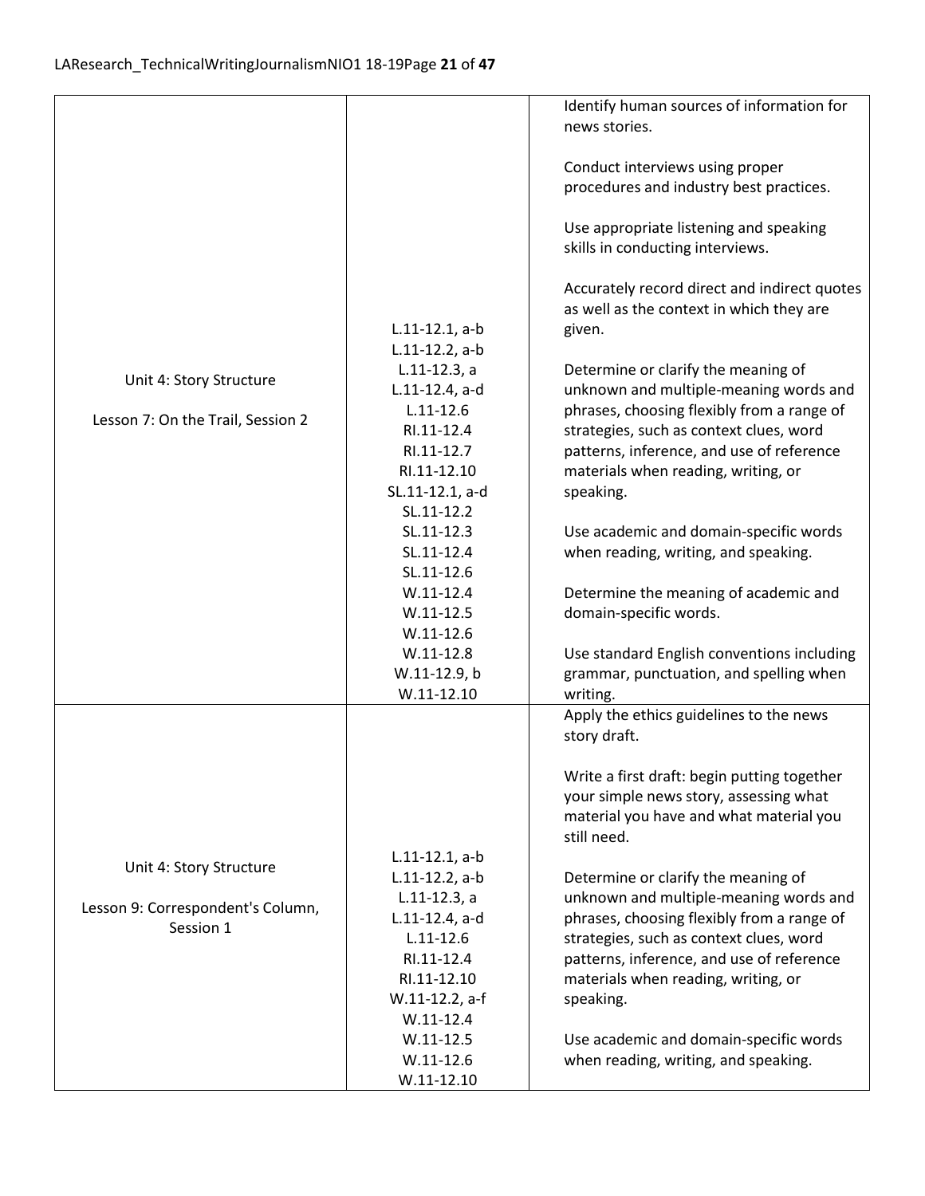| | | |
|---|---|---|
| Unit 4: Story Structure<br><br>Lesson 7: On the Trail, Session 2 | L.11-12.1, a-b<br>L.11-12.2, a-b<br>L.11-12.3, a<br>L.11-12.4, a-d<br>L.11-12.6<br>RI.11-12.4<br>RI.11-12.7<br>RI.11-12.10<br>SL.11-12.1, a-d<br>SL.11-12.2<br>SL.11-12.3<br>SL.11-12.4<br>SL.11-12.6<br>W.11-12.4<br>W.11-12.5<br>W.11-12.6<br>W.11-12.8<br>W.11-12.9, b<br>W.11-12.10 | Identify human sources of information for news stories.<br><br>Conduct interviews using proper procedures and industry best practices.<br><br>Use appropriate listening and speaking skills in conducting interviews.<br><br>Accurately record direct and indirect quotes as well as the context in which they are given.<br><br>Determine or clarify the meaning of unknown and multiple-meaning words and phrases, choosing flexibly from a range of strategies, such as context clues, word patterns, inference, and use of reference materials when reading, writing, or speaking.<br><br>Use academic and domain-specific words when reading, writing, and speaking.<br><br>Determine the meaning of academic and domain-specific words.<br><br>Use standard English conventions including grammar, punctuation, and spelling when writing. |
| Unit 4: Story Structure<br><br>Lesson 9: Correspondent's Column, Session 1 | L.11-12.1, a-b<br>L.11-12.2, a-b<br>L.11-12.3, a<br>L.11-12.4, a-d<br>L.11-12.6<br>RI.11-12.4<br>RI.11-12.10<br>W.11-12.2, a-f<br>W.11-12.4<br>W.11-12.5<br>W.11-12.6<br>W.11-12.10 | Apply the ethics guidelines to the news story draft.<br><br>Write a first draft: begin putting together your simple news story, assessing what material you have and what material you still need.<br><br>Determine or clarify the meaning of unknown and multiple-meaning words and phrases, choosing flexibly from a range of strategies, such as context clues, word patterns, inference, and use of reference materials when reading, writing, or speaking.<br><br>Use academic and domain-specific words when reading, writing, and speaking. |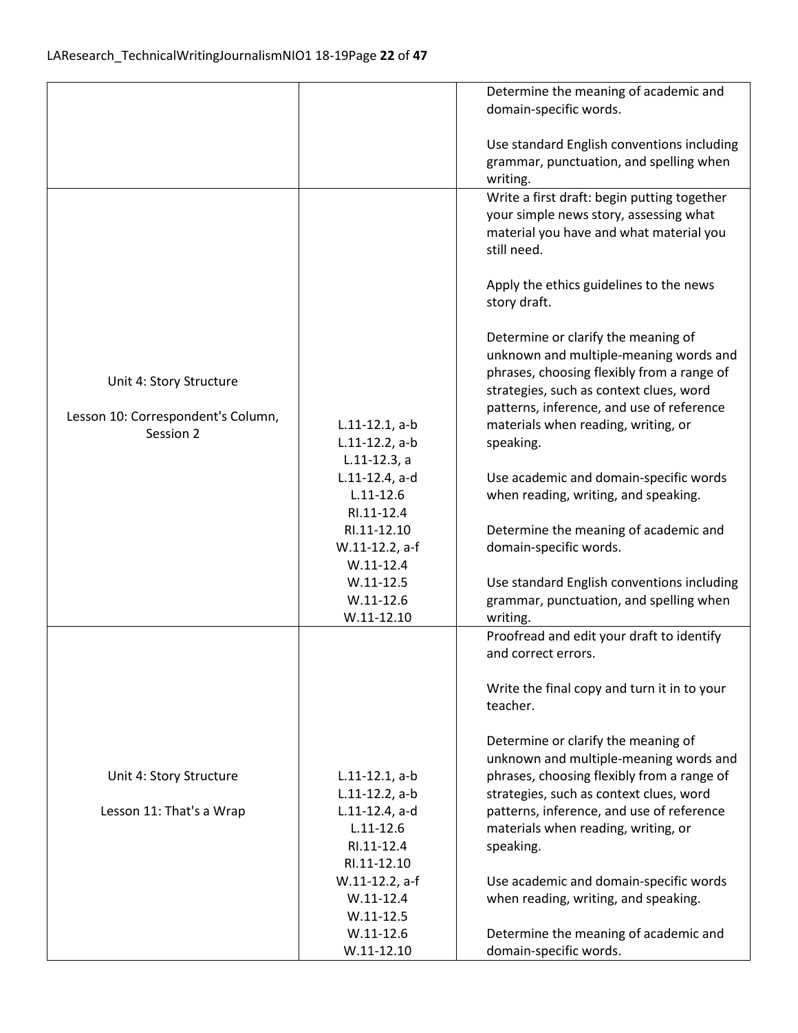| | | |
|---|---|---|
| | | Determine the meaning of academic and domain-specific words.<br><br>Use standard English conventions including grammar, punctuation, and spelling when writing. |
| Unit 4: Story Structure<br><br>Lesson 10: Correspondent's Column, Session 2 | L.11-12.1, a-b<br>L.11-12.2, a-b<br>L.11-12.3, a<br>L.11-12.4, a-d<br>L.11-12.6<br>RI.11-12.4<br>RI.11-12.10<br>W.11-12.2, a-f<br>W.11-12.4<br>W.11-12.5<br>W.11-12.6<br>W.11-12.10 | Write a first draft: begin putting together your simple news story, assessing what material you have and what material you still need.<br><br>Apply the ethics guidelines to the news story draft.<br><br>Determine or clarify the meaning of unknown and multiple-meaning words and phrases, choosing flexibly from a range of strategies, such as context clues, word patterns, inference, and use of reference materials when reading, writing, or speaking.<br><br>Use academic and domain-specific words when reading, writing, and speaking.<br><br>Determine the meaning of academic and domain-specific words.<br><br>Use standard English conventions including grammar, punctuation, and spelling when writing. |
| Unit 4: Story Structure<br><br>Lesson 11: That's a Wrap | L.11-12.1, a-b<br>L.11-12.2, a-b<br>L.11-12.4, a-d<br>L.11-12.6<br>RI.11-12.4<br>RI.11-12.10<br>W.11-12.2, a-f<br>W.11-12.4<br>W.11-12.5<br>W.11-12.6<br>W.11-12.10 | Proofread and edit your draft to identify and correct errors.<br><br>Write the final copy and turn it in to your teacher.<br><br>Determine or clarify the meaning of unknown and multiple-meaning words and phrases, choosing flexibly from a range of strategies, such as context clues, word patterns, inference, and use of reference materials when reading, writing, or speaking.<br><br>Use academic and domain-specific words when reading, writing, and speaking.<br><br>Determine the meaning of academic and domain-specific words. |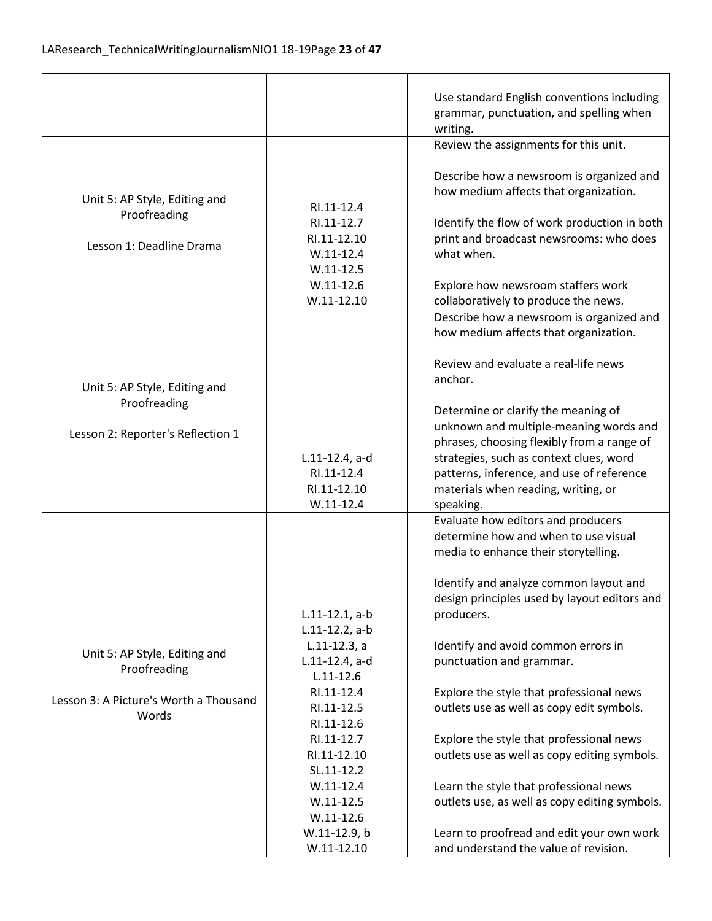| | | |
|---|---|---|
| | | Use standard English conventions including grammar, punctuation, and spelling when writing. |
| Unit 5: AP Style, Editing and Proofreading<br><br>Lesson 1: Deadline Drama | RI.11-12.4<br>RI.11-12.7<br>RI.11-12.10<br>W.11-12.4<br>W.11-12.5<br>W.11-12.6<br>W.11-12.10 | Review the assignments for this unit.<br><br>Describe how a newsroom is organized and how medium affects that organization.<br><br>Identify the flow of work production in both print and broadcast newsrooms: who does what when.<br><br>Explore how newsroom staffers work collaboratively to produce the news. |
| Unit 5: AP Style, Editing and Proofreading<br><br>Lesson 2: Reporter's Reflection 1 | L.11-12.4, a-d<br>RI.11-12.4<br>RI.11-12.10<br>W.11-12.4 | Describe how a newsroom is organized and how medium affects that organization.<br><br>Review and evaluate a real-life news anchor.<br><br>Determine or clarify the meaning of unknown and multiple-meaning words and phrases, choosing flexibly from a range of strategies, such as context clues, word patterns, inference, and use of reference materials when reading, writing, or speaking. |
| Unit 5: AP Style, Editing and Proofreading<br><br>Lesson 3: A Picture's Worth a Thousand Words | L.11-12.1, a-b<br>L.11-12.2, a-b<br>L.11-12.3, a<br>L.11-12.4, a-d<br>L.11-12.6<br>RI.11-12.4<br>RI.11-12.5<br>RI.11-12.6<br>RI.11-12.7<br>RI.11-12.10<br>SL.11-12.2<br>W.11-12.4<br>W.11-12.5<br>W.11-12.6<br>W.11-12.9, b<br>W.11-12.10 | Evaluate how editors and producers determine how and when to use visual media to enhance their storytelling.<br><br>Identify and analyze common layout and design principles used by layout editors and producers.<br><br>Identify and avoid common errors in punctuation and grammar.<br><br>Explore the style that professional news outlets use as well as copy edit symbols.<br><br>Explore the style that professional news outlets use as well as copy editing symbols.<br><br>Learn the style that professional news outlets use, as well as copy editing symbols.<br><br>Learn to proofread and edit your own work and understand the value of revision. |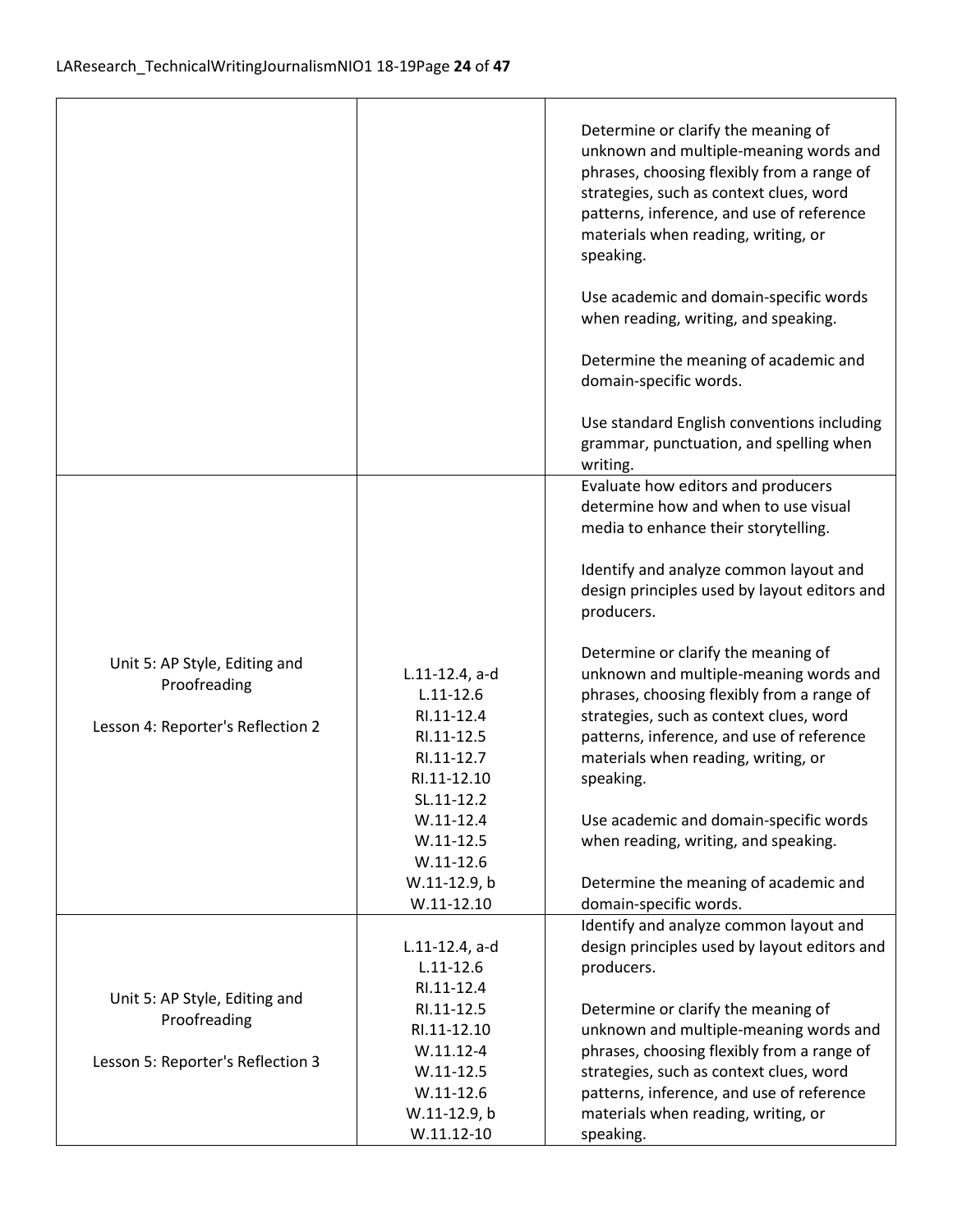| | | |
|---|---|---|
| | | Determine or clarify the meaning of unknown and multiple-meaning words and phrases, choosing flexibly from a range of strategies, such as context clues, word patterns, inference, and use of reference materials when reading, writing, or speaking.<br><br>Use academic and domain-specific words when reading, writing, and speaking.<br><br>Determine the meaning of academic and domain-specific words.<br><br>Use standard English conventions including grammar, punctuation, and spelling when writing. |
| Unit 5: AP Style, Editing and Proofreading<br><br>Lesson 4: Reporter's Reflection 2 | L.11-12.4, a-d<br>L.11-12.6<br>RI.11-12.4<br>RI.11-12.5<br>RI.11-12.7<br>RI.11-12.10<br>SL.11-12.2<br>W.11-12.4<br>W.11-12.5<br>W.11-12.6<br>W.11-12.9, b<br>W.11-12.10 | Evaluate how editors and producers determine how and when to use visual media to enhance their storytelling.<br><br>Identify and analyze common layout and design principles used by layout editors and producers.<br><br>Determine or clarify the meaning of unknown and multiple-meaning words and phrases, choosing flexibly from a range of strategies, such as context clues, word patterns, inference, and use of reference materials when reading, writing, or speaking.<br><br>Use academic and domain-specific words when reading, writing, and speaking.<br><br>Determine the meaning of academic and domain-specific words. |
| Unit 5: AP Style, Editing and Proofreading<br><br>Lesson 5: Reporter's Reflection 3 | L.11-12.4, a-d<br>L.11-12.6<br>RI.11-12.4<br>RI.11-12.5<br>RI.11-12.10<br>W.11.12-4<br>W.11-12.5<br>W.11-12.6<br>W.11-12.9, b<br>W.11.12-10 | Identify and analyze common layout and design principles used by layout editors and producers.<br><br>Determine or clarify the meaning of unknown and multiple-meaning words and phrases, choosing flexibly from a range of strategies, such as context clues, word patterns, inference, and use of reference materials when reading, writing, or speaking. |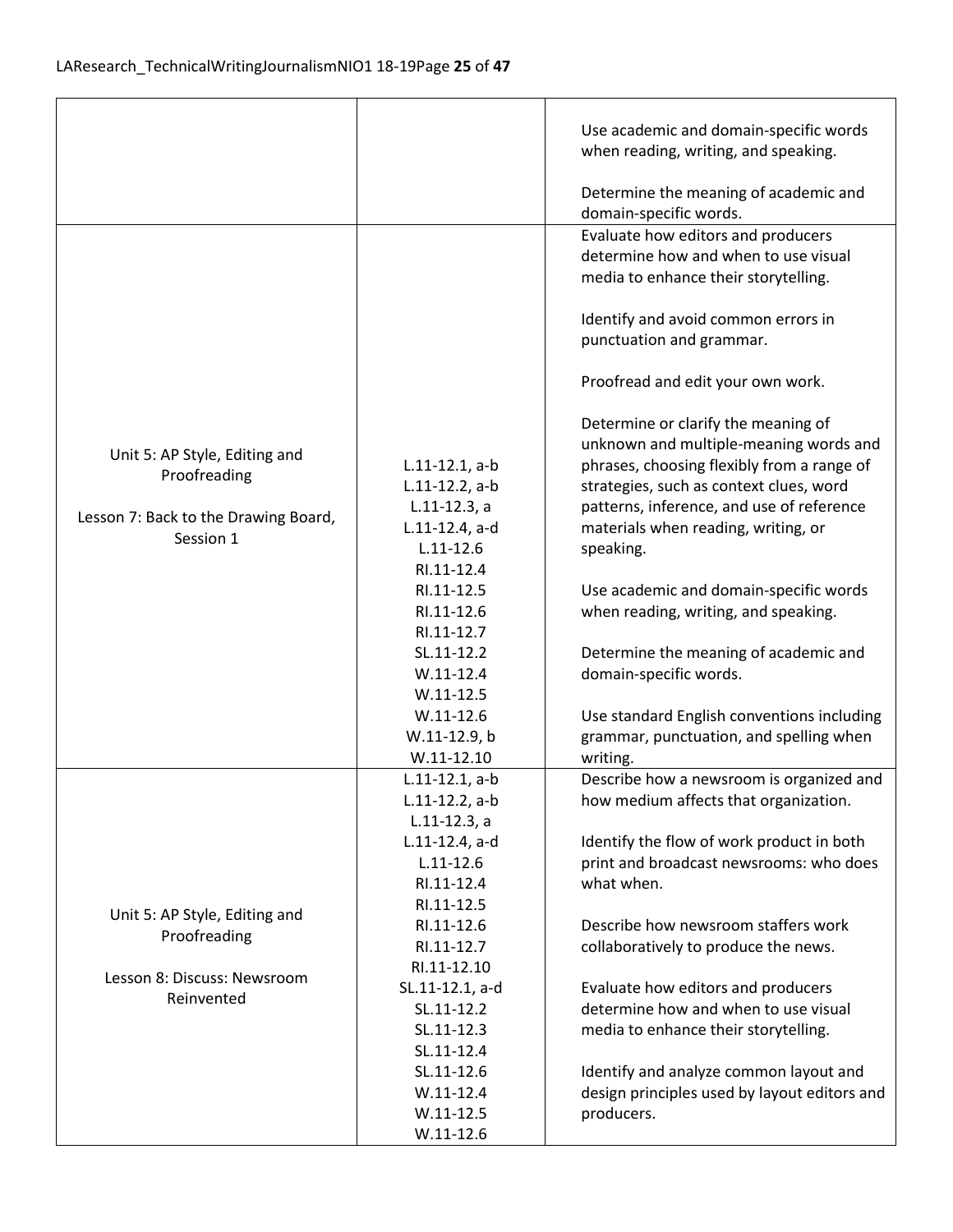| | | |
|---|---|---|
| | | Use academic and domain-specific words when reading, writing, and speaking.<br><br>Determine the meaning of academic and domain-specific words. |
| Unit 5: AP Style, Editing and Proofreading<br><br>Lesson 7: Back to the Drawing Board, Session 1 | L.11-12.1, a-b<br>L.11-12.2, a-b<br>L.11-12.3, a<br>L.11-12.4, a-d<br>L.11-12.6<br>RI.11-12.4<br>RI.11-12.5<br>RI.11-12.6<br>RI.11-12.7<br>SL.11-12.2<br>W.11-12.4<br>W.11-12.5<br>W.11-12.6<br>W.11-12.9, b<br>W.11-12.10 | Evaluate how editors and producers determine how and when to use visual media to enhance their storytelling.<br><br>Identify and avoid common errors in punctuation and grammar.<br><br>Proofread and edit your own work.<br><br>Determine or clarify the meaning of unknown and multiple-meaning words and phrases, choosing flexibly from a range of strategies, such as context clues, word patterns, inference, and use of reference materials when reading, writing, or speaking.<br><br>Use academic and domain-specific words when reading, writing, and speaking.<br><br>Determine the meaning of academic and domain-specific words.<br><br>Use standard English conventions including grammar, punctuation, and spelling when writing. |
| Unit 5: AP Style, Editing and Proofreading<br><br>Lesson 8: Discuss: Newsroom Reinvented | L.11-12.1, a-b<br>L.11-12.2, a-b<br>L.11-12.3, a<br>L.11-12.4, a-d<br>L.11-12.6<br>RI.11-12.4<br>RI.11-12.5<br>RI.11-12.6<br>RI.11-12.7<br>RI.11-12.10<br>SL.11-12.1, a-d<br>SL.11-12.2<br>SL.11-12.3<br>SL.11-12.4<br>SL.11-12.6<br>W.11-12.4<br>W.11-12.5<br>W.11-12.6 | Describe how a newsroom is organized and how medium affects that organization.<br><br>Identify the flow of work product in both print and broadcast newsrooms: who does what when.<br><br>Describe how newsroom staffers work collaboratively to produce the news.<br><br>Evaluate how editors and producers determine how and when to use visual media to enhance their storytelling.<br><br>Identify and analyze common layout and design principles used by layout editors and producers. |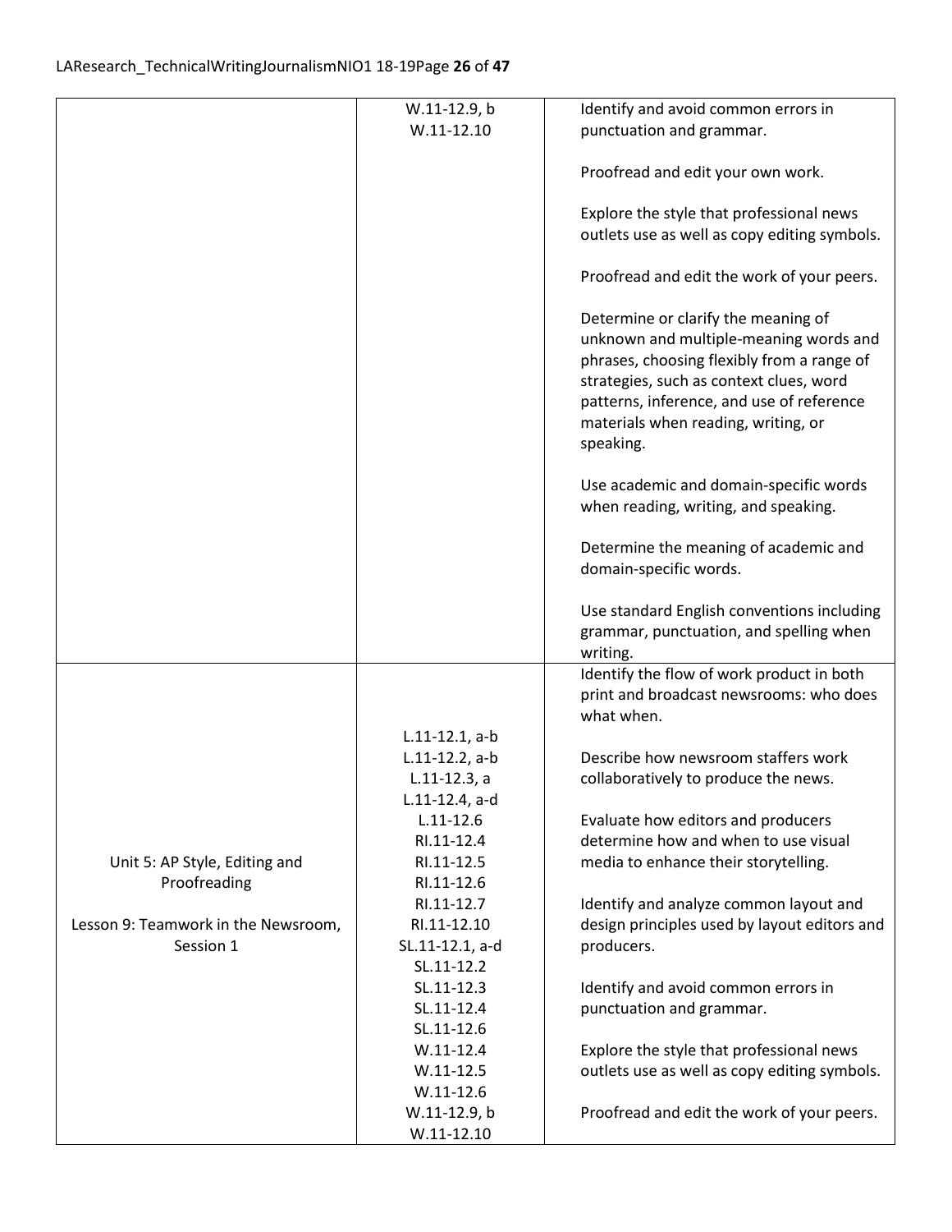| | | |
|---|---|---|
| | W.11-12.9, b<br>W.11-12.10 | Identify and avoid common errors in punctuation and grammar.<br><br>Proofread and edit your own work.<br><br>Explore the style that professional news outlets use as well as copy editing symbols.<br><br>Proofread and edit the work of your peers.<br><br>Determine or clarify the meaning of unknown and multiple-meaning words and phrases, choosing flexibly from a range of strategies, such as context clues, word patterns, inference, and use of reference materials when reading, writing, or speaking.<br><br>Use academic and domain-specific words when reading, writing, and speaking.<br><br>Determine the meaning of academic and domain-specific words.<br><br>Use standard English conventions including grammar, punctuation, and spelling when writing. |
| Unit 5: AP Style, Editing and Proofreading<br><br>Lesson 9: Teamwork in the Newsroom, Session 1 | L.11-12.1, a-b<br>L.11-12.2, a-b<br>L.11-12.3, a<br>L.11-12.4, a-d<br>L.11-12.6<br>RI.11-12.4<br>RI.11-12.5<br>RI.11-12.6<br>RI.11-12.7<br>RI.11-12.10<br>SL.11-12.1, a-d<br>SL.11-12.2<br>SL.11-12.3<br>SL.11-12.4<br>SL.11-12.6<br>W.11-12.4<br>W.11-12.5<br>W.11-12.6<br>W.11-12.9, b<br>W.11-12.10 | Identify the flow of work product in both print and broadcast newsrooms: who does what when.<br><br>Describe how newsroom staffers work collaboratively to produce the news.<br><br>Evaluate how editors and producers determine how and when to use visual media to enhance their storytelling.<br><br>Identify and analyze common layout and design principles used by layout editors and producers.<br><br>Identify and avoid common errors in punctuation and grammar.<br><br>Explore the style that professional news outlets use as well as copy editing symbols.<br><br>Proofread and edit the work of your peers. |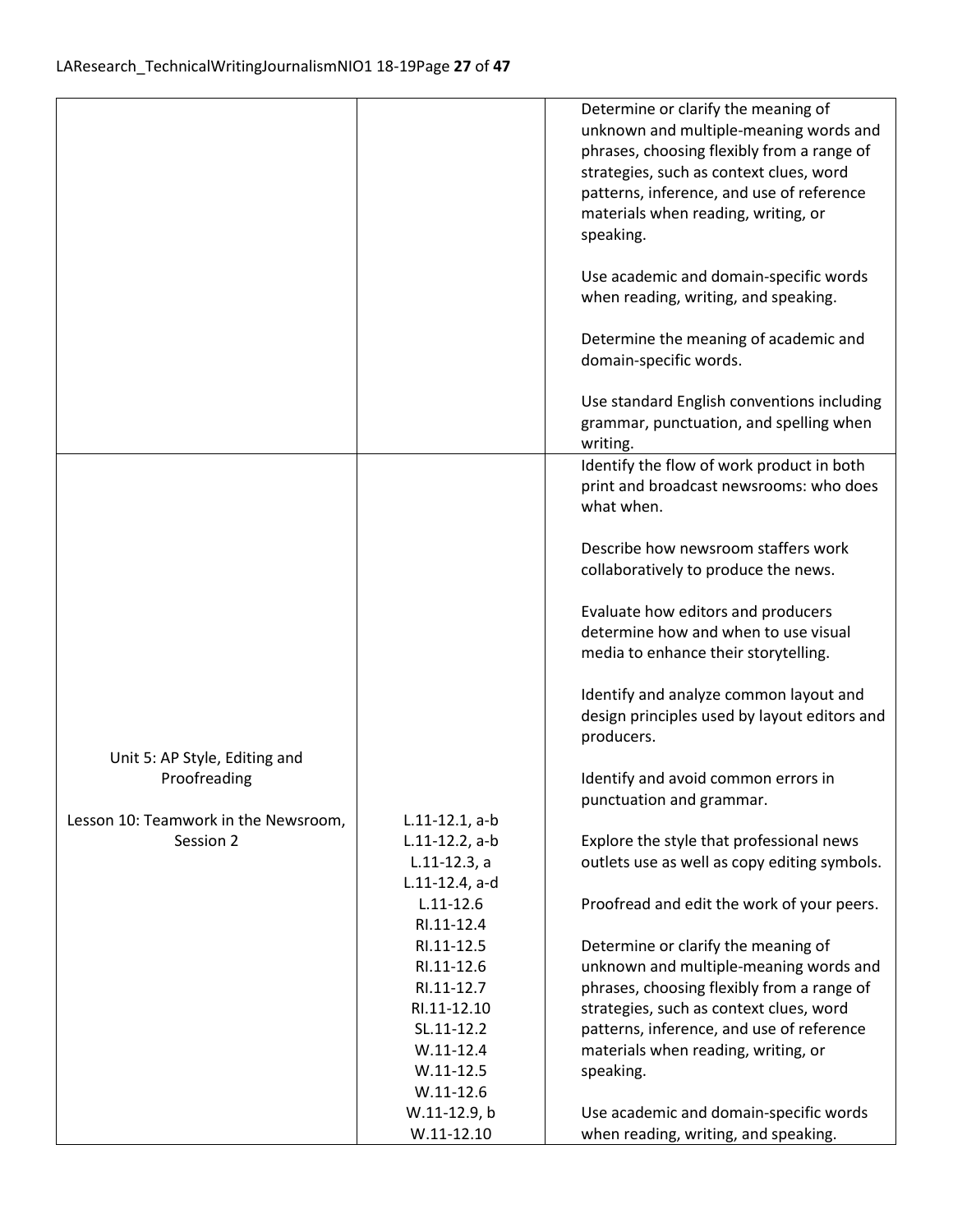| | | |
|---|---|---|
| | | Determine or clarify the meaning of unknown and multiple-meaning words and phrases, choosing flexibly from a range of strategies, such as context clues, word patterns, inference, and use of reference materials when reading, writing, or speaking.<br><br>Use academic and domain-specific words when reading, writing, and speaking.<br><br>Determine the meaning of academic and domain-specific words.<br><br>Use standard English conventions including grammar, punctuation, and spelling when writing. |
| Unit 5: AP Style, Editing and Proofreading<br><br>Lesson 10: Teamwork in the Newsroom, Session 2 | L.11-12.1, a-b<br>L.11-12.2, a-b<br>L.11-12.3, a<br>L.11-12.4, a-d<br>L.11-12.6<br>RI.11-12.4<br>RI.11-12.5<br>RI.11-12.6<br>RI.11-12.7<br>RI.11-12.10<br>SL.11-12.2<br>W.11-12.4<br>W.11-12.5<br>W.11-12.6<br>W.11-12.9, b<br>W.11-12.10 | Identify the flow of work product in both print and broadcast newsrooms: who does what when.<br><br>Describe how newsroom staffers work collaboratively to produce the news.<br><br>Evaluate how editors and producers determine how and when to use visual media to enhance their storytelling.<br><br>Identify and analyze common layout and design principles used by layout editors and producers.<br><br>Identify and avoid common errors in punctuation and grammar.<br><br>Explore the style that professional news outlets use as well as copy editing symbols.<br><br>Proofread and edit the work of your peers.<br><br>Determine or clarify the meaning of unknown and multiple-meaning words and phrases, choosing flexibly from a range of strategies, such as context clues, word patterns, inference, and use of reference materials when reading, writing, or speaking.<br><br>Use academic and domain-specific words when reading, writing, and speaking. |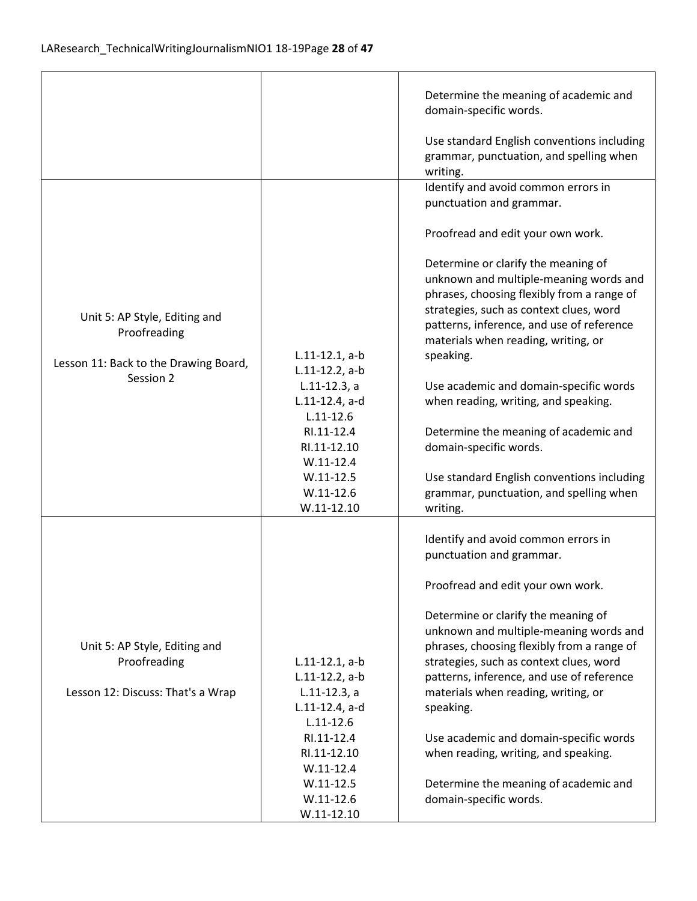| | | |
|---|---|---|
| | | Determine the meaning of academic and domain-specific words.<br><br>Use standard English conventions including grammar, punctuation, and spelling when writing. |
| Unit 5: AP Style, Editing and Proofreading<br><br>Lesson 11: Back to the Drawing Board, Session 2 | L.11-12.1, a-b<br>L.11-12.2, a-b<br>L.11-12.3, a<br>L.11-12.4, a-d<br>L.11-12.6<br>RI.11-12.4<br>RI.11-12.10<br>W.11-12.4<br>W.11-12.5<br>W.11-12.6<br>W.11-12.10 | Identify and avoid common errors in punctuation and grammar.<br><br>Proofread and edit your own work.<br><br>Determine or clarify the meaning of unknown and multiple-meaning words and phrases, choosing flexibly from a range of strategies, such as context clues, word patterns, inference, and use of reference materials when reading, writing, or speaking.<br><br>Use academic and domain-specific words when reading, writing, and speaking.<br><br>Determine the meaning of academic and domain-specific words.<br><br>Use standard English conventions including grammar, punctuation, and spelling when writing. |
| Unit 5: AP Style, Editing and Proofreading<br><br>Lesson 12: Discuss: That's a Wrap | L.11-12.1, a-b<br>L.11-12.2, a-b<br>L.11-12.3, a<br>L.11-12.4, a-d<br>L.11-12.6<br>RI.11-12.4<br>RI.11-12.10<br>W.11-12.4<br>W.11-12.5<br>W.11-12.6<br>W.11-12.10 | Identify and avoid common errors in punctuation and grammar.<br><br>Proofread and edit your own work.<br><br>Determine or clarify the meaning of unknown and multiple-meaning words and phrases, choosing flexibly from a range of strategies, such as context clues, word patterns, inference, and use of reference materials when reading, writing, or speaking.<br><br>Use academic and domain-specific words when reading, writing, and speaking.<br><br>Determine the meaning of academic and domain-specific words. |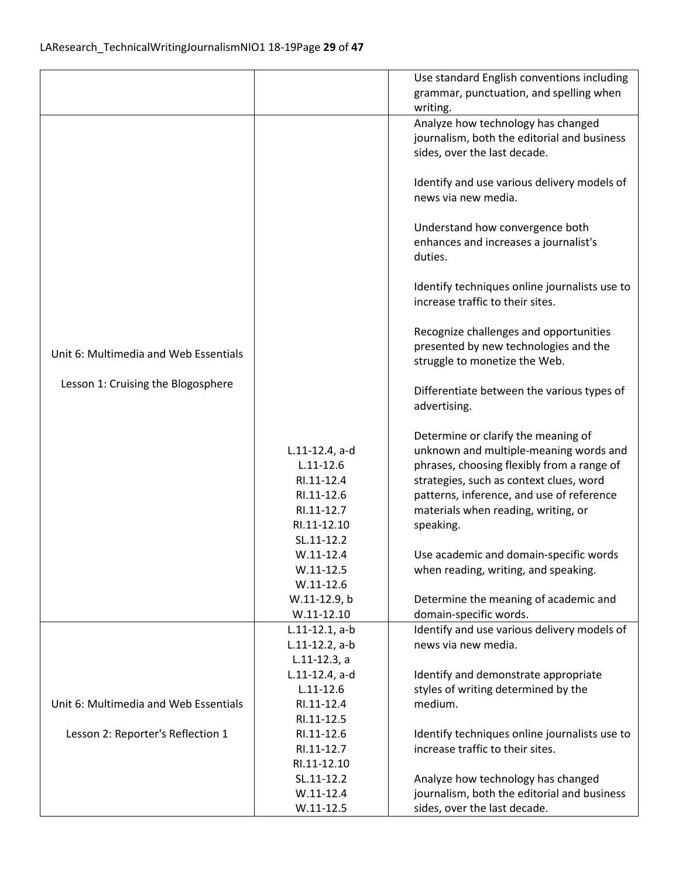| | | |
|---|---|---|
| | | Use standard English conventions including grammar, punctuation, and spelling when writing. |
| Unit 6: Multimedia and Web Essentials<br><br>Lesson 1: Cruising the Blogosphere | L.11-12.4, a-d<br>L.11-12.6<br>RI.11-12.4<br>RI.11-12.6<br>RI.11-12.7<br>RI.11-12.10<br>SL.11-12.2<br>W.11-12.4<br>W.11-12.5<br>W.11-12.6<br>W.11-12.9, b<br>W.11-12.10 | Analyze how technology has changed journalism, both the editorial and business sides, over the last decade.<br><br>Identify and use various delivery models of news via new media.<br><br>Understand how convergence both enhances and increases a journalist's duties.<br><br>Identify techniques online journalists use to increase traffic to their sites.<br><br>Recognize challenges and opportunities presented by new technologies and the struggle to monetize the Web.<br><br>Differentiate between the various types of advertising.<br><br>Determine or clarify the meaning of unknown and multiple-meaning words and phrases, choosing flexibly from a range of strategies, such as context clues, word patterns, inference, and use of reference materials when reading, writing, or speaking.<br><br>Use academic and domain-specific words when reading, writing, and speaking.<br><br>Determine the meaning of academic and domain-specific words. |
| Unit 6: Multimedia and Web Essentials<br><br>Lesson 2: Reporter's Reflection 1 | L.11-12.1, a-b<br>L.11-12.2, a-b<br>L.11-12.3, a<br>L.11-12.4, a-d<br>L.11-12.6<br>RI.11-12.4<br>RI.11-12.5<br>RI.11-12.6<br>RI.11-12.7<br>RI.11-12.10<br>SL.11-12.2<br>W.11-12.4<br>W.11-12.5 | Identify and use various delivery models of news via new media.<br><br>Identify and demonstrate appropriate styles of writing determined by the medium.<br><br>Identify techniques online journalists use to increase traffic to their sites.<br><br>Analyze how technology has changed journalism, both the editorial and business sides, over the last decade. |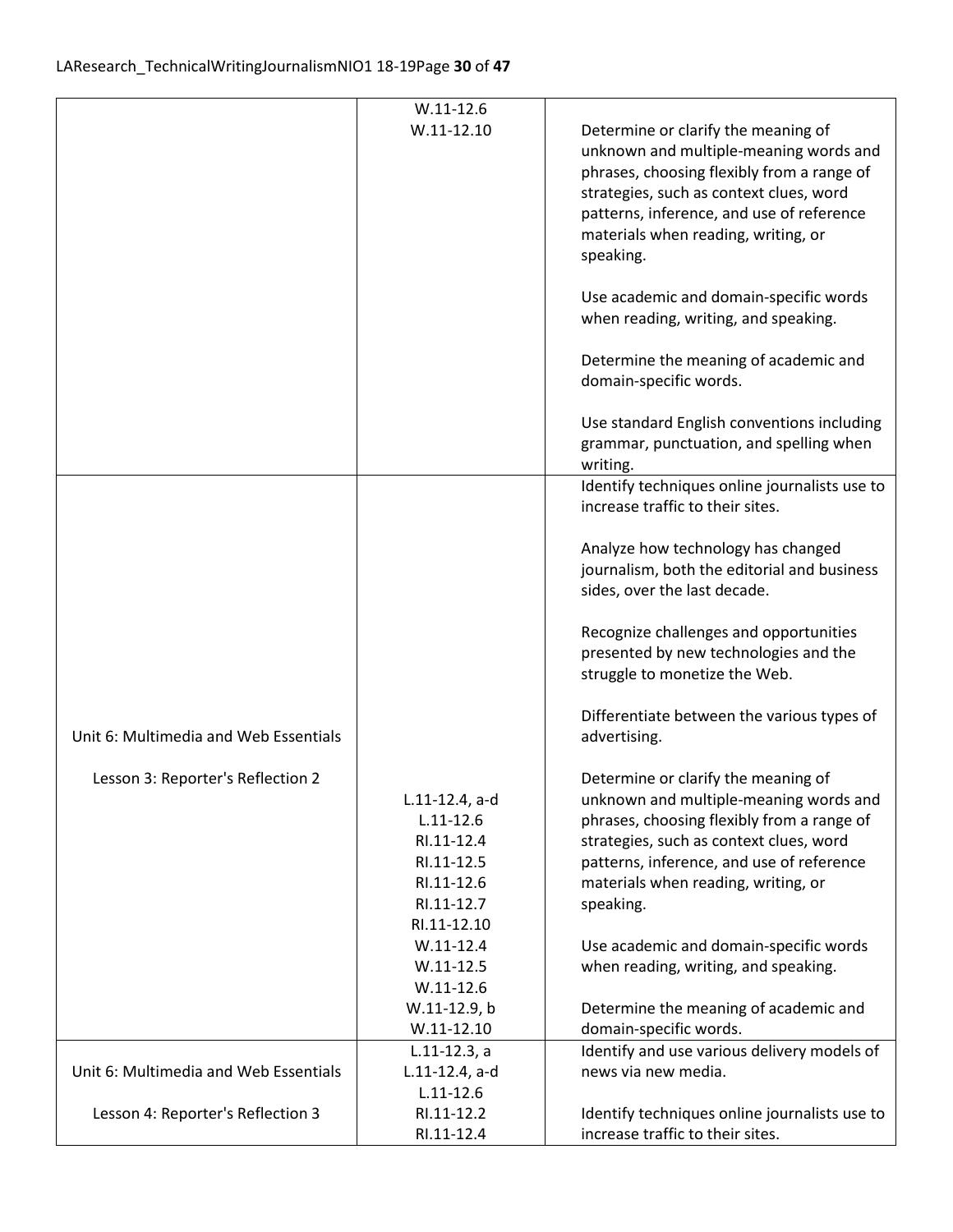| | | |
|---|---|---|
| | W.11-12.6<br>W.11-12.10 | Determine or clarify the meaning of unknown and multiple-meaning words and phrases, choosing flexibly from a range of strategies, such as context clues, word patterns, inference, and use of reference materials when reading, writing, or speaking.<br><br>Use academic and domain-specific words when reading, writing, and speaking.<br><br>Determine the meaning of academic and domain-specific words.<br><br>Use standard English conventions including grammar, punctuation, and spelling when writing. |
| Unit 6: Multimedia and Web Essentials<br><br>Lesson 3: Reporter's Reflection 2 | L.11-12.4, a-d<br>L.11-12.6<br>RI.11-12.4<br>RI.11-12.5<br>RI.11-12.6<br>RI.11-12.7<br>RI.11-12.10<br>W.11-12.4<br>W.11-12.5<br>W.11-12.6<br>W.11-12.9, b<br>W.11-12.10 | Identify techniques online journalists use to increase traffic to their sites.<br><br>Analyze how technology has changed journalism, both the editorial and business sides, over the last decade.<br><br>Recognize challenges and opportunities presented by new technologies and the struggle to monetize the Web.<br><br>Differentiate between the various types of advertising.<br><br>Determine or clarify the meaning of unknown and multiple-meaning words and phrases, choosing flexibly from a range of strategies, such as context clues, word patterns, inference, and use of reference materials when reading, writing, or speaking.<br><br>Use academic and domain-specific words when reading, writing, and speaking.<br><br>Determine the meaning of academic and domain-specific words. |
| Unit 6: Multimedia and Web Essentials<br><br>Lesson 4: Reporter's Reflection 3 | L.11-12.3, a<br>L.11-12.4, a-d<br>L.11-12.6<br>RI.11-12.2<br>RI.11-12.4 | Identify and use various delivery models of news via new media.<br><br>Identify techniques online journalists use to increase traffic to their sites. |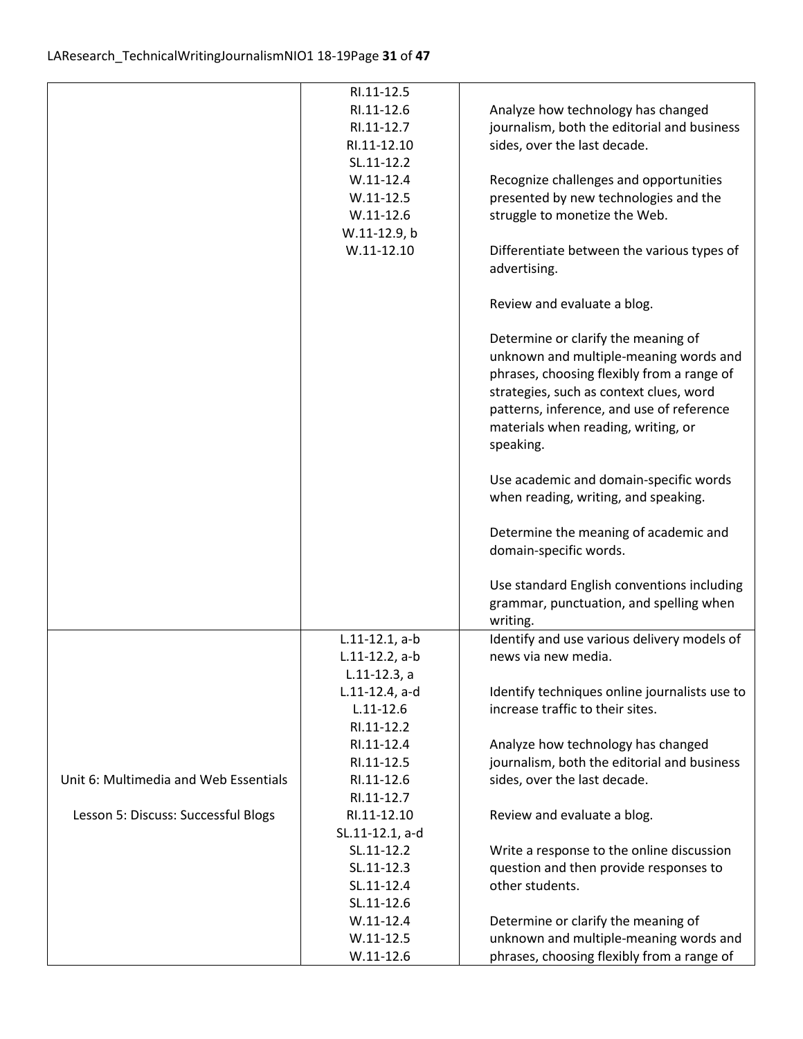| | | |
|---|---|---|
| | RI.11-12.5<br>RI.11-12.6<br>RI.11-12.7<br>RI.11-12.10<br>SL.11-12.2<br>W.11-12.4<br>W.11-12.5<br>W.11-12.6<br>W.11-12.9, b<br>W.11-12.10 | Analyze how technology has changed journalism, both the editorial and business sides, over the last decade.<br><br>Recognize challenges and opportunities presented by new technologies and the struggle to monetize the Web.<br><br>Differentiate between the various types of advertising.<br><br>Review and evaluate a blog.<br><br>Determine or clarify the meaning of unknown and multiple-meaning words and phrases, choosing flexibly from a range of strategies, such as context clues, word patterns, inference, and use of reference materials when reading, writing, or speaking.<br><br>Use academic and domain-specific words when reading, writing, and speaking.<br><br>Determine the meaning of academic and domain-specific words.<br><br>Use standard English conventions including grammar, punctuation, and spelling when writing. |
| Unit 6: Multimedia and Web Essentials<br><br>Lesson 5: Discuss: Successful Blogs | L.11-12.1, a-b<br>L.11-12.2, a-b<br>L.11-12.3, a<br>L.11-12.4, a-d<br>L.11-12.6<br>RI.11-12.2<br>RI.11-12.4<br>RI.11-12.5<br>RI.11-12.6<br>RI.11-12.7<br>RI.11-12.10<br>SL.11-12.1, a-d<br>SL.11-12.2<br>SL.11-12.3<br>SL.11-12.4<br>SL.11-12.6<br>W.11-12.4<br>W.11-12.5<br>W.11-12.6 | Identify and use various delivery models of news via new media.<br><br>Identify techniques online journalists use to increase traffic to their sites.<br><br>Analyze how technology has changed journalism, both the editorial and business sides, over the last decade.<br><br>Review and evaluate a blog.<br><br>Write a response to the online discussion question and then provide responses to other students.<br><br>Determine or clarify the meaning of unknown and multiple-meaning words and phrases, choosing flexibly from a range of |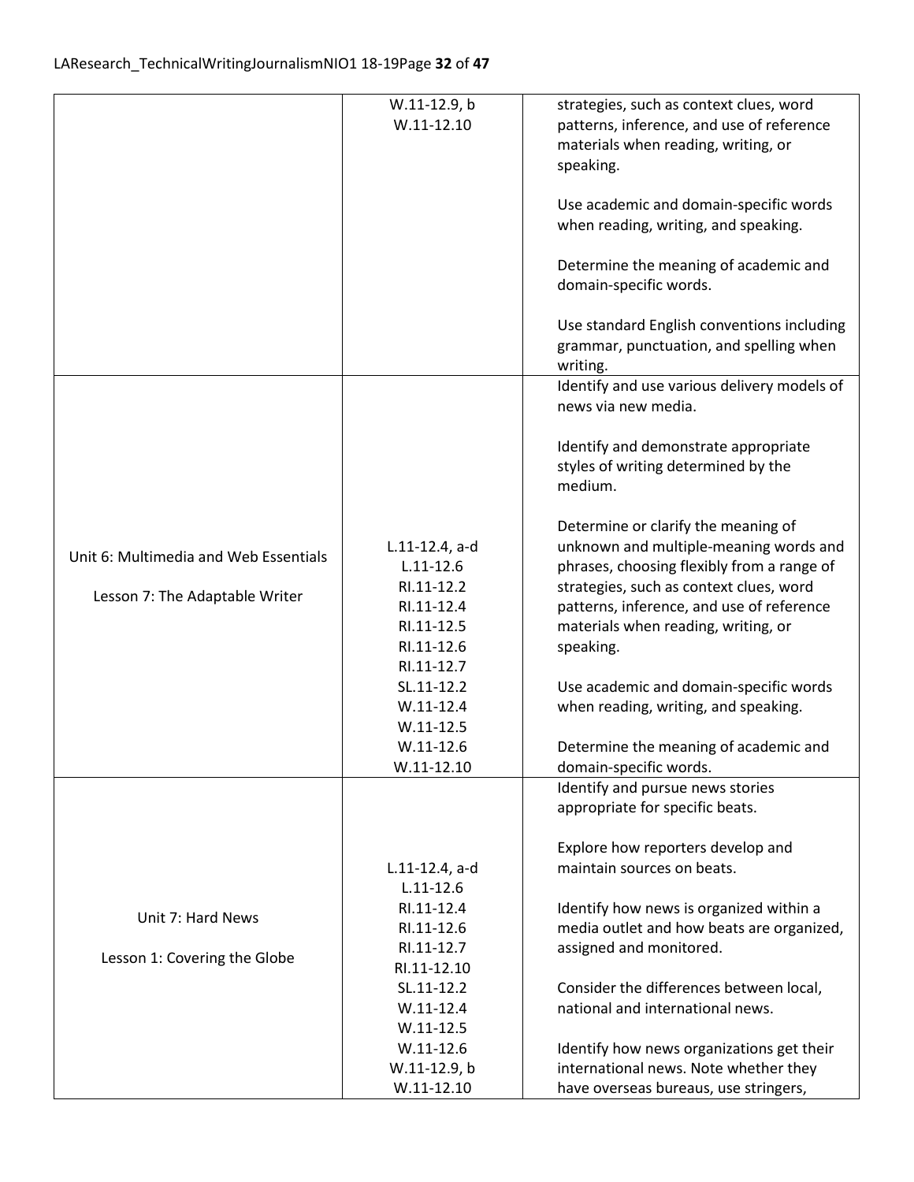| | | |
|---|---|---|
| | W.11-12.9, b<br>W.11-12.10 | strategies, such as context clues, word patterns, inference, and use of reference materials when reading, writing, or speaking.<br><br>Use academic and domain-specific words when reading, writing, and speaking.<br><br>Determine the meaning of academic and domain-specific words.<br><br>Use standard English conventions including grammar, punctuation, and spelling when writing. |
| Unit 6: Multimedia and Web Essentials<br><br>Lesson 7: The Adaptable Writer | L.11-12.4, a-d<br>L.11-12.6<br>RI.11-12.2<br>RI.11-12.4<br>RI.11-12.5<br>RI.11-12.6<br>RI.11-12.7<br>SL.11-12.2<br>W.11-12.4<br>W.11-12.5<br>W.11-12.6<br>W.11-12.10 | Identify and use various delivery models of news via new media.<br><br>Identify and demonstrate appropriate styles of writing determined by the medium.<br><br>Determine or clarify the meaning of unknown and multiple-meaning words and phrases, choosing flexibly from a range of strategies, such as context clues, word patterns, inference, and use of reference materials when reading, writing, or speaking.<br><br>Use academic and domain-specific words when reading, writing, and speaking.<br><br>Determine the meaning of academic and domain-specific words. |
| Unit 7: Hard News<br><br>Lesson 1: Covering the Globe | L.11-12.4, a-d<br>L.11-12.6<br>RI.11-12.4<br>RI.11-12.6<br>RI.11-12.7<br>RI.11-12.10<br>SL.11-12.2<br>W.11-12.4<br>W.11-12.5<br>W.11-12.6<br>W.11-12.9, b<br>W.11-12.10 | Identify and pursue news stories appropriate for specific beats.<br><br>Explore how reporters develop and maintain sources on beats.<br><br>Identify how news is organized within a media outlet and how beats are organized, assigned and monitored.<br><br>Consider the differences between local, national and international news.<br><br>Identify how news organizations get their international news. Note whether they have overseas bureaus, use stringers, |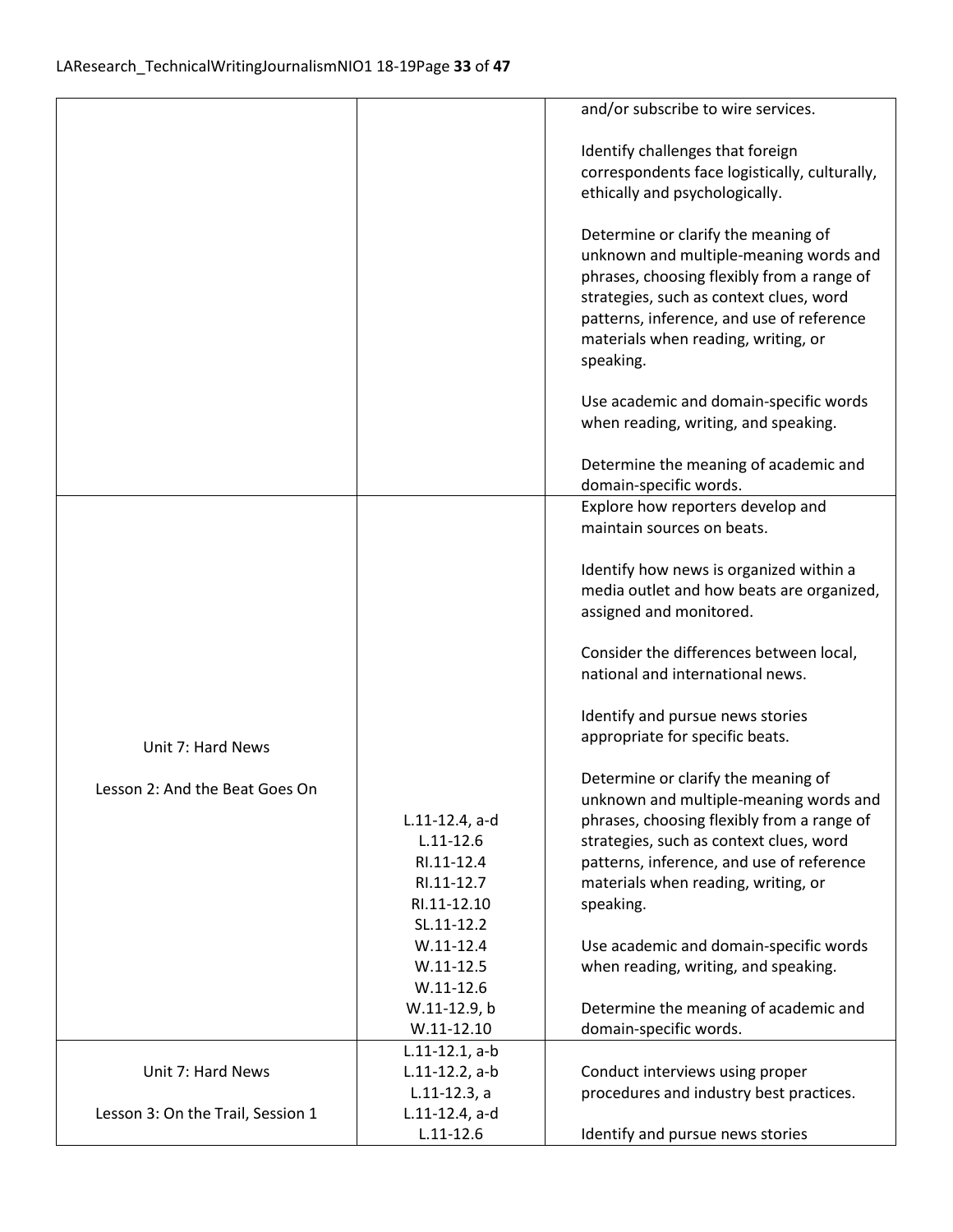| | | |
|---|---|---|
| | | and/or subscribe to wire services.<br><br>Identify challenges that foreign correspondents face logistically, culturally, ethically and psychologically.<br><br>Determine or clarify the meaning of unknown and multiple-meaning words and phrases, choosing flexibly from a range of strategies, such as context clues, word patterns, inference, and use of reference materials when reading, writing, or speaking.<br><br>Use academic and domain-specific words when reading, writing, and speaking.<br><br>Determine the meaning of academic and domain-specific words. |
| Unit 7: Hard News<br><br>Lesson 2: And the Beat Goes On | L.11-12.4, a-d<br>L.11-12.6<br>RI.11-12.4<br>RI.11-12.7<br>RI.11-12.10<br>SL.11-12.2<br>W.11-12.4<br>W.11-12.5<br>W.11-12.6<br>W.11-12.9, b<br>W.11-12.10 | Explore how reporters develop and maintain sources on beats.<br><br>Identify how news is organized within a media outlet and how beats are organized, assigned and monitored.<br><br>Consider the differences between local, national and international news.<br><br>Identify and pursue news stories appropriate for specific beats.<br><br>Determine or clarify the meaning of unknown and multiple-meaning words and phrases, choosing flexibly from a range of strategies, such as context clues, word patterns, inference, and use of reference materials when reading, writing, or speaking.<br><br>Use academic and domain-specific words when reading, writing, and speaking.<br><br>Determine the meaning of academic and domain-specific words. |
| Unit 7: Hard News<br><br>Lesson 3: On the Trail, Session 1 | L.11-12.1, a-b<br>L.11-12.2, a-b<br>L.11-12.3, a<br>L.11-12.4, a-d<br>L.11-12.6 | Conduct interviews using proper procedures and industry best practices.<br><br>Identify and pursue news stories |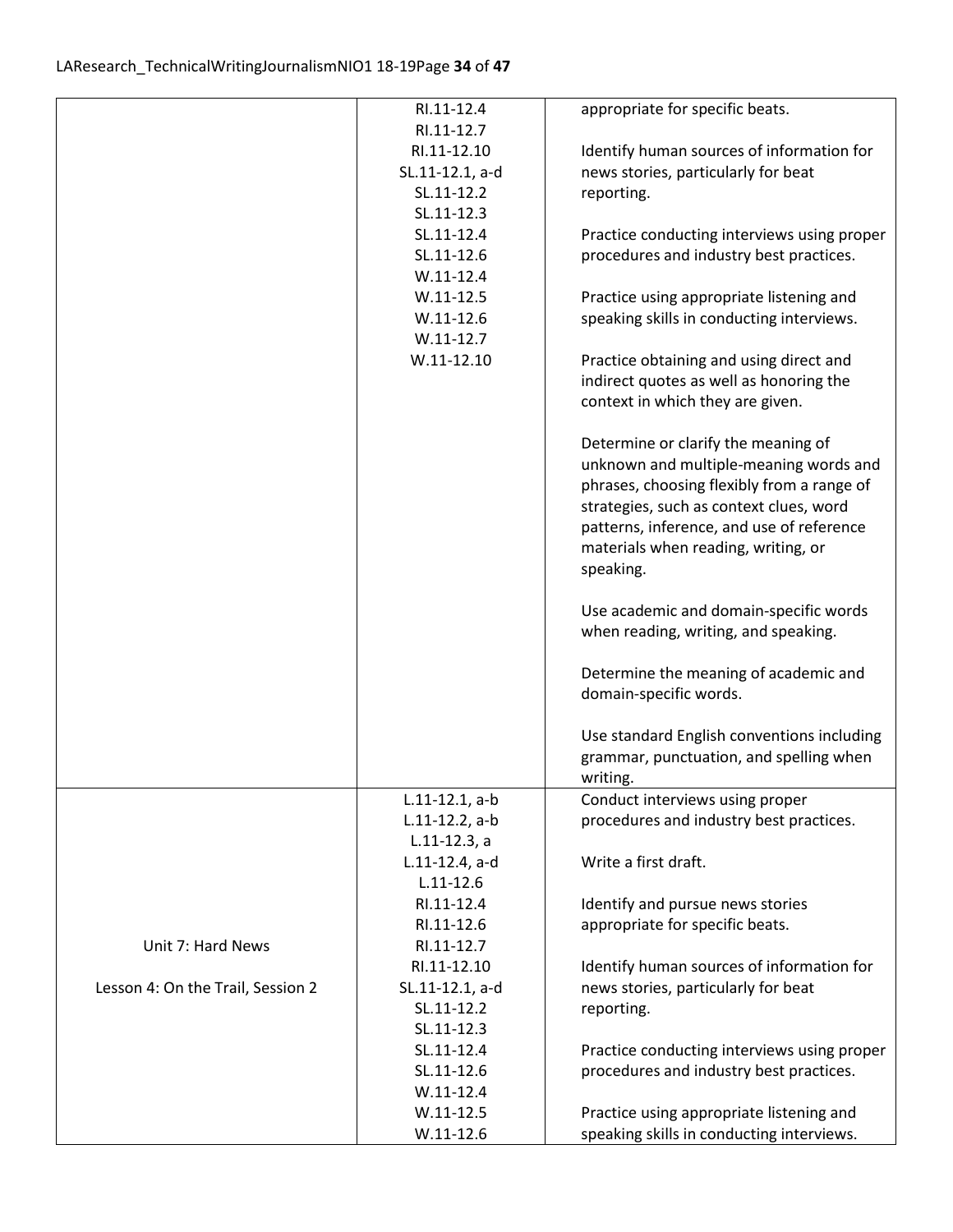| | | |
|---|---|---|
| | RI.11-12.4<br>RI.11-12.7<br>RI.11-12.10<br>SL.11-12.1, a-d<br>SL.11-12.2<br>SL.11-12.3<br>SL.11-12.4<br>SL.11-12.6<br>W.11-12.4<br>W.11-12.5<br>W.11-12.6<br>W.11-12.7<br>W.11-12.10 | appropriate for specific beats.<br><br>Identify human sources of information for news stories, particularly for beat reporting.<br><br>Practice conducting interviews using proper procedures and industry best practices.<br><br>Practice using appropriate listening and speaking skills in conducting interviews.<br><br>Practice obtaining and using direct and indirect quotes as well as honoring the context in which they are given.<br><br>Determine or clarify the meaning of unknown and multiple-meaning words and phrases, choosing flexibly from a range of strategies, such as context clues, word patterns, inference, and use of reference materials when reading, writing, or speaking.<br><br>Use academic and domain-specific words when reading, writing, and speaking.<br><br>Determine the meaning of academic and domain-specific words.<br><br>Use standard English conventions including grammar, punctuation, and spelling when writing. |
| Unit 7: Hard News<br><br>Lesson 4: On the Trail, Session 2 | L.11-12.1, a-b<br>L.11-12.2, a-b<br>L.11-12.3, a<br>L.11-12.4, a-d<br>L.11-12.6<br>RI.11-12.4<br>RI.11-12.6<br>RI.11-12.7<br>RI.11-12.10<br>SL.11-12.1, a-d<br>SL.11-12.2<br>SL.11-12.3<br>SL.11-12.4<br>SL.11-12.6<br>W.11-12.4<br>W.11-12.5<br>W.11-12.6 | Conduct interviews using proper procedures and industry best practices.<br><br>Write a first draft.<br><br>Identify and pursue news stories appropriate for specific beats.<br><br>Identify human sources of information for news stories, particularly for beat reporting.<br><br>Practice conducting interviews using proper procedures and industry best practices.<br><br>Practice using appropriate listening and speaking skills in conducting interviews. |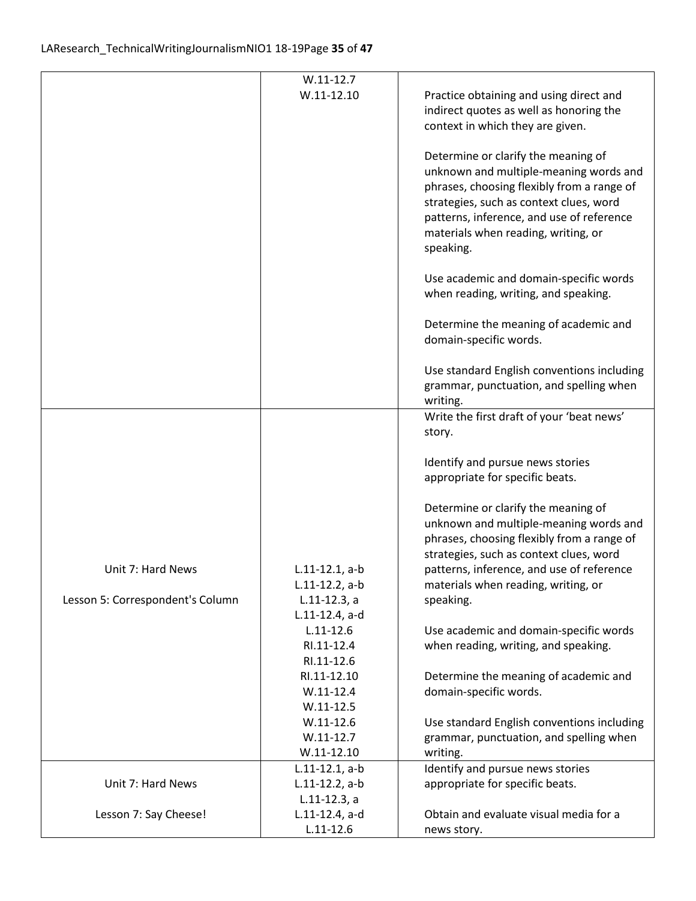| | | |
|---|---|---|
| | W.11-12.7<br>W.11-12.10 | Practice obtaining and using direct and indirect quotes as well as honoring the context in which they are given.<br><br>Determine or clarify the meaning of unknown and multiple-meaning words and phrases, choosing flexibly from a range of strategies, such as context clues, word patterns, inference, and use of reference materials when reading, writing, or speaking.<br><br>Use academic and domain-specific words when reading, writing, and speaking.<br><br>Determine the meaning of academic and domain-specific words.<br><br>Use standard English conventions including grammar, punctuation, and spelling when writing. |
| Unit 7: Hard News<br><br>Lesson 5: Correspondent's Column | L.11-12.1, a-b<br>L.11-12.2, a-b<br>L.11-12.3, a<br>L.11-12.4, a-d<br>L.11-12.6<br>RI.11-12.4<br>RI.11-12.6<br>RI.11-12.10<br>W.11-12.4<br>W.11-12.5<br>W.11-12.6<br>W.11-12.7<br>W.11-12.10 | Write the first draft of your 'beat news' story.<br><br>Identify and pursue news stories appropriate for specific beats.<br><br>Determine or clarify the meaning of unknown and multiple-meaning words and phrases, choosing flexibly from a range of strategies, such as context clues, word patterns, inference, and use of reference materials when reading, writing, or speaking.<br><br>Use academic and domain-specific words when reading, writing, and speaking.<br><br>Determine the meaning of academic and domain-specific words.<br><br>Use standard English conventions including grammar, punctuation, and spelling when writing. |
| Unit 7: Hard News<br><br>Lesson 7: Say Cheese! | L.11-12.1, a-b<br>L.11-12.2, a-b<br>L.11-12.3, a<br>L.11-12.4, a-d<br>L.11-12.6 | Identify and pursue news stories appropriate for specific beats.<br><br>Obtain and evaluate visual media for a news story. |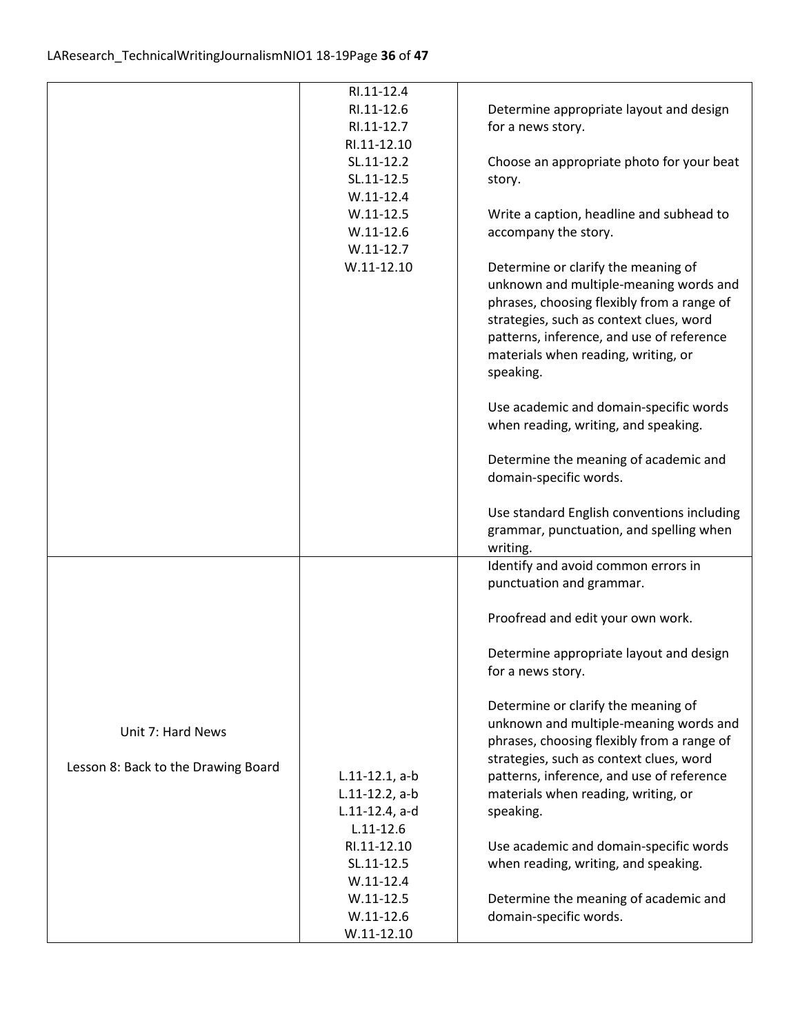| | | |
|---|---|---|
| | RI.11-12.4<br>RI.11-12.6<br>RI.11-12.7<br>RI.11-12.10<br>SL.11-12.2<br>SL.11-12.5<br>W.11-12.4<br>W.11-12.5<br>W.11-12.6<br>W.11-12.7<br>W.11-12.10 | Determine appropriate layout and design for a news story.<br><br>Choose an appropriate photo for your beat story.<br><br>Write a caption, headline and subhead to accompany the story.<br><br>Determine or clarify the meaning of unknown and multiple-meaning words and phrases, choosing flexibly from a range of strategies, such as context clues, word patterns, inference, and use of reference materials when reading, writing, or speaking.<br><br>Use academic and domain-specific words when reading, writing, and speaking.<br><br>Determine the meaning of academic and domain-specific words.<br><br>Use standard English conventions including grammar, punctuation, and spelling when writing. |
| Unit 7: Hard News<br><br>Lesson 8: Back to the Drawing Board | L.11-12.1, a-b<br>L.11-12.2, a-b<br>L.11-12.4, a-d<br>L.11-12.6<br>RI.11-12.10<br>SL.11-12.5<br>W.11-12.4<br>W.11-12.5<br>W.11-12.6<br>W.11-12.10 | Identify and avoid common errors in punctuation and grammar.<br><br>Proofread and edit your own work.<br><br>Determine appropriate layout and design for a news story.<br><br>Determine or clarify the meaning of unknown and multiple-meaning words and phrases, choosing flexibly from a range of strategies, such as context clues, word patterns, inference, and use of reference materials when reading, writing, or speaking.<br><br>Use academic and domain-specific words when reading, writing, and speaking.<br><br>Determine the meaning of academic and domain-specific words. |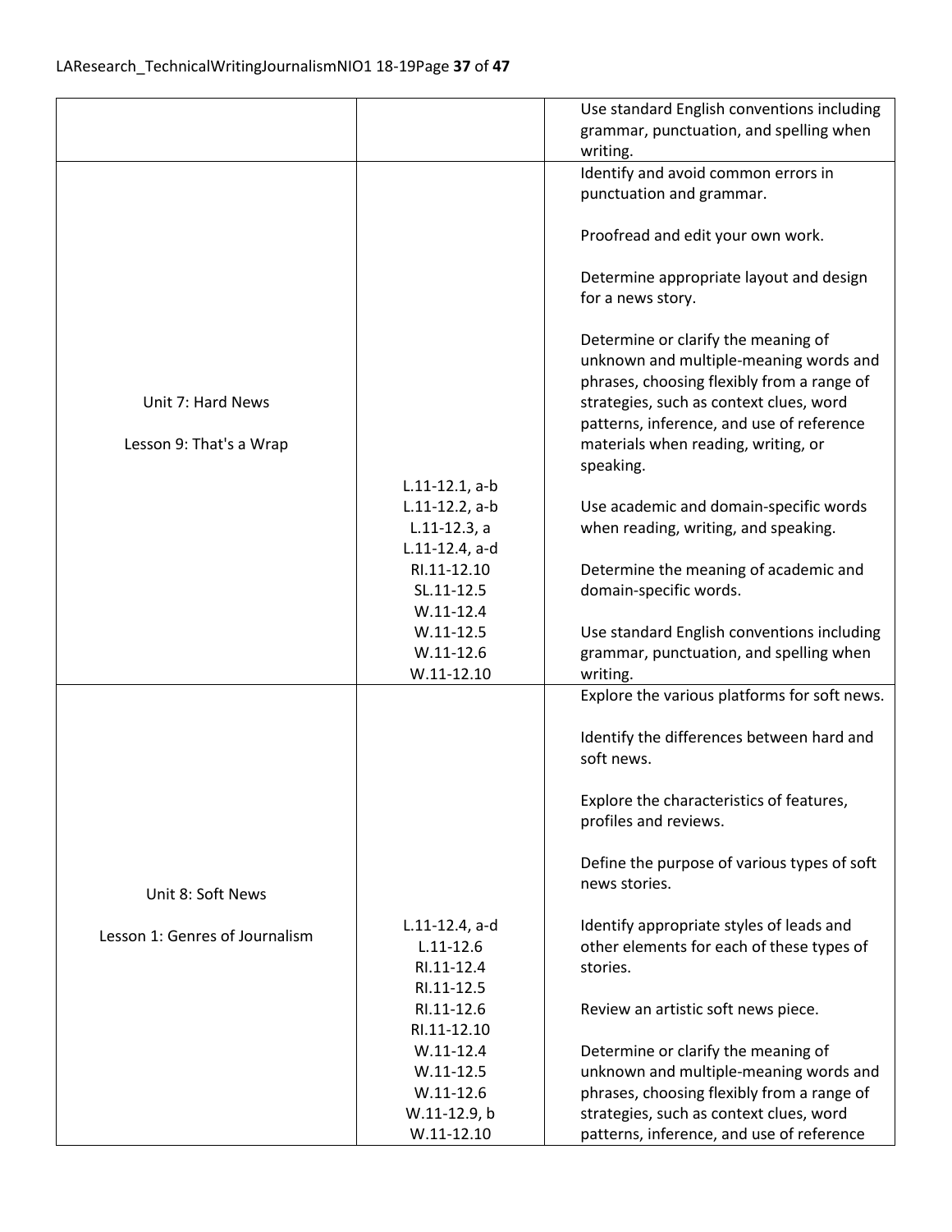| | | |
|---|---|---|
| | | Use standard English conventions including grammar, punctuation, and spelling when writing. |
| Unit 7: Hard News<br><br>Lesson 9: That's a Wrap | L.11-12.1, a-b<br>L.11-12.2, a-b<br>L.11-12.3, a<br>L.11-12.4, a-d<br>RI.11-12.10<br>SL.11-12.5<br>W.11-12.4<br>W.11-12.5<br>W.11-12.6<br>W.11-12.10 | Identify and avoid common errors in punctuation and grammar.<br><br>Proofread and edit your own work.<br><br>Determine appropriate layout and design for a news story.<br><br>Determine or clarify the meaning of unknown and multiple-meaning words and phrases, choosing flexibly from a range of strategies, such as context clues, word patterns, inference, and use of reference materials when reading, writing, or speaking.<br><br>Use academic and domain-specific words when reading, writing, and speaking.<br><br>Determine the meaning of academic and domain-specific words.<br><br>Use standard English conventions including grammar, punctuation, and spelling when writing. |
| Unit 8: Soft News<br><br>Lesson 1: Genres of Journalism | L.11-12.4, a-d<br>L.11-12.6<br>RI.11-12.4<br>RI.11-12.5<br>RI.11-12.6<br>RI.11-12.10<br>W.11-12.4<br>W.11-12.5<br>W.11-12.6<br>W.11-12.9, b<br>W.11-12.10 | Explore the various platforms for soft news.<br><br>Identify the differences between hard and soft news.<br><br>Explore the characteristics of features, profiles and reviews.<br><br>Define the purpose of various types of soft news stories.<br><br>Identify appropriate styles of leads and other elements for each of these types of stories.<br><br>Review an artistic soft news piece.<br><br>Determine or clarify the meaning of unknown and multiple-meaning words and phrases, choosing flexibly from a range of strategies, such as context clues, word patterns, inference, and use of reference |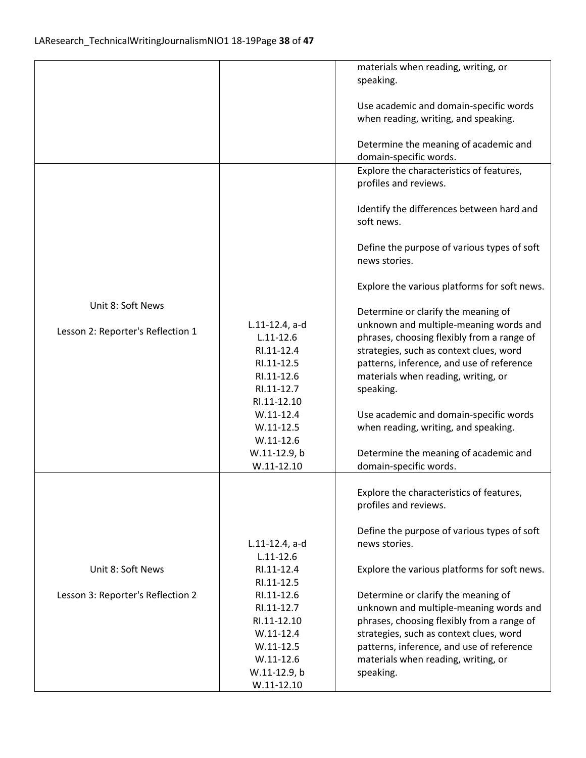| | | |
|---|---|---|
| | | materials when reading, writing, or speaking.<br><br>Use academic and domain-specific words when reading, writing, and speaking.<br><br>Determine the meaning of academic and domain-specific words. |
| Unit 8: Soft News<br><br>Lesson 2: Reporter's Reflection 1 | L.11-12.4, a-d<br>L.11-12.6<br>RI.11-12.4<br>RI.11-12.5<br>RI.11-12.6<br>RI.11-12.7<br>RI.11-12.10<br>W.11-12.4<br>W.11-12.5<br>W.11-12.6<br>W.11-12.9, b<br>W.11-12.10 | Explore the characteristics of features, profiles and reviews.<br><br>Identify the differences between hard and soft news.<br><br>Define the purpose of various types of soft news stories.<br><br>Explore the various platforms for soft news.<br><br>Determine or clarify the meaning of unknown and multiple-meaning words and phrases, choosing flexibly from a range of strategies, such as context clues, word patterns, inference, and use of reference materials when reading, writing, or speaking.<br><br>Use academic and domain-specific words when reading, writing, and speaking.<br><br>Determine the meaning of academic and domain-specific words. |
| Unit 8: Soft News<br><br>Lesson 3: Reporter's Reflection 2 | L.11-12.4, a-d<br>L.11-12.6<br>RI.11-12.4<br>RI.11-12.5<br>RI.11-12.6<br>RI.11-12.7<br>RI.11-12.10<br>W.11-12.4<br>W.11-12.5<br>W.11-12.6<br>W.11-12.9, b<br>W.11-12.10 | Explore the characteristics of features, profiles and reviews.<br><br>Define the purpose of various types of soft news stories.<br><br>Explore the various platforms for soft news.<br><br>Determine or clarify the meaning of unknown and multiple-meaning words and phrases, choosing flexibly from a range of strategies, such as context clues, word patterns, inference, and use of reference materials when reading, writing, or speaking. |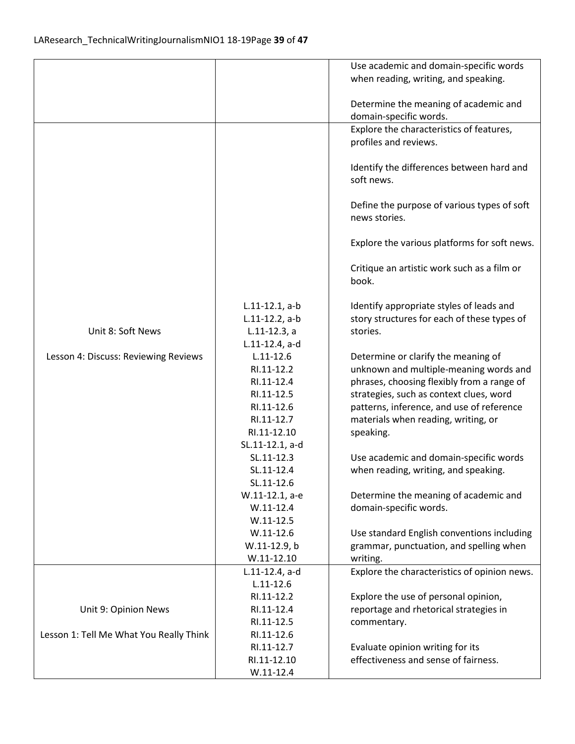| | | |
|---|---|---|
| | | Use academic and domain-specific words when reading, writing, and speaking.<br><br>Determine the meaning of academic and domain-specific words. |
| Unit 8: Soft News<br><br>Lesson 4: Discuss: Reviewing Reviews | L.11-12.1, a-b<br>L.11-12.2, a-b<br>L.11-12.3, a<br>L.11-12.4, a-d<br>L.11-12.6<br>RI.11-12.2<br>RI.11-12.4<br>RI.11-12.5<br>RI.11-12.6<br>RI.11-12.7<br>RI.11-12.10<br>SL.11-12.1, a-d<br>SL.11-12.3<br>SL.11-12.4<br>SL.11-12.6<br>W.11-12.1, a-e<br>W.11-12.4<br>W.11-12.5<br>W.11-12.6<br>W.11-12.9, b<br>W.11-12.10 | Explore the characteristics of features, profiles and reviews.<br><br>Identify the differences between hard and soft news.<br><br>Define the purpose of various types of soft news stories.<br><br>Explore the various platforms for soft news.<br><br>Critique an artistic work such as a film or book.<br><br>Identify appropriate styles of leads and story structures for each of these types of stories.<br><br>Determine or clarify the meaning of unknown and multiple-meaning words and phrases, choosing flexibly from a range of strategies, such as context clues, word patterns, inference, and use of reference materials when reading, writing, or speaking.<br><br>Use academic and domain-specific words when reading, writing, and speaking.<br><br>Determine the meaning of academic and domain-specific words.<br><br>Use standard English conventions including grammar, punctuation, and spelling when writing. |
| Unit 9: Opinion News<br><br>Lesson 1: Tell Me What You Really Think | L.11-12.4, a-d<br>L.11-12.6<br>RI.11-12.2<br>RI.11-12.4<br>RI.11-12.5<br>RI.11-12.6<br>RI.11-12.7<br>RI.11-12.10<br>W.11-12.4 | Explore the characteristics of opinion news.<br><br>Explore the use of personal opinion, reportage and rhetorical strategies in commentary.<br><br>Evaluate opinion writing for its effectiveness and sense of fairness. |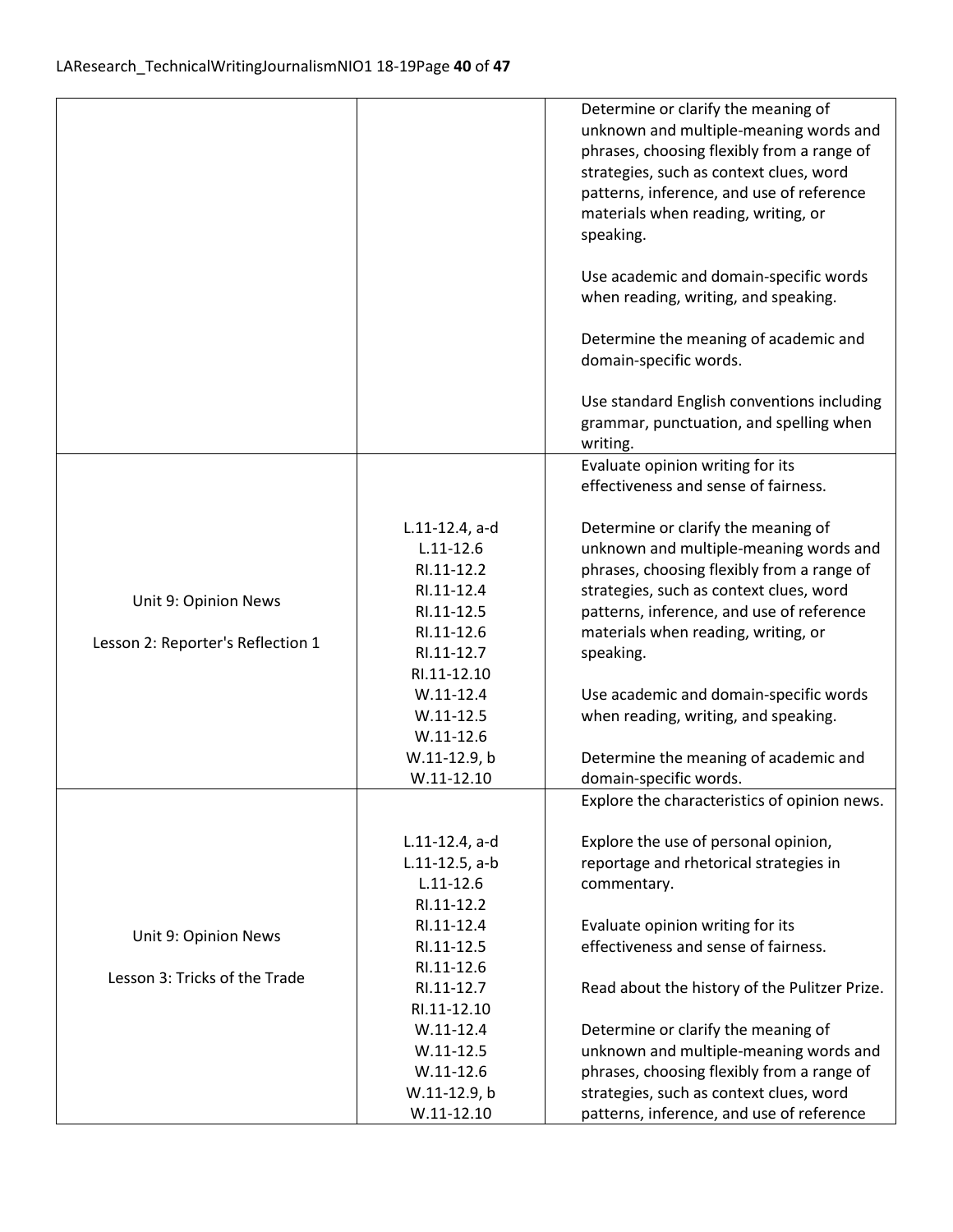| | | |
|---|---|---|
| | | Determine or clarify the meaning of unknown and multiple-meaning words and phrases, choosing flexibly from a range of strategies, such as context clues, word patterns, inference, and use of reference materials when reading, writing, or speaking.<br><br>Use academic and domain-specific words when reading, writing, and speaking.<br><br>Determine the meaning of academic and domain-specific words.<br><br>Use standard English conventions including grammar, punctuation, and spelling when writing. |
| Unit 9: Opinion News<br><br>Lesson 2: Reporter's Reflection 1 | L.11-12.4, a-d<br>L.11-12.6<br>RI.11-12.2<br>RI.11-12.4<br>RI.11-12.5<br>RI.11-12.6<br>RI.11-12.7<br>RI.11-12.10<br>W.11-12.4<br>W.11-12.5<br>W.11-12.6<br>W.11-12.9, b<br>W.11-12.10 | Evaluate opinion writing for its effectiveness and sense of fairness.<br><br>Determine or clarify the meaning of unknown and multiple-meaning words and phrases, choosing flexibly from a range of strategies, such as context clues, word patterns, inference, and use of reference materials when reading, writing, or speaking.<br><br>Use academic and domain-specific words when reading, writing, and speaking.<br><br>Determine the meaning of academic and domain-specific words. |
| Unit 9: Opinion News<br><br>Lesson 3: Tricks of the Trade | L.11-12.4, a-d<br>L.11-12.5, a-b<br>L.11-12.6<br>RI.11-12.2<br>RI.11-12.4<br>RI.11-12.5<br>RI.11-12.6<br>RI.11-12.7<br>RI.11-12.10<br>W.11-12.4<br>W.11-12.5<br>W.11-12.6<br>W.11-12.9, b<br>W.11-12.10 | Explore the characteristics of opinion news.<br><br>Explore the use of personal opinion, reportage and rhetorical strategies in commentary.<br><br>Evaluate opinion writing for its effectiveness and sense of fairness.<br><br>Read about the history of the Pulitzer Prize.<br><br>Determine or clarify the meaning of unknown and multiple-meaning words and phrases, choosing flexibly from a range of strategies, such as context clues, word patterns, inference, and use of reference |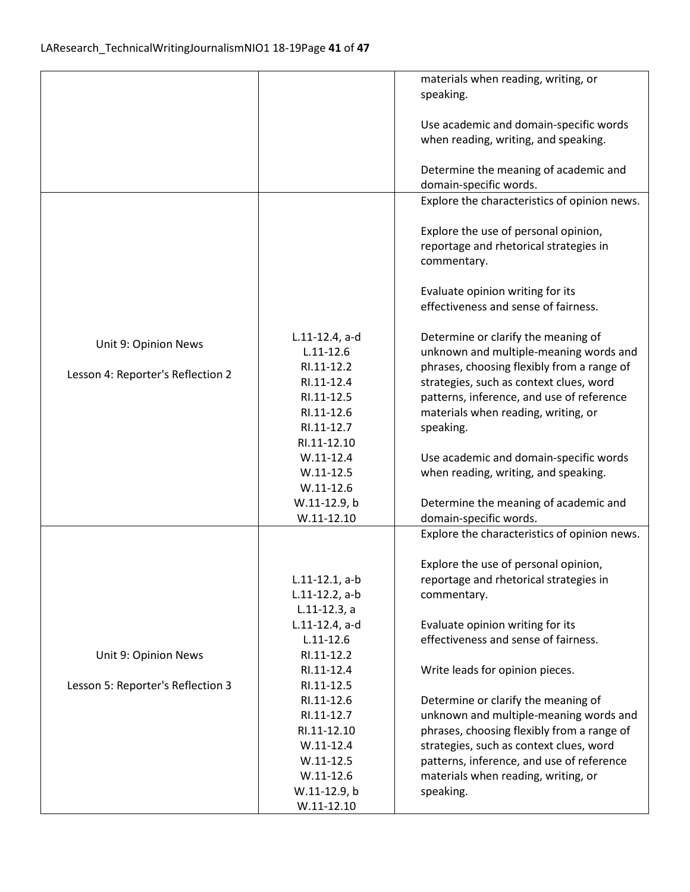| | | |
|---|---|---|
| | | materials when reading, writing, or speaking.<br><br>Use academic and domain-specific words when reading, writing, and speaking.<br><br>Determine the meaning of academic and domain-specific words. |
| Unit 9: Opinion News<br><br>Lesson 4: Reporter's Reflection 2 | L.11-12.4, a-d<br>L.11-12.6<br>RI.11-12.2<br>RI.11-12.4<br>RI.11-12.5<br>RI.11-12.6<br>RI.11-12.7<br>RI.11-12.10<br>W.11-12.4<br>W.11-12.5<br>W.11-12.6<br>W.11-12.9, b<br>W.11-12.10 | Explore the characteristics of opinion news.<br><br>Explore the use of personal opinion, reportage and rhetorical strategies in commentary.<br><br>Evaluate opinion writing for its effectiveness and sense of fairness.<br><br>Determine or clarify the meaning of unknown and multiple-meaning words and phrases, choosing flexibly from a range of strategies, such as context clues, word patterns, inference, and use of reference materials when reading, writing, or speaking.<br><br>Use academic and domain-specific words when reading, writing, and speaking.<br><br>Determine the meaning of academic and domain-specific words. |
| Unit 9: Opinion News<br><br>Lesson 5: Reporter's Reflection 3 | L.11-12.1, a-b<br>L.11-12.2, a-b<br>L.11-12.3, a<br>L.11-12.4, a-d<br>L.11-12.6<br>RI.11-12.2<br>RI.11-12.4<br>RI.11-12.5<br>RI.11-12.6<br>RI.11-12.7<br>RI.11-12.10<br>W.11-12.4<br>W.11-12.5<br>W.11-12.6<br>W.11-12.9, b<br>W.11-12.10 | Explore the characteristics of opinion news.<br><br>Explore the use of personal opinion, reportage and rhetorical strategies in commentary.<br><br>Evaluate opinion writing for its effectiveness and sense of fairness.<br><br>Write leads for opinion pieces.<br><br>Determine or clarify the meaning of unknown and multiple-meaning words and phrases, choosing flexibly from a range of strategies, such as context clues, word patterns, inference, and use of reference materials when reading, writing, or speaking. |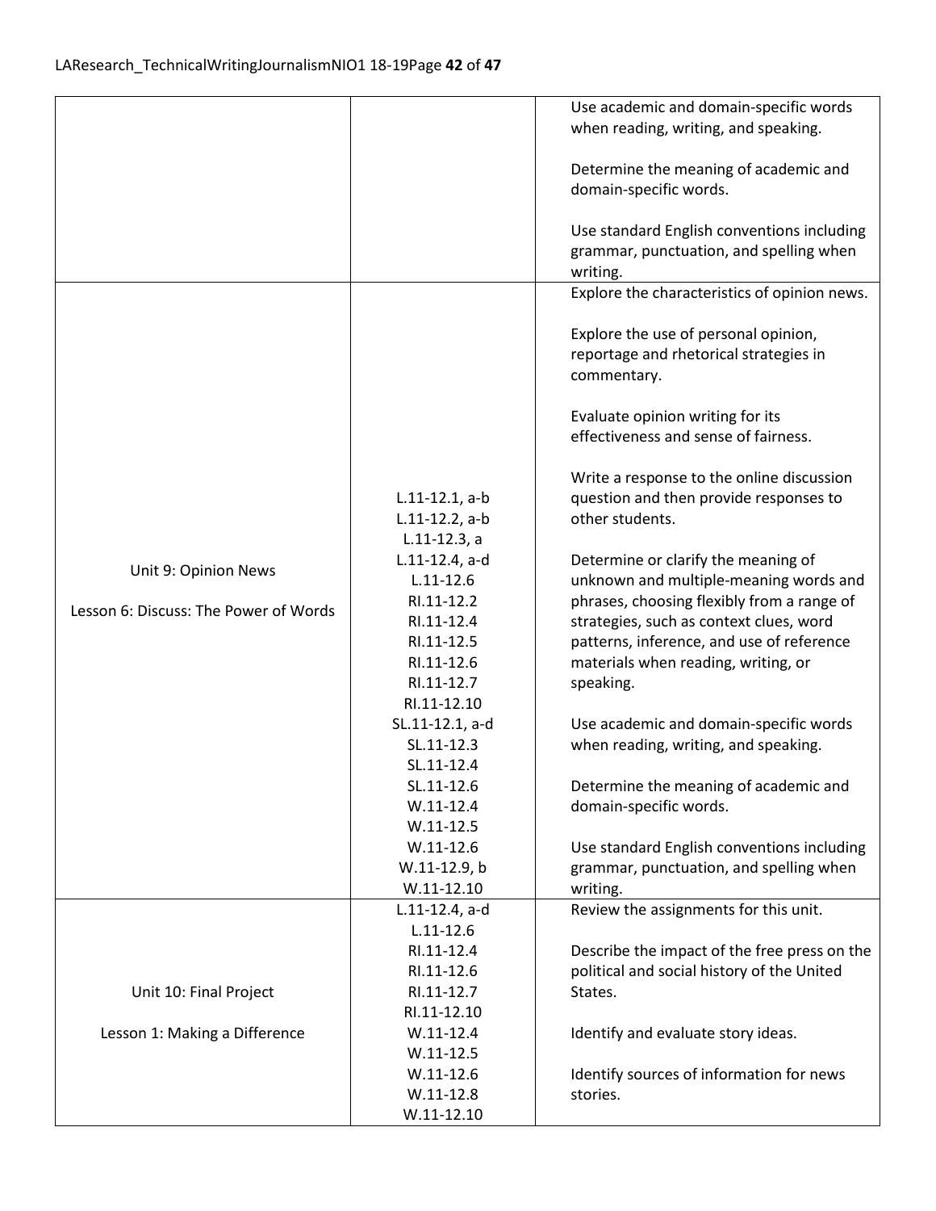| | | |
|---|---|---|
| | | Use academic and domain-specific words when reading, writing, and speaking.<br><br>Determine the meaning of academic and domain-specific words.<br><br>Use standard English conventions including grammar, punctuation, and spelling when writing. |
| Unit 9: Opinion News<br><br>Lesson 6: Discuss: The Power of Words | L.11-12.1, a-b<br>L.11-12.2, a-b<br>L.11-12.3, a<br>L.11-12.4, a-d<br>L.11-12.6<br>RI.11-12.2<br>RI.11-12.4<br>RI.11-12.5<br>RI.11-12.6<br>RI.11-12.7<br>RI.11-12.10<br>SL.11-12.1, a-d<br>SL.11-12.3<br>SL.11-12.4<br>SL.11-12.6<br>W.11-12.4<br>W.11-12.5<br>W.11-12.6<br>W.11-12.9, b<br>W.11-12.10 | Explore the characteristics of opinion news.<br><br>Explore the use of personal opinion, reportage and rhetorical strategies in commentary.<br><br>Evaluate opinion writing for its effectiveness and sense of fairness.<br><br>Write a response to the online discussion question and then provide responses to other students.<br><br>Determine or clarify the meaning of unknown and multiple-meaning words and phrases, choosing flexibly from a range of strategies, such as context clues, word patterns, inference, and use of reference materials when reading, writing, or speaking.<br><br>Use academic and domain-specific words when reading, writing, and speaking.<br><br>Determine the meaning of academic and domain-specific words.<br><br>Use standard English conventions including grammar, punctuation, and spelling when writing. |
| Unit 10: Final Project<br><br>Lesson 1: Making a Difference | L.11-12.4, a-d<br>L.11-12.6<br>RI.11-12.4<br>RI.11-12.6<br>RI.11-12.7<br>RI.11-12.10<br>W.11-12.4<br>W.11-12.5<br>W.11-12.6<br>W.11-12.8<br>W.11-12.10 | Review the assignments for this unit.<br><br>Describe the impact of the free press on the political and social history of the United States.<br><br>Identify and evaluate story ideas.<br><br>Identify sources of information for news stories. |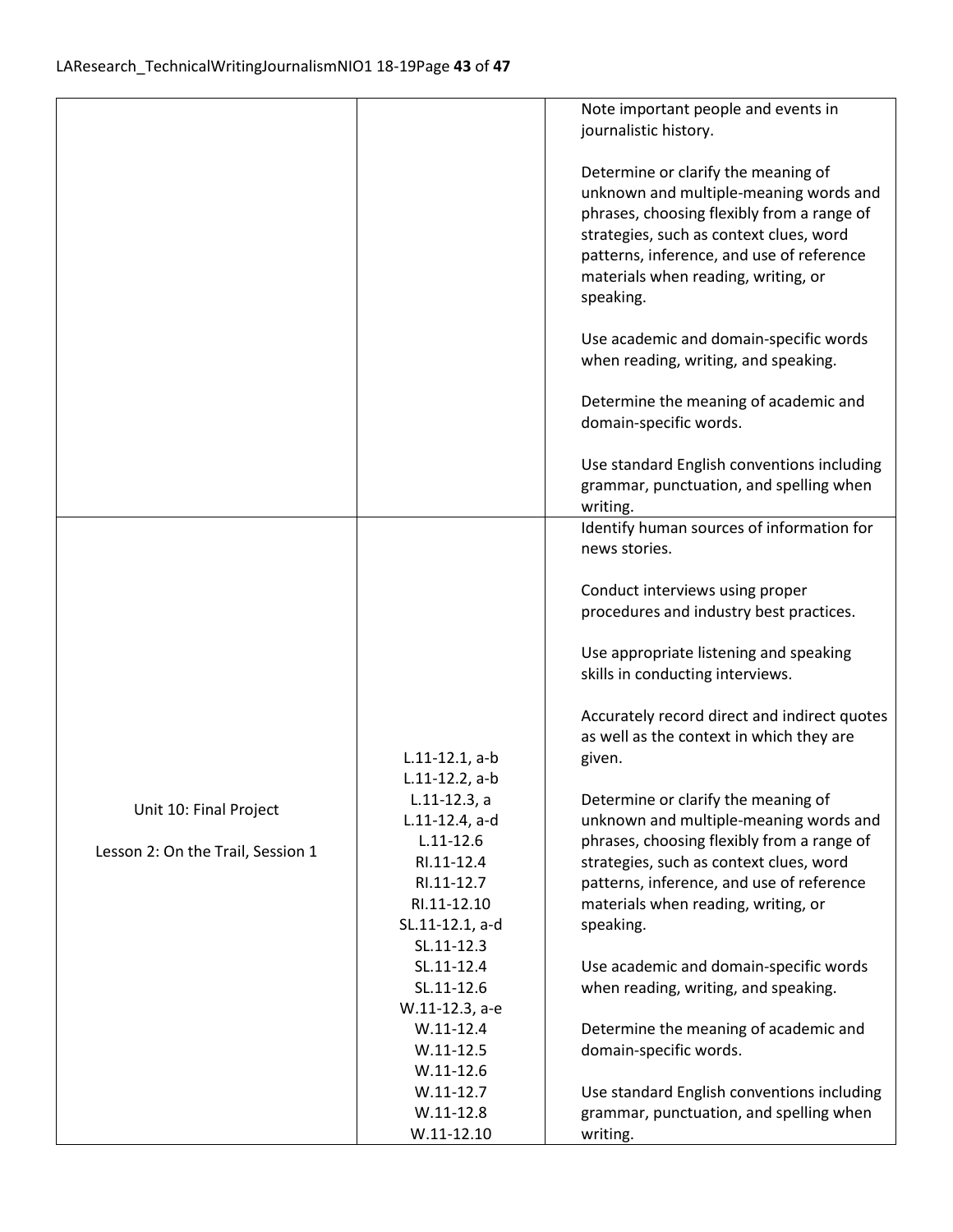| | | |
|---|---|---|
| | | Note important people and events in journalistic history.<br><br>Determine or clarify the meaning of unknown and multiple-meaning words and phrases, choosing flexibly from a range of strategies, such as context clues, word patterns, inference, and use of reference materials when reading, writing, or speaking.<br><br>Use academic and domain-specific words when reading, writing, and speaking.<br><br>Determine the meaning of academic and domain-specific words.<br><br>Use standard English conventions including grammar, punctuation, and spelling when writing. |
| Unit 10: Final Project<br><br>Lesson 2: On the Trail, Session 1 | L.11-12.1, a-b<br>L.11-12.2, a-b<br>L.11-12.3, a<br>L.11-12.4, a-d<br>L.11-12.6<br>RI.11-12.4<br>RI.11-12.7<br>RI.11-12.10<br>SL.11-12.1, a-d<br>SL.11-12.3<br>SL.11-12.4<br>SL.11-12.6<br>W.11-12.3, a-e<br>W.11-12.4<br>W.11-12.5<br>W.11-12.6<br>W.11-12.7<br>W.11-12.8<br>W.11-12.10 | Identify human sources of information for news stories.<br><br>Conduct interviews using proper procedures and industry best practices.<br><br>Use appropriate listening and speaking skills in conducting interviews.<br><br>Accurately record direct and indirect quotes as well as the context in which they are given.<br><br>Determine or clarify the meaning of unknown and multiple-meaning words and phrases, choosing flexibly from a range of strategies, such as context clues, word patterns, inference, and use of reference materials when reading, writing, or speaking.<br><br>Use academic and domain-specific words when reading, writing, and speaking.<br><br>Determine the meaning of academic and domain-specific words.<br><br>Use standard English conventions including grammar, punctuation, and spelling when writing. |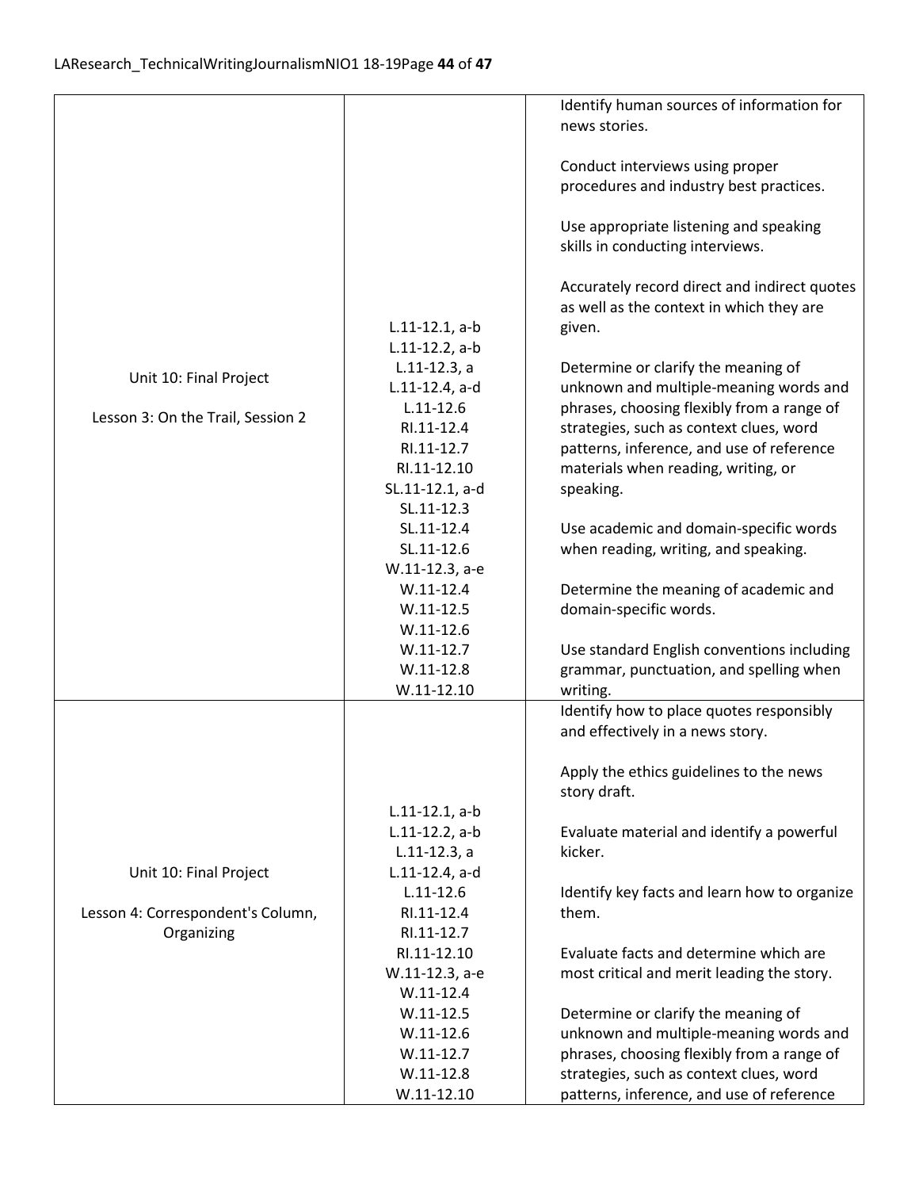| | | |
|---|---|---|
| Unit 10: Final Project<br><br>Lesson 3: On the Trail, Session 2 | L.11-12.1, a-b<br>L.11-12.2, a-b<br>L.11-12.3, a<br>L.11-12.4, a-d<br>L.11-12.6<br>RI.11-12.4<br>RI.11-12.7<br>RI.11-12.10<br>SL.11-12.1, a-d<br>SL.11-12.3<br>SL.11-12.4<br>SL.11-12.6<br>W.11-12.3, a-e<br>W.11-12.4<br>W.11-12.5<br>W.11-12.6<br>W.11-12.7<br>W.11-12.8<br>W.11-12.10 | Identify human sources of information for news stories.<br><br>Conduct interviews using proper procedures and industry best practices.<br><br>Use appropriate listening and speaking skills in conducting interviews.<br><br>Accurately record direct and indirect quotes as well as the context in which they are given.<br><br>Determine or clarify the meaning of unknown and multiple-meaning words and phrases, choosing flexibly from a range of strategies, such as context clues, word patterns, inference, and use of reference materials when reading, writing, or speaking.<br><br>Use academic and domain-specific words when reading, writing, and speaking.<br><br>Determine the meaning of academic and domain-specific words.<br><br>Use standard English conventions including grammar, punctuation, and spelling when writing. |
| Unit 10: Final Project<br><br>Lesson 4: Correspondent's Column, Organizing | L.11-12.1, a-b<br>L.11-12.2, a-b<br>L.11-12.3, a<br>L.11-12.4, a-d<br>L.11-12.6<br>RI.11-12.4<br>RI.11-12.7<br>RI.11-12.10<br>W.11-12.3, a-e<br>W.11-12.4<br>W.11-12.5<br>W.11-12.6<br>W.11-12.7<br>W.11-12.8<br>W.11-12.10 | Identify how to place quotes responsibly and effectively in a news story.<br><br>Apply the ethics guidelines to the news story draft.<br><br>Evaluate material and identify a powerful kicker.<br><br>Identify key facts and learn how to organize them.<br><br>Evaluate facts and determine which are most critical and merit leading the story.<br><br>Determine or clarify the meaning of unknown and multiple-meaning words and phrases, choosing flexibly from a range of strategies, such as context clues, word patterns, inference, and use of reference |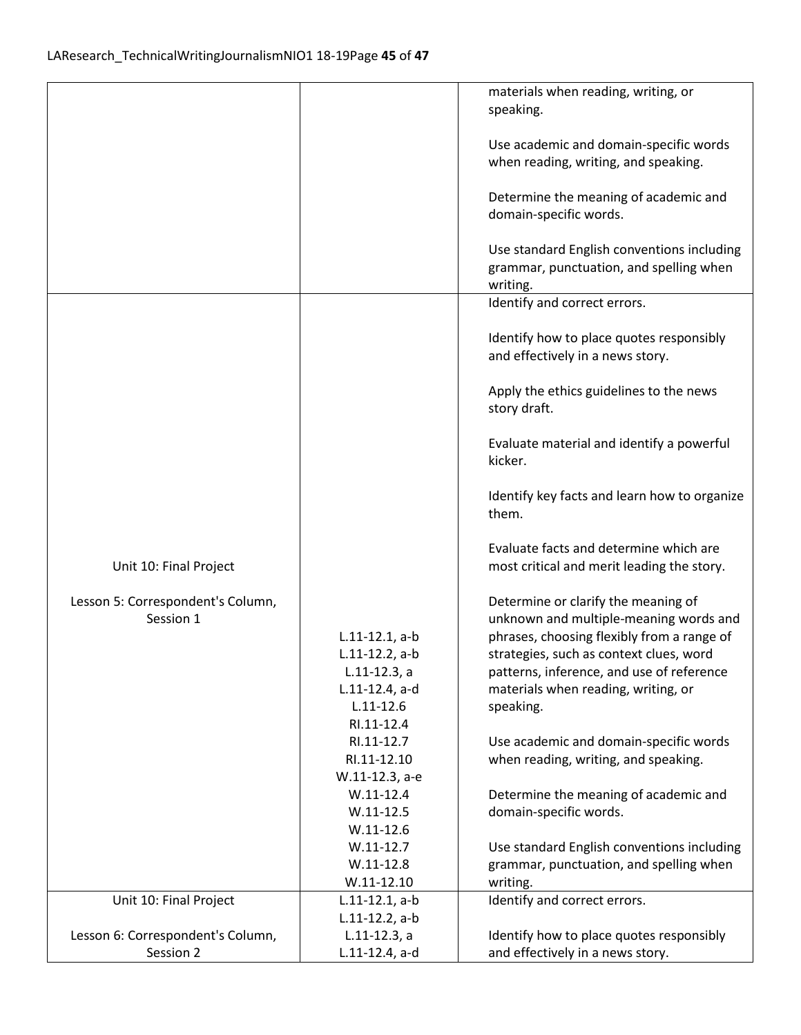| | | |
|---|---|---|
| | | materials when reading, writing, or speaking.<br><br>Use academic and domain-specific words when reading, writing, and speaking.<br><br>Determine the meaning of academic and domain-specific words.<br><br>Use standard English conventions including grammar, punctuation, and spelling when writing. |
| Unit 10: Final Project<br><br>Lesson 5: Correspondent's Column, Session 1 | L.11-12.1, a-b<br>L.11-12.2, a-b<br>L.11-12.3, a<br>L.11-12.4, a-d<br>L.11-12.6<br>RI.11-12.4<br>RI.11-12.7<br>RI.11-12.10<br>W.11-12.3, a-e<br>W.11-12.4<br>W.11-12.5<br>W.11-12.6<br>W.11-12.7<br>W.11-12.8<br>W.11-12.10 | Identify and correct errors.<br><br>Identify how to place quotes responsibly and effectively in a news story.<br><br>Apply the ethics guidelines to the news story draft.<br><br>Evaluate material and identify a powerful kicker.<br><br>Identify key facts and learn how to organize them.<br><br>Evaluate facts and determine which are most critical and merit leading the story.<br><br>Determine or clarify the meaning of unknown and multiple-meaning words and phrases, choosing flexibly from a range of strategies, such as context clues, word patterns, inference, and use of reference materials when reading, writing, or speaking.<br><br>Use academic and domain-specific words when reading, writing, and speaking.<br><br>Determine the meaning of academic and domain-specific words.<br><br>Use standard English conventions including grammar, punctuation, and spelling when writing. |
| Unit 10: Final Project<br><br>Lesson 6: Correspondent's Column, Session 2 | L.11-12.1, a-b<br>L.11-12.2, a-b<br>L.11-12.3, a<br>L.11-12.4, a-d | Identify and correct errors.<br><br>Identify how to place quotes responsibly and effectively in a news story. |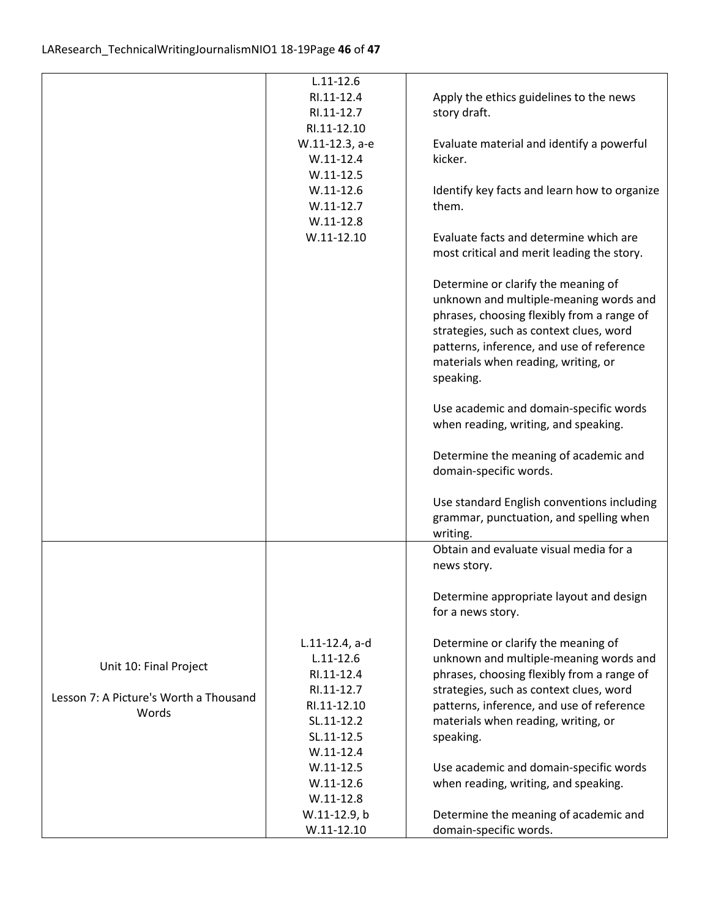| | | |
|---|---|---|
| | L.11-12.6<br>RI.11-12.4<br>RI.11-12.7<br>RI.11-12.10<br>W.11-12.3, a-e<br>W.11-12.4<br>W.11-12.5<br>W.11-12.6<br>W.11-12.7<br>W.11-12.8<br>W.11-12.10 | Apply the ethics guidelines to the news story draft.<br><br>Evaluate material and identify a powerful kicker.<br><br>Identify key facts and learn how to organize them.<br><br>Evaluate facts and determine which are most critical and merit leading the story.<br><br>Determine or clarify the meaning of unknown and multiple-meaning words and phrases, choosing flexibly from a range of strategies, such as context clues, word patterns, inference, and use of reference materials when reading, writing, or speaking.<br><br>Use academic and domain-specific words when reading, writing, and speaking.<br><br>Determine the meaning of academic and domain-specific words.<br><br>Use standard English conventions including grammar, punctuation, and spelling when writing. |
| Unit 10: Final Project<br><br>Lesson 7: A Picture's Worth a Thousand Words | L.11-12.4, a-d<br>L.11-12.6<br>RI.11-12.4<br>RI.11-12.7<br>RI.11-12.10<br>SL.11-12.2<br>SL.11-12.5<br>W.11-12.4<br>W.11-12.5<br>W.11-12.6<br>W.11-12.8<br>W.11-12.9, b<br>W.11-12.10 | Obtain and evaluate visual media for a news story.<br><br>Determine appropriate layout and design for a news story.<br><br>Determine or clarify the meaning of unknown and multiple-meaning words and phrases, choosing flexibly from a range of strategies, such as context clues, word patterns, inference, and use of reference materials when reading, writing, or speaking.<br><br>Use academic and domain-specific words when reading, writing, and speaking.<br><br>Determine the meaning of academic and domain-specific words. |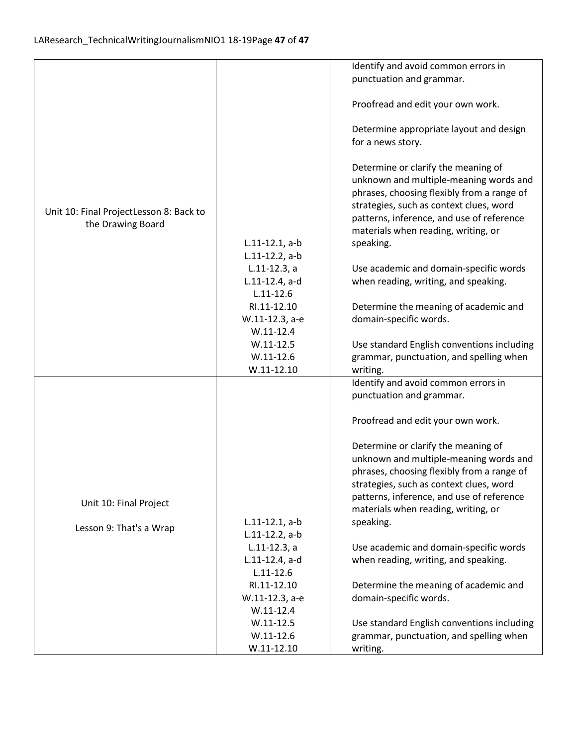| | | |
|---|---|---|
| Unit 10: Final ProjectLesson 8: Back to the Drawing Board | L.11-12.1, a-b<br>L.11-12.2, a-b<br>L.11-12.3, a<br>L.11-12.4, a-d<br>L.11-12.6<br>RI.11-12.10<br>W.11-12.3, a-e<br>W.11-12.4<br>W.11-12.5<br>W.11-12.6<br>W.11-12.10 | Identify and avoid common errors in punctuation and grammar.<br><br>Proofread and edit your own work.<br><br>Determine appropriate layout and design for a news story.<br><br>Determine or clarify the meaning of unknown and multiple-meaning words and phrases, choosing flexibly from a range of strategies, such as context clues, word patterns, inference, and use of reference materials when reading, writing, or speaking.<br><br>Use academic and domain-specific words when reading, writing, and speaking.<br><br>Determine the meaning of academic and domain-specific words.<br><br>Use standard English conventions including grammar, punctuation, and spelling when writing. |
| Unit 10: Final Project<br><br>Lesson 9: That's a Wrap | L.11-12.1, a-b<br>L.11-12.2, a-b<br>L.11-12.3, a<br>L.11-12.4, a-d<br>L.11-12.6<br>RI.11-12.10<br>W.11-12.3, a-e<br>W.11-12.4<br>W.11-12.5<br>W.11-12.6<br>W.11-12.10 | Identify and avoid common errors in punctuation and grammar.<br><br>Proofread and edit your own work.<br><br>Determine or clarify the meaning of unknown and multiple-meaning words and phrases, choosing flexibly from a range of strategies, such as context clues, word patterns, inference, and use of reference materials when reading, writing, or speaking.<br><br>Use academic and domain-specific words when reading, writing, and speaking.<br><br>Determine the meaning of academic and domain-specific words.<br><br>Use standard English conventions including grammar, punctuation, and spelling when writing. |